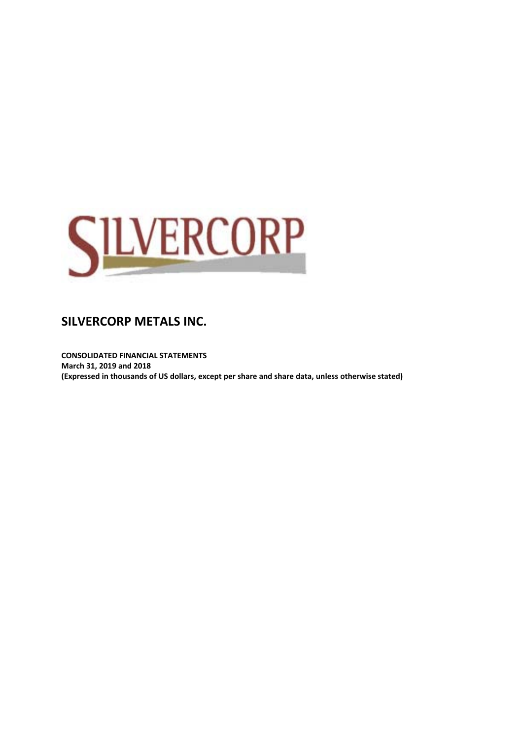# SILVERCORP METALS INC.

**CONSOLIDATED FINANCIAL STATEMENTS**
**March 31, 2019 and 2018**
**(Expressed in thousands of US dollars, except per share and share data, unless otherwise stated)**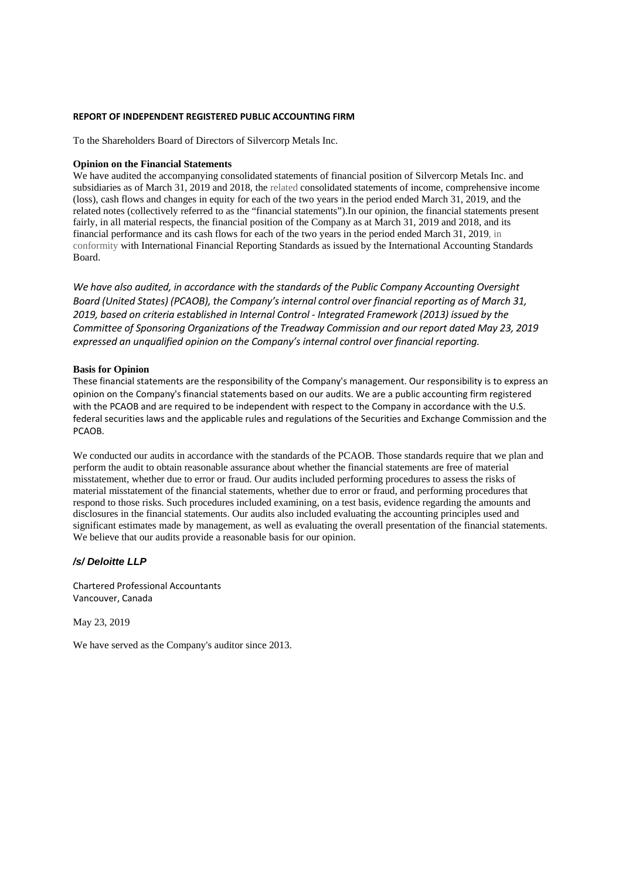**REPORT OF INDEPENDENT REGISTERED PUBLIC ACCOUNTING FIRM**

To the Shareholders Board of Directors of Silvercorp Metals Inc.

**Opinion on the Financial Statements**

We have audited the accompanying consolidated statements of financial position of Silvercorp Metals Inc. and subsidiaries as of March 31, 2019 and 2018, the related consolidated statements of income, comprehensive income (loss), cash flows and changes in equity for each of the two years in the period ended March 31, 2019, and the related notes (collectively referred to as the "financial statements").In our opinion, the financial statements present fairly, in all material respects, the financial position of the Company as at March 31, 2019 and 2018, and its financial performance and its cash flows for each of the two years in the period ended March 31, 2019, in conformity with International Financial Reporting Standards as issued by the International Accounting Standards Board.

*We have also audited, in accordance with the standards of the Public Company Accounting Oversight Board (United States) (PCAOB), the Company's internal control over financial reporting as of March 31, 2019, based on criteria established in Internal Control - Integrated Framework (2013) issued by the Committee of Sponsoring Organizations of the Treadway Commission and our report dated May 23, 2019 expressed an unqualified opinion on the Company's internal control over financial reporting.*

**Basis for Opinion**

These financial statements are the responsibility of the Company's management. Our responsibility is to express an opinion on the Company's financial statements based on our audits. We are a public accounting firm registered with the PCAOB and are required to be independent with respect to the Company in accordance with the U.S. federal securities laws and the applicable rules and regulations of the Securities and Exchange Commission and the PCAOB.

We conducted our audits in accordance with the standards of the PCAOB. Those standards require that we plan and perform the audit to obtain reasonable assurance about whether the financial statements are free of material misstatement, whether due to error or fraud. Our audits included performing procedures to assess the risks of material misstatement of the financial statements, whether due to error or fraud, and performing procedures that respond to those risks. Such procedures included examining, on a test basis, evidence regarding the amounts and disclosures in the financial statements. Our audits also included evaluating the accounting principles used and significant estimates made by management, as well as evaluating the overall presentation of the financial statements. We believe that our audits provide a reasonable basis for our opinion.

***/s/ Deloitte LLP***

Chartered Professional Accountants
Vancouver, Canada

May 23, 2019

We have served as the Company's auditor since 2013.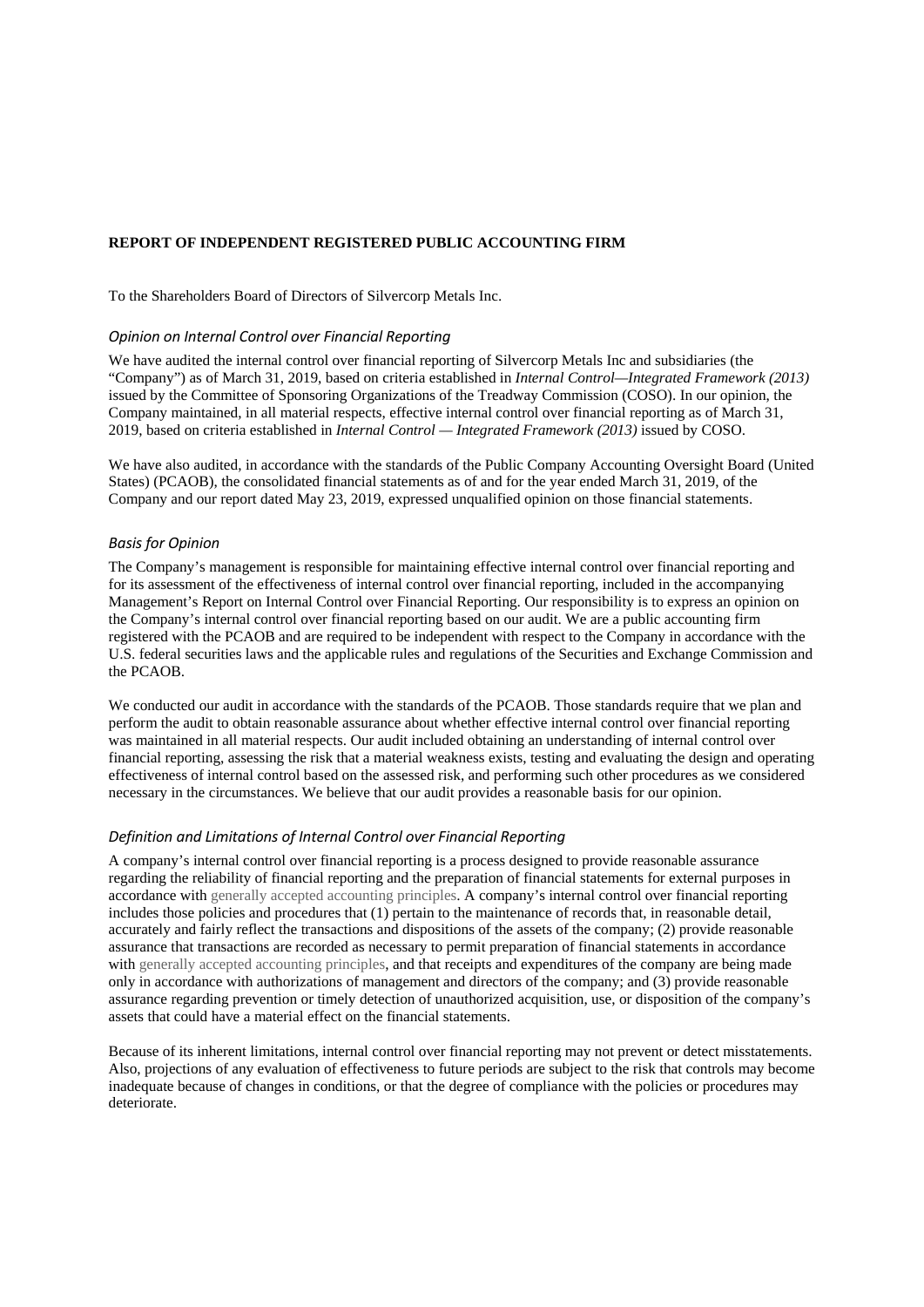**REPORT OF INDEPENDENT REGISTERED PUBLIC ACCOUNTING FIRM**

To the Shareholders Board of Directors of Silvercorp Metals Inc.

*Opinion on Internal Control over Financial Reporting*

We have audited the internal control over financial reporting of Silvercorp Metals Inc and subsidiaries (the "Company") as of March 31, 2019, based on criteria established in *Internal Control—Integrated Framework (2013)* issued by the Committee of Sponsoring Organizations of the Treadway Commission (COSO). In our opinion, the Company maintained, in all material respects, effective internal control over financial reporting as of March 31, 2019, based on criteria established in *Internal Control — Integrated Framework (2013)* issued by COSO.

We have also audited, in accordance with the standards of the Public Company Accounting Oversight Board (United States) (PCAOB), the consolidated financial statements as of and for the year ended March 31, 2019, of the Company and our report dated May 23, 2019, expressed unqualified opinion on those financial statements.

*Basis for Opinion*

The Company's management is responsible for maintaining effective internal control over financial reporting and for its assessment of the effectiveness of internal control over financial reporting, included in the accompanying Management's Report on Internal Control over Financial Reporting. Our responsibility is to express an opinion on the Company's internal control over financial reporting based on our audit. We are a public accounting firm registered with the PCAOB and are required to be independent with respect to the Company in accordance with the U.S. federal securities laws and the applicable rules and regulations of the Securities and Exchange Commission and the PCAOB.

We conducted our audit in accordance with the standards of the PCAOB. Those standards require that we plan and perform the audit to obtain reasonable assurance about whether effective internal control over financial reporting was maintained in all material respects. Our audit included obtaining an understanding of internal control over financial reporting, assessing the risk that a material weakness exists, testing and evaluating the design and operating effectiveness of internal control based on the assessed risk, and performing such other procedures as we considered necessary in the circumstances. We believe that our audit provides a reasonable basis for our opinion.

*Definition and Limitations of Internal Control over Financial Reporting*

A company's internal control over financial reporting is a process designed to provide reasonable assurance regarding the reliability of financial reporting and the preparation of financial statements for external purposes in accordance with generally accepted accounting principles. A company's internal control over financial reporting includes those policies and procedures that (1) pertain to the maintenance of records that, in reasonable detail, accurately and fairly reflect the transactions and dispositions of the assets of the company; (2) provide reasonable assurance that transactions are recorded as necessary to permit preparation of financial statements in accordance with generally accepted accounting principles, and that receipts and expenditures of the company are being made only in accordance with authorizations of management and directors of the company; and (3) provide reasonable assurance regarding prevention or timely detection of unauthorized acquisition, use, or disposition of the company's assets that could have a material effect on the financial statements.

Because of its inherent limitations, internal control over financial reporting may not prevent or detect misstatements. Also, projections of any evaluation of effectiveness to future periods are subject to the risk that controls may become inadequate because of changes in conditions, or that the degree of compliance with the policies or procedures may deteriorate.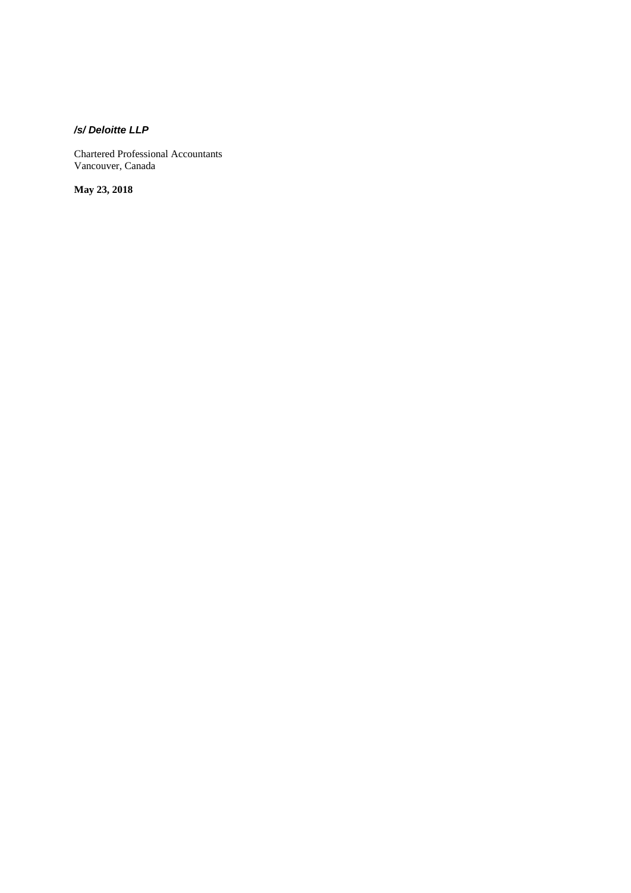***/s/ Deloitte LLP***

Chartered Professional Accountants
Vancouver, Canada

**May 23, 2018**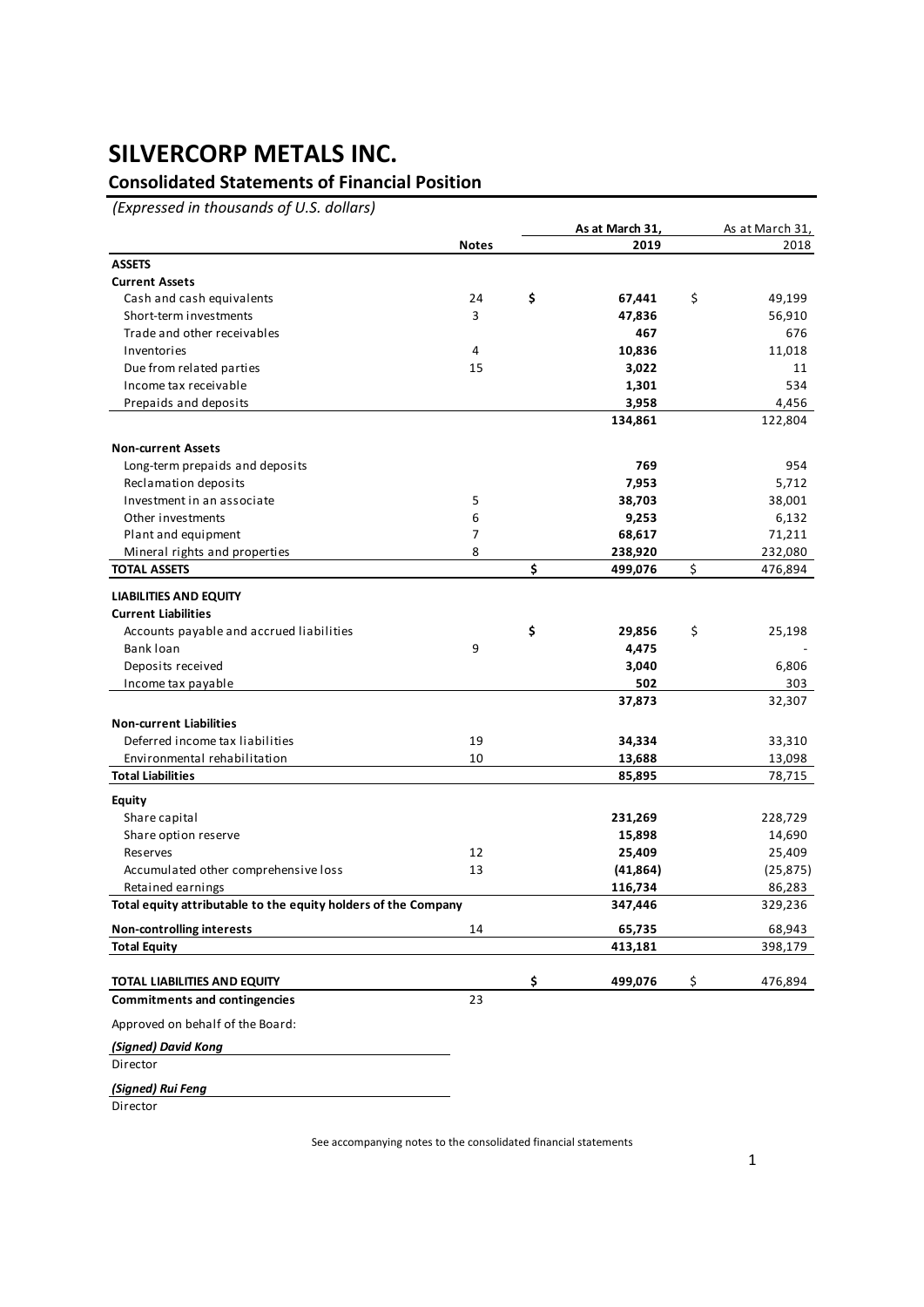# SILVERCORP METALS INC.

## Consolidated Statements of Financial Position

*(Expressed in thousands of U.S. dollars)*

| | Notes | As at March 31, 2019 | As at March 31, 2018 |
|---|---|---|---|
| **ASSETS** | | | |
| **Current Assets** | | | |
| Cash and cash equivalents | 24 | **$ 67,441** | $ 49,199 |
| Short-term investments | 3 | **47,836** | 56,910 |
| Trade and other receivables | | **467** | 676 |
| Inventories | 4 | **10,836** | 11,018 |
| Due from related parties | 15 | **3,022** | 11 |
| Income tax receivable | | **1,301** | 534 |
| Prepaids and deposits | | **3,958** | 4,456 |
| | | **134,861** | 122,804 |
| **Non-current Assets** | | | |
| Long-term prepaids and deposits | | **769** | 954 |
| Reclamation deposits | | **7,953** | 5,712 |
| Investment in an associate | 5 | **38,703** | 38,001 |
| Other investments | 6 | **9,253** | 6,132 |
| Plant and equipment | 7 | **68,617** | 71,211 |
| Mineral rights and properties | 8 | **238,920** | 232,080 |
| **TOTAL ASSETS** | | **$ 499,076** | $ 476,894 |
| **LIABILITIES AND EQUITY** | | | |
| **Current Liabilities** | | | |
| Accounts payable and accrued liabilities | | **$ 29,856** | $ 25,198 |
| Bank loan | 9 | **4,475** | - |
| Deposits received | | **3,040** | 6,806 |
| Income tax payable | | **502** | 303 |
| | | **37,873** | 32,307 |
| **Non-current Liabilities** | | | |
| Deferred income tax liabilities | 19 | **34,334** | 33,310 |
| Environmental rehabilitation | 10 | **13,688** | 13,098 |
| **Total Liabilities** | | **85,895** | 78,715 |
| **Equity** | | | |
| Share capital | | **231,269** | 228,729 |
| Share option reserve | | **15,898** | 14,690 |
| Reserves | 12 | **25,409** | 25,409 |
| Accumulated other comprehensive loss | 13 | **(41,864)** | (25,875) |
| Retained earnings | | **116,734** | 86,283 |
| **Total equity attributable to the equity holders of the Company** | | **347,446** | 329,236 |
| **Non-controlling interests** | 14 | **65,735** | 68,943 |
| **Total Equity** | | **413,181** | 398,179 |
| **TOTAL LIABILITIES AND EQUITY** | | **$ 499,076** | $ 476,894 |
| **Commitments and contingencies** | 23 | | |

Approved on behalf of the Board:

***(Signed) David Kong***

Director

***(Signed) Rui Feng***

Director

See accompanying notes to the consolidated financial statements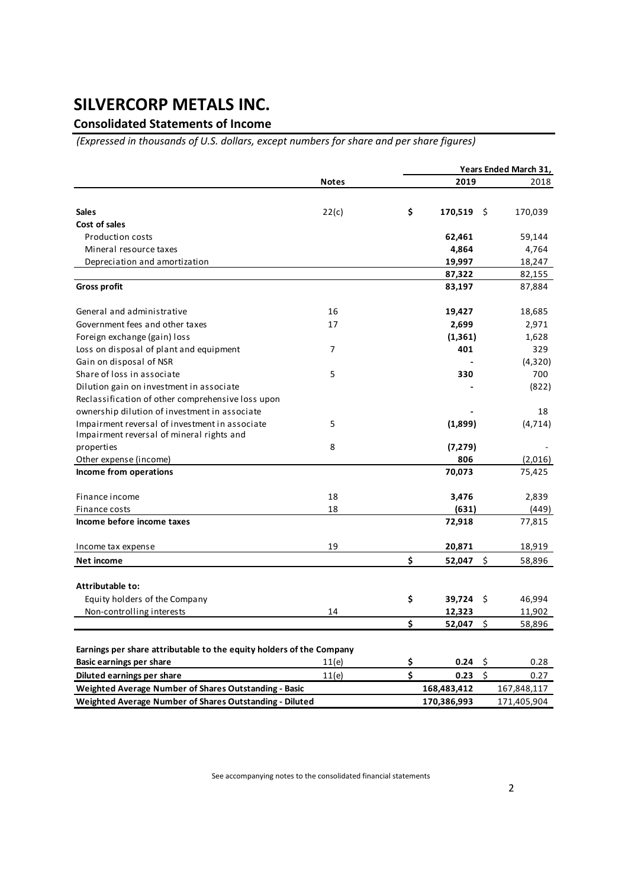# SILVERCORP METALS INC.

## Consolidated Statements of Income

*(Expressed in thousands of U.S. dollars, except numbers for share and per share figures)*

| | Notes | Years Ended March 31, 2019 | 2018 |
|---|---|---|---|
| **Sales** | 22(c) | **$ 170,519** | $ 170,039 |
| **Cost of sales** | | | |
| Production costs | | **62,461** | 59,144 |
| Mineral resource taxes | | **4,864** | 4,764 |
| Depreciation and amortization | | **19,997** | 18,247 |
| | | **87,322** | 82,155 |
| **Gross profit** | | **83,197** | 87,884 |
| General and administrative | 16 | **19,427** | 18,685 |
| Government fees and other taxes | 17 | **2,699** | 2,971 |
| Foreign exchange (gain) loss | | **(1,361)** | 1,628 |
| Loss on disposal of plant and equipment | 7 | **401** | 329 |
| Gain on disposal of NSR | | **-** | (4,320) |
| Share of loss in associate | 5 | **330** | 700 |
| Dilution gain on investment in associate | | **-** | (822) |
| Reclassification of other comprehensive loss upon ownership dilution of investment in associate | | **-** | 18 |
| Impairment reversal of investment in associate | 5 | **(1,899)** | (4,714) |
| Impairment reversal of mineral rights and properties | 8 | **(7,279)** | - |
| Other expense (income) | | **806** | (2,016) |
| **Income from operations** | | **70,073** | 75,425 |
| Finance income | 18 | **3,476** | 2,839 |
| Finance costs | 18 | **(631)** | (449) |
| **Income before income taxes** | | **72,918** | 77,815 |
| Income tax expense | 19 | **20,871** | 18,919 |
| **Net income** | | **$ 52,047** | $ 58,896 |
| **Attributable to:** | | | |
| Equity holders of the Company | | **$ 39,724** | $ 46,994 |
| Non-controlling interests | 14 | **12,323** | 11,902 |
| | | **$ 52,047** | $ 58,896 |
| **Earnings per share attributable to the equity holders of the Company** | | | |
| **Basic earnings per share** | 11(e) | **$ 0.24** | $ 0.28 |
| **Diluted earnings per share** | 11(e) | **$ 0.23** | $ 0.27 |
| **Weighted Average Number of Shares Outstanding - Basic** | | **168,483,412** | 167,848,117 |
| **Weighted Average Number of Shares Outstanding - Diluted** | | **170,386,993** | 171,405,904 |

See accompanying notes to the consolidated financial statements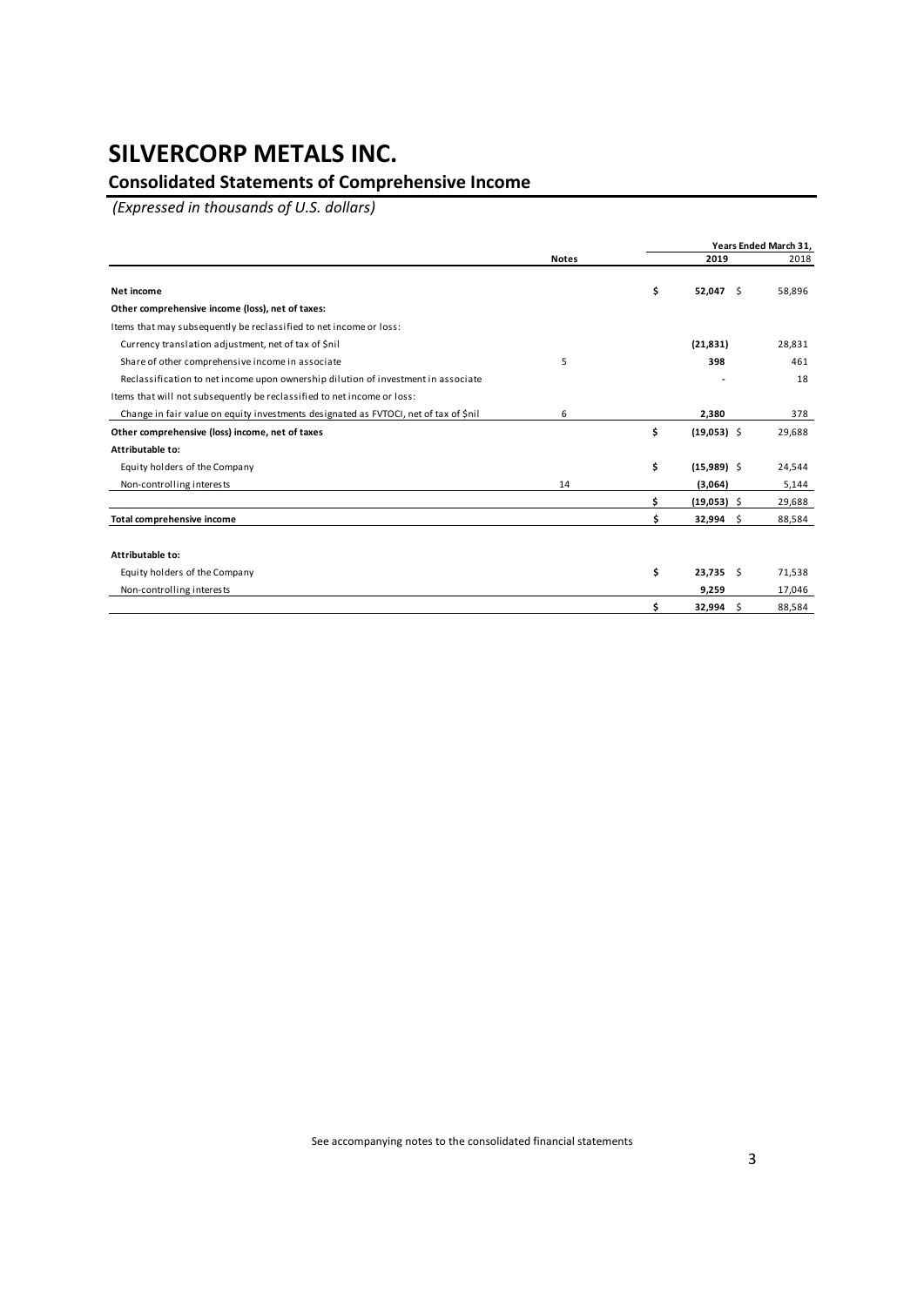# SILVERCORP METALS INC.

## Consolidated Statements of Comprehensive Income

*(Expressed in thousands of U.S. dollars)*

| | Notes | Years Ended March 31, 2019 | 2018 |
|---|---|---|---|
| **Net income** | | **$ 52,047** | $ 58,896 |
| **Other comprehensive income (loss), net of taxes:** | | | |
| Items that may subsequently be reclassified to net income or loss: | | | |
| Currency translation adjustment, net of tax of $nil | | **(21,831)** | 28,831 |
| Share of other comprehensive income in associate | 5 | **398** | 461 |
| Reclassification to net income upon ownership dilution of investment in associate | | **-** | 18 |
| Items that will not subsequently be reclassified to net income or loss: | | | |
| Change in fair value on equity investments designated as FVTOCI, net of tax of $nil | 6 | **2,380** | 378 |
| **Other comprehensive (loss) income, net of taxes** | | **$ (19,053)** | $ 29,688 |
| **Attributable to:** | | | |
| Equity holders of the Company | | **$ (15,989)** | $ 24,544 |
| Non-controlling interests | 14 | **(3,064)** | 5,144 |
| | | **$ (19,053)** | $ 29,688 |
| **Total comprehensive income** | | **$ 32,994** | $ 88,584 |
| | | | |
| **Attributable to:** | | | |
| Equity holders of the Company | | **$ 23,735** | $ 71,538 |
| Non-controlling interests | | **9,259** | 17,046 |
| | | **$ 32,994** | $ 88,584 |

See accompanying notes to the consolidated financial statements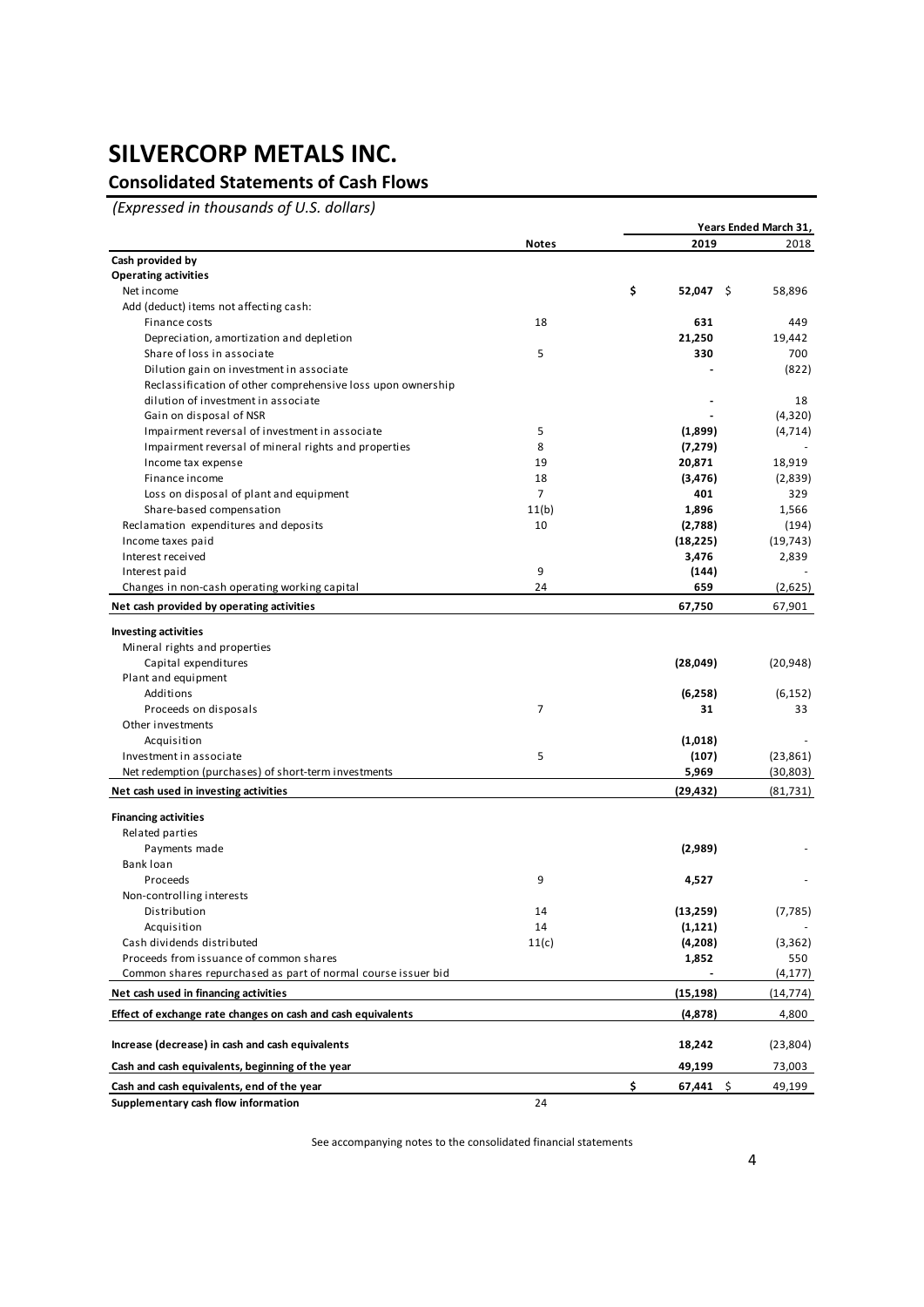# SILVERCORP METALS INC.

## Consolidated Statements of Cash Flows

*(Expressed in thousands of U.S. dollars)*

| | Notes | Years Ended March 31, 2019 | 2018 |
|---|---|---|---|
| **Cash provided by** | | | |
| **Operating activities** | | | |
| Net income | | **$ 52,047** | $ 58,896 |
| Add (deduct) items not affecting cash: | | | |
| Finance costs | 18 | **631** | 449 |
| Depreciation, amortization and depletion | | **21,250** | 19,442 |
| Share of loss in associate | 5 | **330** | 700 |
| Dilution gain on investment in associate | | **-** | (822) |
| Reclassification of other comprehensive loss upon ownership dilution of investment in associate | | **-** | 18 |
| Gain on disposal of NSR | | **-** | (4,320) |
| Impairment reversal of investment in associate | 5 | **(1,899)** | (4,714) |
| Impairment reversal of mineral rights and properties | 8 | **(7,279)** | - |
| Income tax expense | 19 | **20,871** | 18,919 |
| Finance income | 18 | **(3,476)** | (2,839) |
| Loss on disposal of plant and equipment | 7 | **401** | 329 |
| Share-based compensation | 11(b) | **1,896** | 1,566 |
| Reclamation expenditures and deposits | 10 | **(2,788)** | (194) |
| Income taxes paid | | **(18,225)** | (19,743) |
| Interest received | | **3,476** | 2,839 |
| Interest paid | 9 | **(144)** | - |
| Changes in non-cash operating working capital | 24 | **659** | (2,625) |
| **Net cash provided by operating activities** | | **67,750** | 67,901 |
| **Investing activities** | | | |
| Mineral rights and properties | | | |
| Capital expenditures | | **(28,049)** | (20,948) |
| Plant and equipment | | | |
| Additions | | **(6,258)** | (6,152) |
| Proceeds on disposals | 7 | **31** | 33 |
| Other investments | | | |
| Acquisition | | **(1,018)** | - |
| Investment in associate | 5 | **(107)** | (23,861) |
| Net redemption (purchases) of short-term investments | | **5,969** | (30,803) |
| **Net cash used in investing activities** | | **(29,432)** | (81,731) |
| **Financing activities** | | | |
| Related parties | | | |
| Payments made | | **(2,989)** | - |
| Bank loan | | | |
| Proceeds | 9 | **4,527** | - |
| Non-controlling interests | | | |
| Distribution | 14 | **(13,259)** | (7,785) |
| Acquisition | 14 | **(1,121)** | - |
| Cash dividends distributed | 11(c) | **(4,208)** | (3,362) |
| Proceeds from issuance of common shares | | **1,852** | 550 |
| Common shares repurchased as part of normal course issuer bid | | **-** | (4,177) |
| **Net cash used in financing activities** | | **(15,198)** | (14,774) |
| **Effect of exchange rate changes on cash and cash equivalents** | | **(4,878)** | 4,800 |
| **Increase (decrease) in cash and cash equivalents** | | **18,242** | (23,804) |
| **Cash and cash equivalents, beginning of the year** | | **49,199** | 73,003 |
| **Cash and cash equivalents, end of the year** | | **$ 67,441** | $ 49,199 |
| **Supplementary cash flow information** | 24 | | |

See accompanying notes to the consolidated financial statements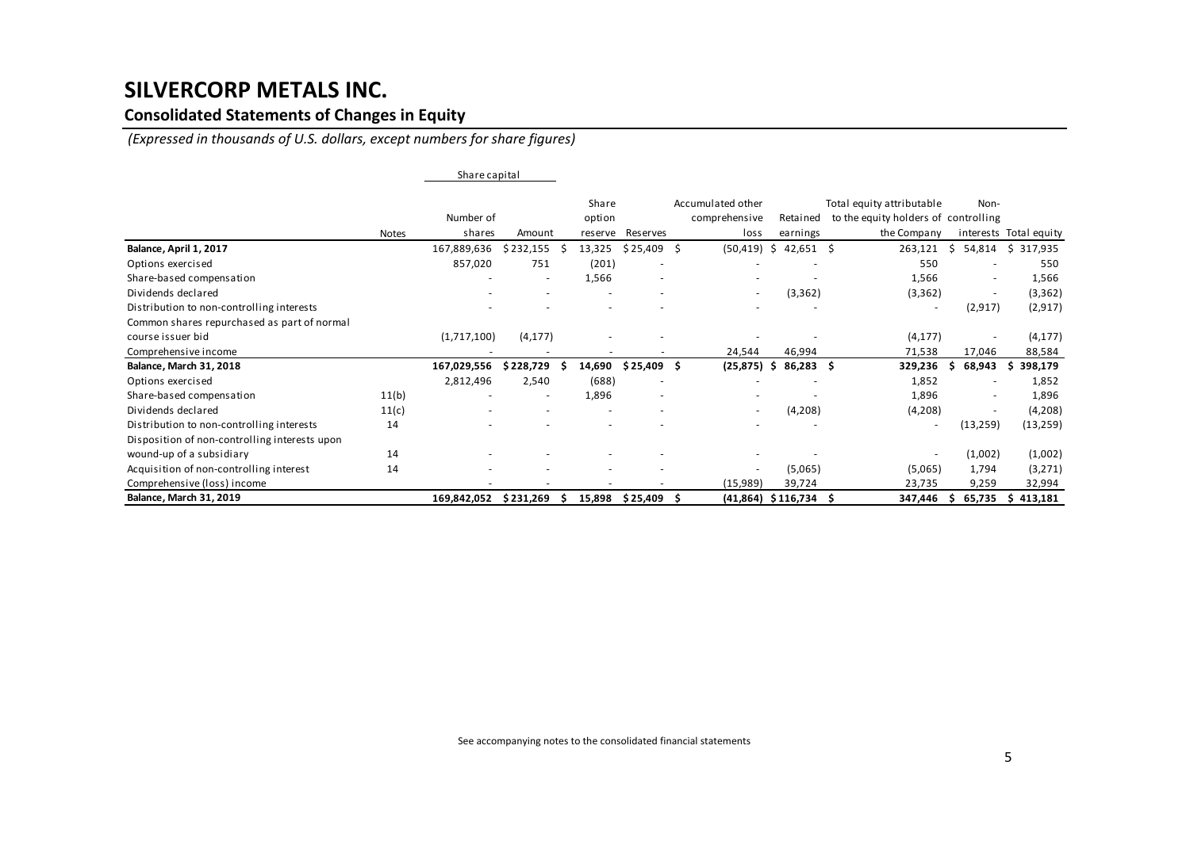# SILVERCORP METALS INC.

## Consolidated Statements of Changes in Equity

*(Expressed in thousands of U.S. dollars, except numbers for share figures)*

| | Notes | Share capital | | Share option reserve | Reserves | Accumulated other comprehensive loss | Retained earnings | Total equity attributable to the equity holders of the Company | Non-controlling interests | Total equity |
|---|---|---|---|---|---|---|---|---|---|---|
| | | Number of shares | Amount | | | | | | | |
| **Balance, April 1, 2017** | | 167,889,636 | $ 232,155 | $ 13,325 | $ 25,409 | $ (50,419) | $ 42,651 | $ 263,121 | $ 54,814 | $ 317,935 |
| Options exercised | | 857,020 | 751 | (201) | - | - | - | 550 | - | 550 |
| Share-based compensation | | - | - | 1,566 | - | - | - | 1,566 | - | 1,566 |
| Dividends declared | | - | - | - | - | - | (3,362) | (3,362) | - | (3,362) |
| Distribution to non-controlling interests | | - | - | - | - | - | - | - | (2,917) | (2,917) |
| Common shares repurchased as part of normal course issuer bid | | (1,717,100) | (4,177) | - | - | - | - | (4,177) | - | (4,177) |
| Comprehensive income | | - | - | - | - | 24,544 | 46,994 | 71,538 | 17,046 | 88,584 |
| **Balance, March 31, 2018** | | **167,029,556** | **$ 228,729** | **$ 14,690** | **$ 25,409** | **$ (25,875)** | **$ 86,283** | **$ 329,236** | **$ 68,943** | **$ 398,179** |
| Options exercised | | 2,812,496 | 2,540 | (688) | - | - | - | 1,852 | - | 1,852 |
| Share-based compensation | 11(b) | - | - | 1,896 | - | - | - | 1,896 | - | 1,896 |
| Dividends declared | 11(c) | - | - | - | - | - | (4,208) | (4,208) | - | (4,208) |
| Distribution to non-controlling interests | 14 | - | - | - | - | - | - | - | (13,259) | (13,259) |
| Disposition of non-controlling interests upon wound-up of a subsidiary | 14 | - | - | - | - | - | - | - | (1,002) | (1,002) |
| Acquisition of non-controlling interest | 14 | - | - | - | - | - | (5,065) | (5,065) | 1,794 | (3,271) |
| Comprehensive (loss) income | | - | - | - | - | (15,989) | 39,724 | 23,735 | 9,259 | 32,994 |
| **Balance, March 31, 2019** | | **169,842,052** | **$ 231,269** | **$ 15,898** | **$ 25,409** | **$ (41,864)** | **$ 116,734** | **$ 347,446** | **$ 65,735** | **$ 413,181** |

See accompanying notes to the consolidated financial statements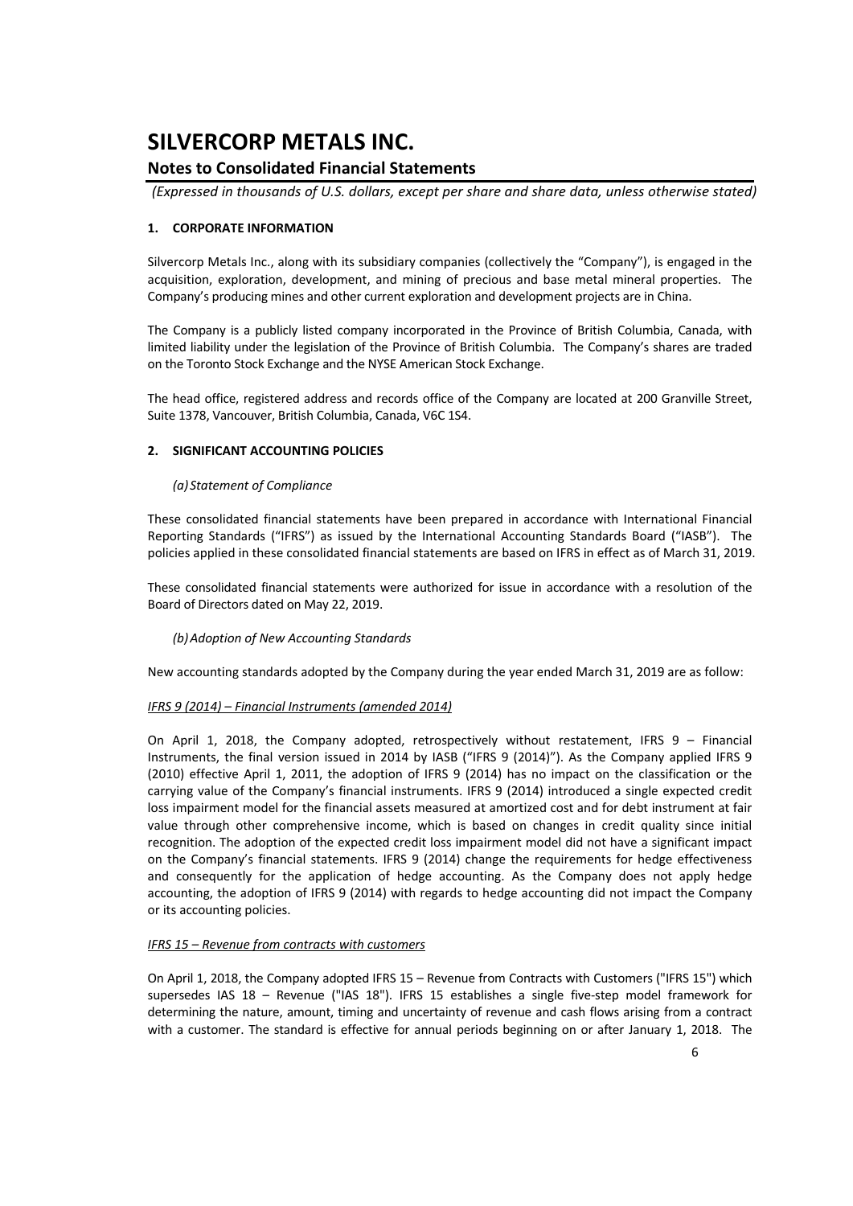# SILVERCORP METALS INC.

## Notes to Consolidated Financial Statements

*(Expressed in thousands of U.S. dollars, except per share and share data, unless otherwise stated)*

### 1. CORPORATE INFORMATION

Silvercorp Metals Inc., along with its subsidiary companies (collectively the "Company"), is engaged in the acquisition, exploration, development, and mining of precious and base metal mineral properties. The Company's producing mines and other current exploration and development projects are in China.

The Company is a publicly listed company incorporated in the Province of British Columbia, Canada, with limited liability under the legislation of the Province of British Columbia. The Company's shares are traded on the Toronto Stock Exchange and the NYSE American Stock Exchange.

The head office, registered address and records office of the Company are located at 200 Granville Street, Suite 1378, Vancouver, British Columbia, Canada, V6C 1S4.

### 2. SIGNIFICANT ACCOUNTING POLICIES

*(a) Statement of Compliance*

These consolidated financial statements have been prepared in accordance with International Financial Reporting Standards ("IFRS") as issued by the International Accounting Standards Board ("IASB"). The policies applied in these consolidated financial statements are based on IFRS in effect as of March 31, 2019.

These consolidated financial statements were authorized for issue in accordance with a resolution of the Board of Directors dated on May 22, 2019.

*(b) Adoption of New Accounting Standards*

New accounting standards adopted by the Company during the year ended March 31, 2019 are as follow:

*IFRS 9 (2014) – Financial Instruments (amended 2014)*

On April 1, 2018, the Company adopted, retrospectively without restatement, IFRS 9 – Financial Instruments, the final version issued in 2014 by IASB ("IFRS 9 (2014)"). As the Company applied IFRS 9 (2010) effective April 1, 2011, the adoption of IFRS 9 (2014) has no impact on the classification or the carrying value of the Company's financial instruments. IFRS 9 (2014) introduced a single expected credit loss impairment model for the financial assets measured at amortized cost and for debt instrument at fair value through other comprehensive income, which is based on changes in credit quality since initial recognition. The adoption of the expected credit loss impairment model did not have a significant impact on the Company's financial statements. IFRS 9 (2014) change the requirements for hedge effectiveness and consequently for the application of hedge accounting. As the Company does not apply hedge accounting, the adoption of IFRS 9 (2014) with regards to hedge accounting did not impact the Company or its accounting policies.

*IFRS 15 – Revenue from contracts with customers*

On April 1, 2018, the Company adopted IFRS 15 – Revenue from Contracts with Customers ("IFRS 15") which supersedes IAS 18 – Revenue ("IAS 18"). IFRS 15 establishes a single five-step model framework for determining the nature, amount, timing and uncertainty of revenue and cash flows arising from a contract with a customer. The standard is effective for annual periods beginning on or after January 1, 2018. The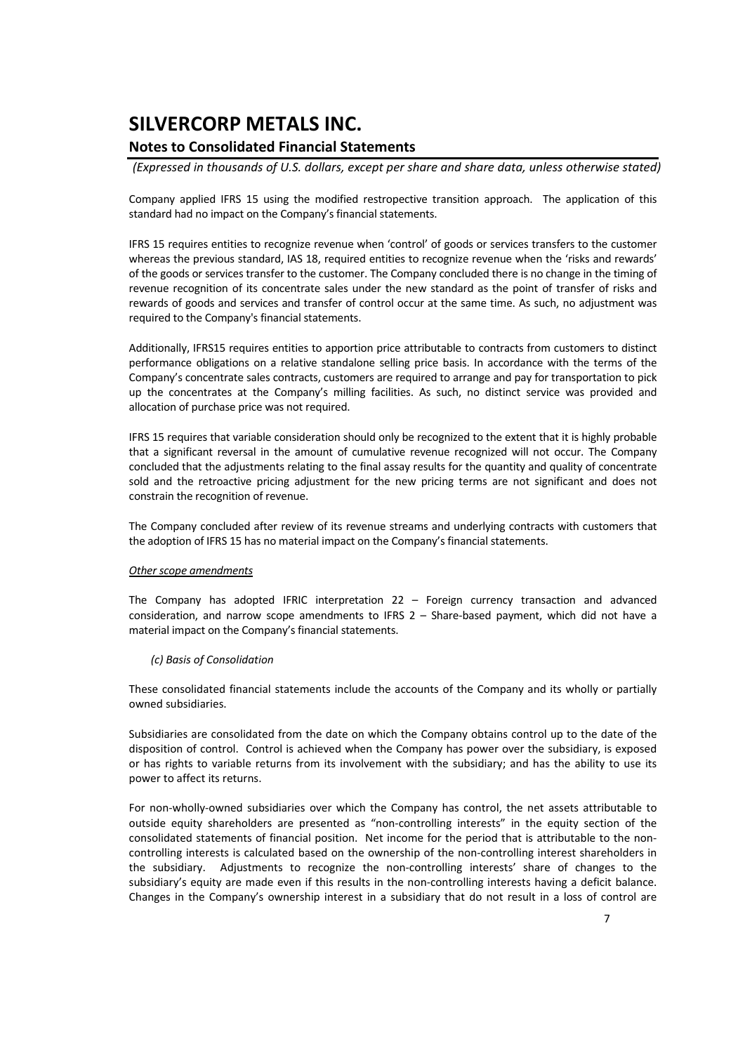Company applied IFRS 15 using the modified restropective transition approach. The application of this standard had no impact on the Company's financial statements.

IFRS 15 requires entities to recognize revenue when 'control' of goods or services transfers to the customer whereas the previous standard, IAS 18, required entities to recognize revenue when the 'risks and rewards' of the goods or services transfer to the customer. The Company concluded there is no change in the timing of revenue recognition of its concentrate sales under the new standard as the point of transfer of risks and rewards of goods and services and transfer of control occur at the same time. As such, no adjustment was required to the Company's financial statements.

Additionally, IFRS15 requires entities to apportion price attributable to contracts from customers to distinct performance obligations on a relative standalone selling price basis. In accordance with the terms of the Company's concentrate sales contracts, customers are required to arrange and pay for transportation to pick up the concentrates at the Company's milling facilities. As such, no distinct service was provided and allocation of purchase price was not required.

IFRS 15 requires that variable consideration should only be recognized to the extent that it is highly probable that a significant reversal in the amount of cumulative revenue recognized will not occur. The Company concluded that the adjustments relating to the final assay results for the quantity and quality of concentrate sold and the retroactive pricing adjustment for the new pricing terms are not significant and does not constrain the recognition of revenue.

The Company concluded after review of its revenue streams and underlying contracts with customers that the adoption of IFRS 15 has no material impact on the Company's financial statements.

*Other scope amendments*

The Company has adopted IFRIC interpretation 22 – Foreign currency transaction and advanced consideration, and narrow scope amendments to IFRS 2 – Share-based payment, which did not have a material impact on the Company's financial statements.

*(c) Basis of Consolidation*

These consolidated financial statements include the accounts of the Company and its wholly or partially owned subsidiaries.

Subsidiaries are consolidated from the date on which the Company obtains control up to the date of the disposition of control. Control is achieved when the Company has power over the subsidiary, is exposed or has rights to variable returns from its involvement with the subsidiary; and has the ability to use its power to affect its returns.

For non-wholly-owned subsidiaries over which the Company has control, the net assets attributable to outside equity shareholders are presented as "non-controlling interests" in the equity section of the consolidated statements of financial position. Net income for the period that is attributable to the non-controlling interests is calculated based on the ownership of the non-controlling interest shareholders in the subsidiary. Adjustments to recognize the non-controlling interests' share of changes to the subsidiary's equity are made even if this results in the non-controlling interests having a deficit balance. Changes in the Company's ownership interest in a subsidiary that do not result in a loss of control are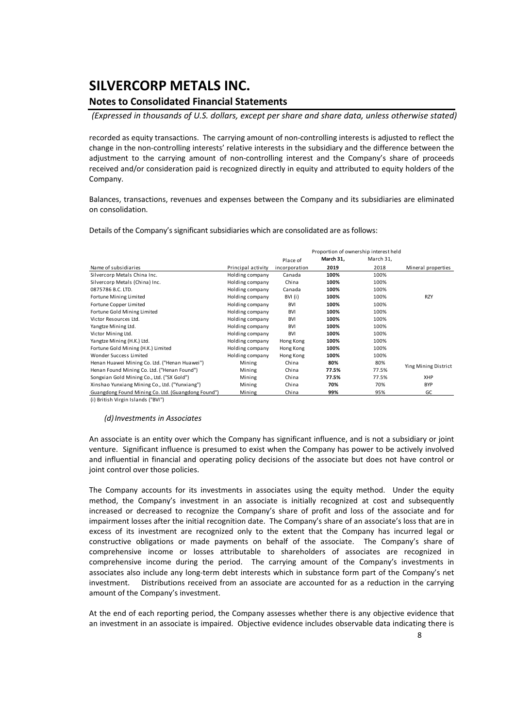recorded as equity transactions. The carrying amount of non-controlling interests is adjusted to reflect the change in the non-controlling interests' relative interests in the subsidiary and the difference between the adjustment to the carrying amount of non-controlling interest and the Company's share of proceeds received and/or consideration paid is recognized directly in equity and attributed to equity holders of the Company.

Balances, transactions, revenues and expenses between the Company and its subsidiaries are eliminated on consolidation.

Details of the Company's significant subsidiaries which are consolidated are as follows:

| | | | Proportion of ownership interest held | | |
|---|---|---|---|---|---|
| | | Place of | **March 31,** | March 31, | |
| Name of subsidiaries | Principal activity | incorporation | **2019** | 2018 | Mineral properties |
| Silvercorp Metals China Inc. | Holding company | Canada | **100%** | 100% | |
| Silvercorp Metals (China) Inc. | Holding company | China | **100%** | 100% | |
| 0875786 B.C. LTD. | Holding company | Canada | **100%** | 100% | |
| Fortune Mining Limited | Holding company | BVI (i) | **100%** | 100% | RZY |
| Fortune Copper Limited | Holding company | BVI | **100%** | 100% | |
| Fortune Gold Mining Limited | Holding company | BVI | **100%** | 100% | |
| Victor Resources Ltd. | Holding company | BVI | **100%** | 100% | |
| Yangtze Mining Ltd. | Holding company | BVI | **100%** | 100% | |
| Victor Mining Ltd. | Holding company | BVI | **100%** | 100% | |
| Yangtze Mining (H.K.) Ltd. | Holding company | Hong Kong | **100%** | 100% | |
| Fortune Gold Mining (H.K.) Limited | Holding company | Hong Kong | **100%** | 100% | |
| Wonder Success Limited | Holding company | Hong Kong | **100%** | 100% | |
| Henan Huawei Mining Co. Ltd. ("Henan Huawei") | Mining | China | **80%** | 80% | Ying Mining District |
| Henan Found Mining Co. Ltd. ("Henan Found") | Mining | China | **77.5%** | 77.5% | Ying Mining District |
| Songxian Gold Mining Co., Ltd. ("SX Gold") | Mining | China | **77.5%** | 77.5% | XHP |
| Xinshao Yunxiang Mining Co., Ltd. ("Yunxiang") | Mining | China | **70%** | 70% | BYP |
| Guangdong Found Mining Co. Ltd. (Guangdong Found") | Mining | China | **99%** | 95% | GC |

(i) British Virgin Islands ("BVI")

*(d) Investments in Associates*

An associate is an entity over which the Company has significant influence, and is not a subsidiary or joint venture. Significant influence is presumed to exist when the Company has power to be actively involved and influential in financial and operating policy decisions of the associate but does not have control or joint control over those policies.

The Company accounts for its investments in associates using the equity method. Under the equity method, the Company's investment in an associate is initially recognized at cost and subsequently increased or decreased to recognize the Company's share of profit and loss of the associate and for impairment losses after the initial recognition date. The Company's share of an associate's loss that are in excess of its investment are recognized only to the extent that the Company has incurred legal or constructive obligations or made payments on behalf of the associate. The Company's share of comprehensive income or losses attributable to shareholders of associates are recognized in comprehensive income during the period. The carrying amount of the Company's investments in associates also include any long-term debt interests which in substance form part of the Company's net investment. Distributions received from an associate are accounted for as a reduction in the carrying amount of the Company's investment.

At the end of each reporting period, the Company assesses whether there is any objective evidence that an investment in an associate is impaired. Objective evidence includes observable data indicating there is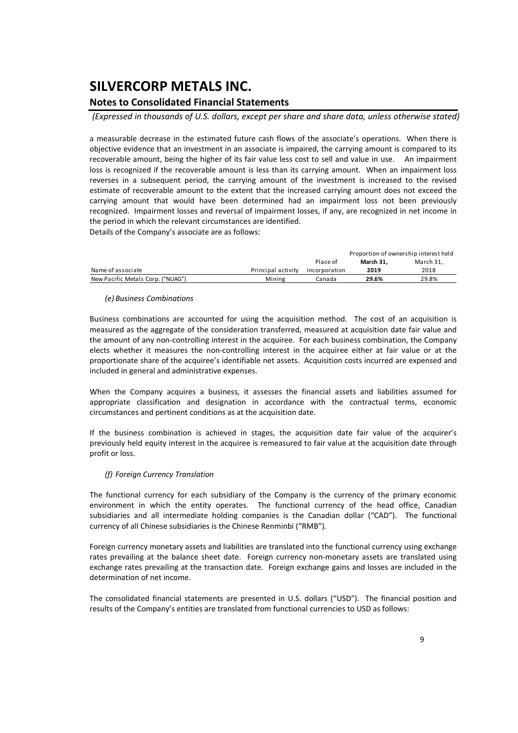a measurable decrease in the estimated future cash flows of the associate's operations. When there is objective evidence that an investment in an associate is impaired, the carrying amount is compared to its recoverable amount, being the higher of its fair value less cost to sell and value in use. An impairment loss is recognized if the recoverable amount is less than its carrying amount. When an impairment loss reverses in a subsequent period, the carrying amount of the investment is increased to the revised estimate of recoverable amount to the extent that the increased carrying amount does not exceed the carrying amount that would have been determined had an impairment loss not been previously recognized. Impairment losses and reversal of impairment losses, if any, are recognized in net income in the period in which the relevant circumstances are identified.

Details of the Company's associate are as follows:

| | | | Proportion of ownership interest held | |
|---|---|---|---|---|
| Name of associate | Principal activity | Place of incorporation | **March 31, 2019** | March 31, 2018 |
| New Pacific Metals Corp. ("NUAG") | Mining | Canada | **29.6%** | 29.8% |

*(e) Business Combinations*

Business combinations are accounted for using the acquisition method. The cost of an acquisition is measured as the aggregate of the consideration transferred, measured at acquisition date fair value and the amount of any non-controlling interest in the acquiree. For each business combination, the Company elects whether it measures the non-controlling interest in the acquiree either at fair value or at the proportionate share of the acquiree's identifiable net assets. Acquisition costs incurred are expensed and included in general and administrative expenses.

When the Company acquires a business, it assesses the financial assets and liabilities assumed for appropriate classification and designation in accordance with the contractual terms, economic circumstances and pertinent conditions as at the acquisition date.

If the business combination is achieved in stages, the acquisition date fair value of the acquirer's previously held equity interest in the acquiree is remeasured to fair value at the acquisition date through profit or loss.

*(f) Foreign Currency Translation*

The functional currency for each subsidiary of the Company is the currency of the primary economic environment in which the entity operates. The functional currency of the head office, Canadian subsidiaries and all intermediate holding companies is the Canadian dollar ("CAD"). The functional currency of all Chinese subsidiaries is the Chinese Renminbi ("RMB").

Foreign currency monetary assets and liabilities are translated into the functional currency using exchange rates prevailing at the balance sheet date. Foreign currency non-monetary assets are translated using exchange rates prevailing at the transaction date. Foreign exchange gains and losses are included in the determination of net income.

The consolidated financial statements are presented in U.S. dollars ("USD"). The financial position and results of the Company's entities are translated from functional currencies to USD as follows: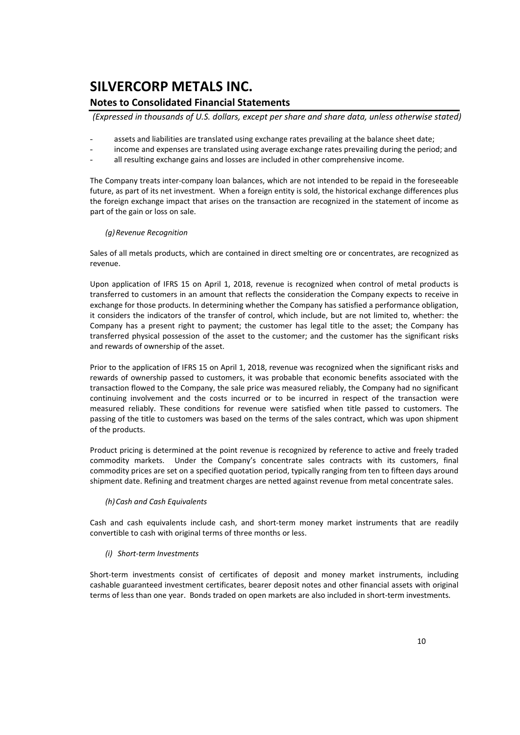- assets and liabilities are translated using exchange rates prevailing at the balance sheet date;
- income and expenses are translated using average exchange rates prevailing during the period; and
- all resulting exchange gains and losses are included in other comprehensive income.

The Company treats inter-company loan balances, which are not intended to be repaid in the foreseeable future, as part of its net investment. When a foreign entity is sold, the historical exchange differences plus the foreign exchange impact that arises on the transaction are recognized in the statement of income as part of the gain or loss on sale.

*(g) Revenue Recognition*

Sales of all metals products, which are contained in direct smelting ore or concentrates, are recognized as revenue.

Upon application of IFRS 15 on April 1, 2018, revenue is recognized when control of metal products is transferred to customers in an amount that reflects the consideration the Company expects to receive in exchange for those products. In determining whether the Company has satisfied a performance obligation, it considers the indicators of the transfer of control, which include, but are not limited to, whether: the Company has a present right to payment; the customer has legal title to the asset; the Company has transferred physical possession of the asset to the customer; and the customer has the significant risks and rewards of ownership of the asset.

Prior to the application of IFRS 15 on April 1, 2018, revenue was recognized when the significant risks and rewards of ownership passed to customers, it was probable that economic benefits associated with the transaction flowed to the Company, the sale price was measured reliably, the Company had no significant continuing involvement and the costs incurred or to be incurred in respect of the transaction were measured reliably. These conditions for revenue were satisfied when title passed to customers. The passing of the title to customers was based on the terms of the sales contract, which was upon shipment of the products.

Product pricing is determined at the point revenue is recognized by reference to active and freely traded commodity markets. Under the Company's concentrate sales contracts with its customers, final commodity prices are set on a specified quotation period, typically ranging from ten to fifteen days around shipment date. Refining and treatment charges are netted against revenue from metal concentrate sales.

*(h) Cash and Cash Equivalents*

Cash and cash equivalents include cash, and short-term money market instruments that are readily convertible to cash with original terms of three months or less.

*(i) Short-term Investments*

Short-term investments consist of certificates of deposit and money market instruments, including cashable guaranteed investment certificates, bearer deposit notes and other financial assets with original terms of less than one year. Bonds traded on open markets are also included in short-term investments.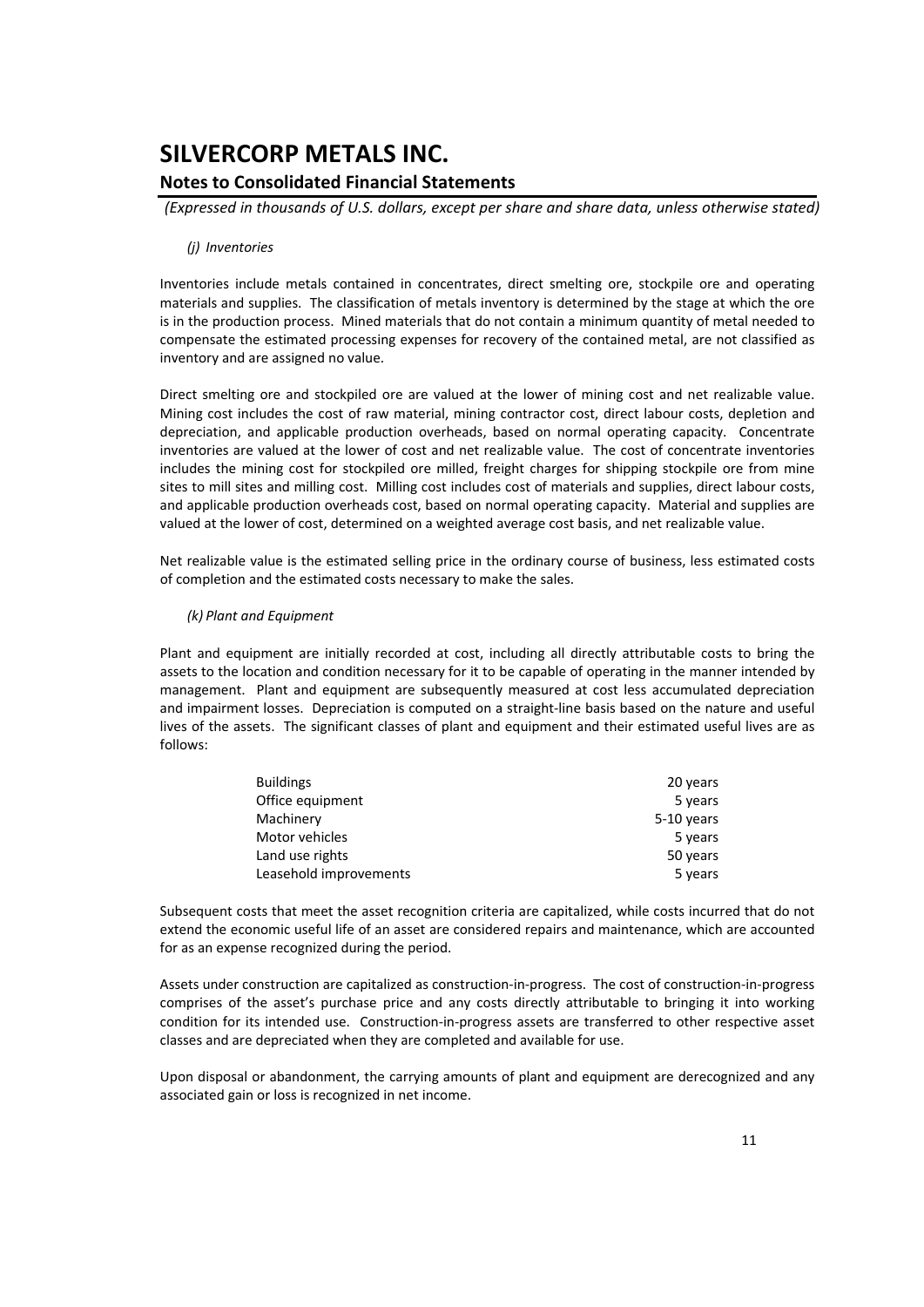*(j) Inventories*

Inventories include metals contained in concentrates, direct smelting ore, stockpile ore and operating materials and supplies. The classification of metals inventory is determined by the stage at which the ore is in the production process. Mined materials that do not contain a minimum quantity of metal needed to compensate the estimated processing expenses for recovery of the contained metal, are not classified as inventory and are assigned no value.

Direct smelting ore and stockpiled ore are valued at the lower of mining cost and net realizable value. Mining cost includes the cost of raw material, mining contractor cost, direct labour costs, depletion and depreciation, and applicable production overheads, based on normal operating capacity. Concentrate inventories are valued at the lower of cost and net realizable value. The cost of concentrate inventories includes the mining cost for stockpiled ore milled, freight charges for shipping stockpile ore from mine sites to mill sites and milling cost. Milling cost includes cost of materials and supplies, direct labour costs, and applicable production overheads cost, based on normal operating capacity. Material and supplies are valued at the lower of cost, determined on a weighted average cost basis, and net realizable value.

Net realizable value is the estimated selling price in the ordinary course of business, less estimated costs of completion and the estimated costs necessary to make the sales.

*(k) Plant and Equipment*

Plant and equipment are initially recorded at cost, including all directly attributable costs to bring the assets to the location and condition necessary for it to be capable of operating in the manner intended by management. Plant and equipment are subsequently measured at cost less accumulated depreciation and impairment losses. Depreciation is computed on a straight-line basis based on the nature and useful lives of the assets. The significant classes of plant and equipment and their estimated useful lives are as follows:

| | |
|---|---|
| Buildings | 20 years |
| Office equipment | 5 years |
| Machinery | 5-10 years |
| Motor vehicles | 5 years |
| Land use rights | 50 years |
| Leasehold improvements | 5 years |

Subsequent costs that meet the asset recognition criteria are capitalized, while costs incurred that do not extend the economic useful life of an asset are considered repairs and maintenance, which are accounted for as an expense recognized during the period.

Assets under construction are capitalized as construction-in-progress. The cost of construction-in-progress comprises of the asset's purchase price and any costs directly attributable to bringing it into working condition for its intended use. Construction-in-progress assets are transferred to other respective asset classes and are depreciated when they are completed and available for use.

Upon disposal or abandonment, the carrying amounts of plant and equipment are derecognized and any associated gain or loss is recognized in net income.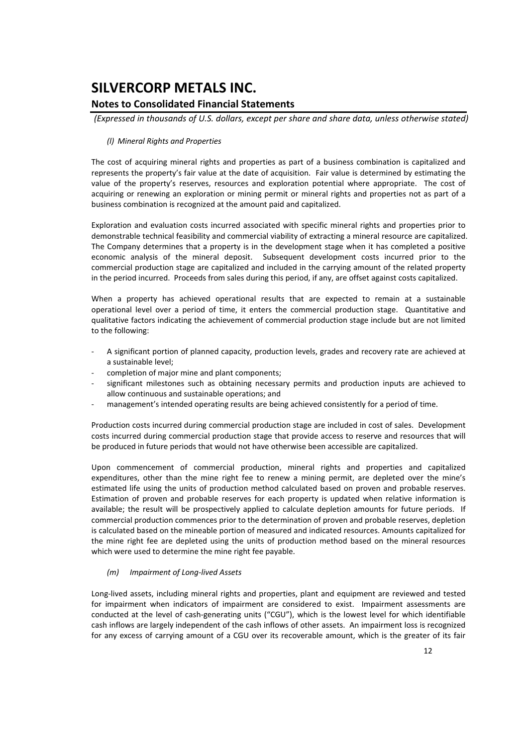*(l) Mineral Rights and Properties*

The cost of acquiring mineral rights and properties as part of a business combination is capitalized and represents the property's fair value at the date of acquisition. Fair value is determined by estimating the value of the property's reserves, resources and exploration potential where appropriate. The cost of acquiring or renewing an exploration or mining permit or mineral rights and properties not as part of a business combination is recognized at the amount paid and capitalized.

Exploration and evaluation costs incurred associated with specific mineral rights and properties prior to demonstrable technical feasibility and commercial viability of extracting a mineral resource are capitalized. The Company determines that a property is in the development stage when it has completed a positive economic analysis of the mineral deposit. Subsequent development costs incurred prior to the commercial production stage are capitalized and included in the carrying amount of the related property in the period incurred. Proceeds from sales during this period, if any, are offset against costs capitalized.

When a property has achieved operational results that are expected to remain at a sustainable operational level over a period of time, it enters the commercial production stage. Quantitative and qualitative factors indicating the achievement of commercial production stage include but are not limited to the following:

- A significant portion of planned capacity, production levels, grades and recovery rate are achieved at a sustainable level;
- completion of major mine and plant components;
- significant milestones such as obtaining necessary permits and production inputs are achieved to allow continuous and sustainable operations; and
- management's intended operating results are being achieved consistently for a period of time.

Production costs incurred during commercial production stage are included in cost of sales. Development costs incurred during commercial production stage that provide access to reserve and resources that will be produced in future periods that would not have otherwise been accessible are capitalized.

Upon commencement of commercial production, mineral rights and properties and capitalized expenditures, other than the mine right fee to renew a mining permit, are depleted over the mine's estimated life using the units of production method calculated based on proven and probable reserves. Estimation of proven and probable reserves for each property is updated when relative information is available; the result will be prospectively applied to calculate depletion amounts for future periods. If commercial production commences prior to the determination of proven and probable reserves, depletion is calculated based on the mineable portion of measured and indicated resources. Amounts capitalized for the mine right fee are depleted using the units of production method based on the mineral resources which were used to determine the mine right fee payable.

*(m) Impairment of Long-lived Assets*

Long-lived assets, including mineral rights and properties, plant and equipment are reviewed and tested for impairment when indicators of impairment are considered to exist. Impairment assessments are conducted at the level of cash-generating units ("CGU"), which is the lowest level for which identifiable cash inflows are largely independent of the cash inflows of other assets. An impairment loss is recognized for any excess of carrying amount of a CGU over its recoverable amount, which is the greater of its fair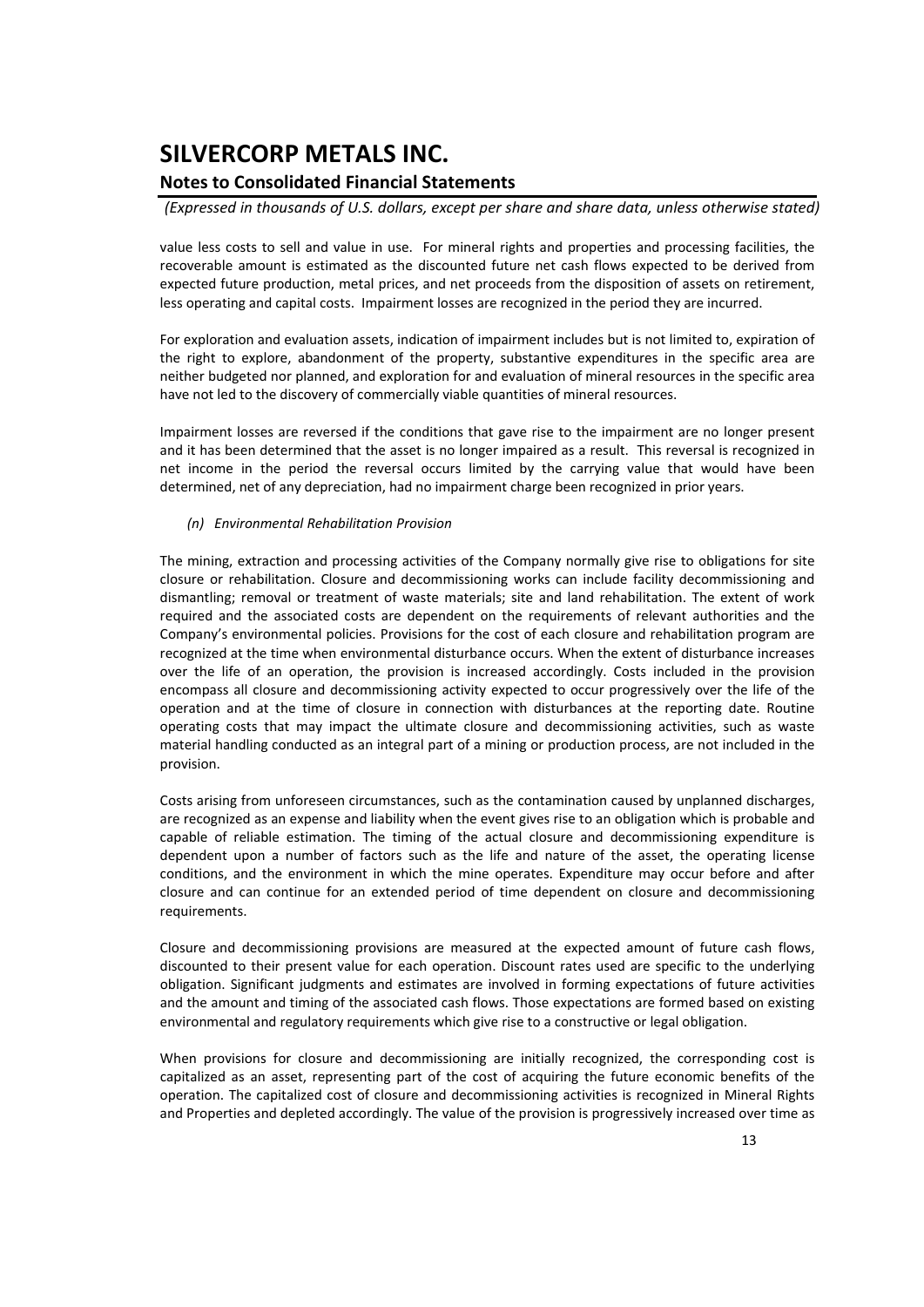value less costs to sell and value in use. For mineral rights and properties and processing facilities, the recoverable amount is estimated as the discounted future net cash flows expected to be derived from expected future production, metal prices, and net proceeds from the disposition of assets on retirement, less operating and capital costs. Impairment losses are recognized in the period they are incurred.

For exploration and evaluation assets, indication of impairment includes but is not limited to, expiration of the right to explore, abandonment of the property, substantive expenditures in the specific area are neither budgeted nor planned, and exploration for and evaluation of mineral resources in the specific area have not led to the discovery of commercially viable quantities of mineral resources.

Impairment losses are reversed if the conditions that gave rise to the impairment are no longer present and it has been determined that the asset is no longer impaired as a result. This reversal is recognized in net income in the period the reversal occurs limited by the carrying value that would have been determined, net of any depreciation, had no impairment charge been recognized in prior years.

*(n) Environmental Rehabilitation Provision*

The mining, extraction and processing activities of the Company normally give rise to obligations for site closure or rehabilitation. Closure and decommissioning works can include facility decommissioning and dismantling; removal or treatment of waste materials; site and land rehabilitation. The extent of work required and the associated costs are dependent on the requirements of relevant authorities and the Company's environmental policies. Provisions for the cost of each closure and rehabilitation program are recognized at the time when environmental disturbance occurs. When the extent of disturbance increases over the life of an operation, the provision is increased accordingly. Costs included in the provision encompass all closure and decommissioning activity expected to occur progressively over the life of the operation and at the time of closure in connection with disturbances at the reporting date. Routine operating costs that may impact the ultimate closure and decommissioning activities, such as waste material handling conducted as an integral part of a mining or production process, are not included in the provision.

Costs arising from unforeseen circumstances, such as the contamination caused by unplanned discharges, are recognized as an expense and liability when the event gives rise to an obligation which is probable and capable of reliable estimation. The timing of the actual closure and decommissioning expenditure is dependent upon a number of factors such as the life and nature of the asset, the operating license conditions, and the environment in which the mine operates. Expenditure may occur before and after closure and can continue for an extended period of time dependent on closure and decommissioning requirements.

Closure and decommissioning provisions are measured at the expected amount of future cash flows, discounted to their present value for each operation. Discount rates used are specific to the underlying obligation. Significant judgments and estimates are involved in forming expectations of future activities and the amount and timing of the associated cash flows. Those expectations are formed based on existing environmental and regulatory requirements which give rise to a constructive or legal obligation.

When provisions for closure and decommissioning are initially recognized, the corresponding cost is capitalized as an asset, representing part of the cost of acquiring the future economic benefits of the operation. The capitalized cost of closure and decommissioning activities is recognized in Mineral Rights and Properties and depleted accordingly. The value of the provision is progressively increased over time as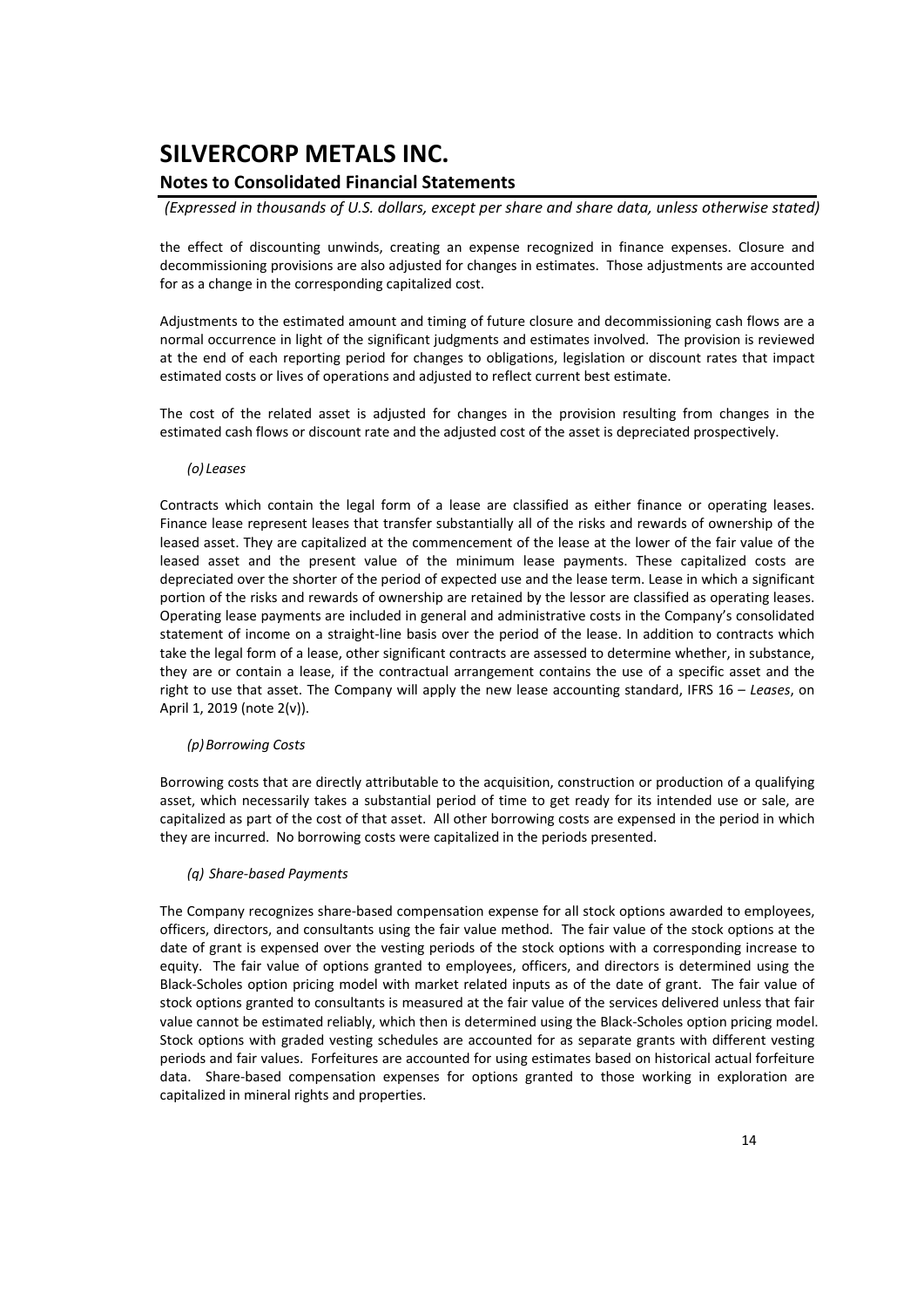the effect of discounting unwinds, creating an expense recognized in finance expenses. Closure and decommissioning provisions are also adjusted for changes in estimates. Those adjustments are accounted for as a change in the corresponding capitalized cost.

Adjustments to the estimated amount and timing of future closure and decommissioning cash flows are a normal occurrence in light of the significant judgments and estimates involved. The provision is reviewed at the end of each reporting period for changes to obligations, legislation or discount rates that impact estimated costs or lives of operations and adjusted to reflect current best estimate.

The cost of the related asset is adjusted for changes in the provision resulting from changes in the estimated cash flows or discount rate and the adjusted cost of the asset is depreciated prospectively.

*(o) Leases*

Contracts which contain the legal form of a lease are classified as either finance or operating leases. Finance lease represent leases that transfer substantially all of the risks and rewards of ownership of the leased asset. They are capitalized at the commencement of the lease at the lower of the fair value of the leased asset and the present value of the minimum lease payments. These capitalized costs are depreciated over the shorter of the period of expected use and the lease term. Lease in which a significant portion of the risks and rewards of ownership are retained by the lessor are classified as operating leases. Operating lease payments are included in general and administrative costs in the Company's consolidated statement of income on a straight-line basis over the period of the lease. In addition to contracts which take the legal form of a lease, other significant contracts are assessed to determine whether, in substance, they are or contain a lease, if the contractual arrangement contains the use of a specific asset and the right to use that asset. The Company will apply the new lease accounting standard, IFRS 16 – *Leases*, on April 1, 2019 (note 2(v)).

*(p) Borrowing Costs*

Borrowing costs that are directly attributable to the acquisition, construction or production of a qualifying asset, which necessarily takes a substantial period of time to get ready for its intended use or sale, are capitalized as part of the cost of that asset. All other borrowing costs are expensed in the period in which they are incurred. No borrowing costs were capitalized in the periods presented.

*(q) Share-based Payments*

The Company recognizes share-based compensation expense for all stock options awarded to employees, officers, directors, and consultants using the fair value method. The fair value of the stock options at the date of grant is expensed over the vesting periods of the stock options with a corresponding increase to equity. The fair value of options granted to employees, officers, and directors is determined using the Black-Scholes option pricing model with market related inputs as of the date of grant. The fair value of stock options granted to consultants is measured at the fair value of the services delivered unless that fair value cannot be estimated reliably, which then is determined using the Black-Scholes option pricing model. Stock options with graded vesting schedules are accounted for as separate grants with different vesting periods and fair values. Forfeitures are accounted for using estimates based on historical actual forfeiture data. Share-based compensation expenses for options granted to those working in exploration are capitalized in mineral rights and properties.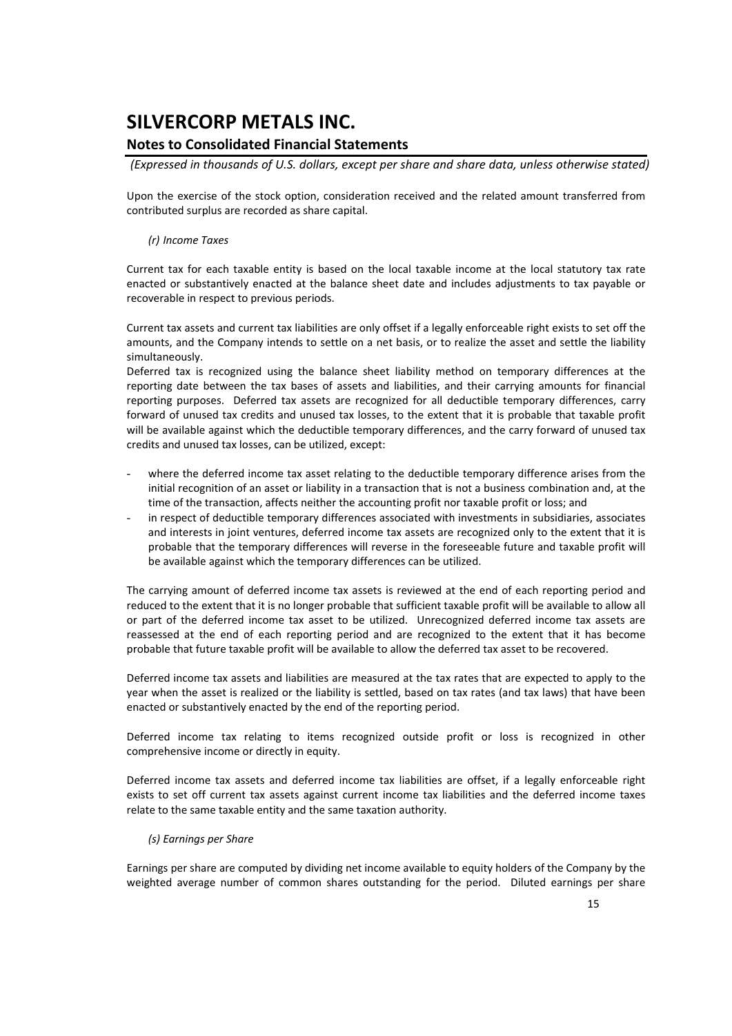Upon the exercise of the stock option, consideration received and the related amount transferred from contributed surplus are recorded as share capital.

*(r) Income Taxes*

Current tax for each taxable entity is based on the local taxable income at the local statutory tax rate enacted or substantively enacted at the balance sheet date and includes adjustments to tax payable or recoverable in respect to previous periods.

Current tax assets and current tax liabilities are only offset if a legally enforceable right exists to set off the amounts, and the Company intends to settle on a net basis, or to realize the asset and settle the liability simultaneously.

Deferred tax is recognized using the balance sheet liability method on temporary differences at the reporting date between the tax bases of assets and liabilities, and their carrying amounts for financial reporting purposes. Deferred tax assets are recognized for all deductible temporary differences, carry forward of unused tax credits and unused tax losses, to the extent that it is probable that taxable profit will be available against which the deductible temporary differences, and the carry forward of unused tax credits and unused tax losses, can be utilized, except:

- where the deferred income tax asset relating to the deductible temporary difference arises from the initial recognition of an asset or liability in a transaction that is not a business combination and, at the time of the transaction, affects neither the accounting profit nor taxable profit or loss; and
- in respect of deductible temporary differences associated with investments in subsidiaries, associates and interests in joint ventures, deferred income tax assets are recognized only to the extent that it is probable that the temporary differences will reverse in the foreseeable future and taxable profit will be available against which the temporary differences can be utilized.

The carrying amount of deferred income tax assets is reviewed at the end of each reporting period and reduced to the extent that it is no longer probable that sufficient taxable profit will be available to allow all or part of the deferred income tax asset to be utilized. Unrecognized deferred income tax assets are reassessed at the end of each reporting period and are recognized to the extent that it has become probable that future taxable profit will be available to allow the deferred tax asset to be recovered.

Deferred income tax assets and liabilities are measured at the tax rates that are expected to apply to the year when the asset is realized or the liability is settled, based on tax rates (and tax laws) that have been enacted or substantively enacted by the end of the reporting period.

Deferred income tax relating to items recognized outside profit or loss is recognized in other comprehensive income or directly in equity.

Deferred income tax assets and deferred income tax liabilities are offset, if a legally enforceable right exists to set off current tax assets against current income tax liabilities and the deferred income taxes relate to the same taxable entity and the same taxation authority.

*(s) Earnings per Share*

Earnings per share are computed by dividing net income available to equity holders of the Company by the weighted average number of common shares outstanding for the period. Diluted earnings per share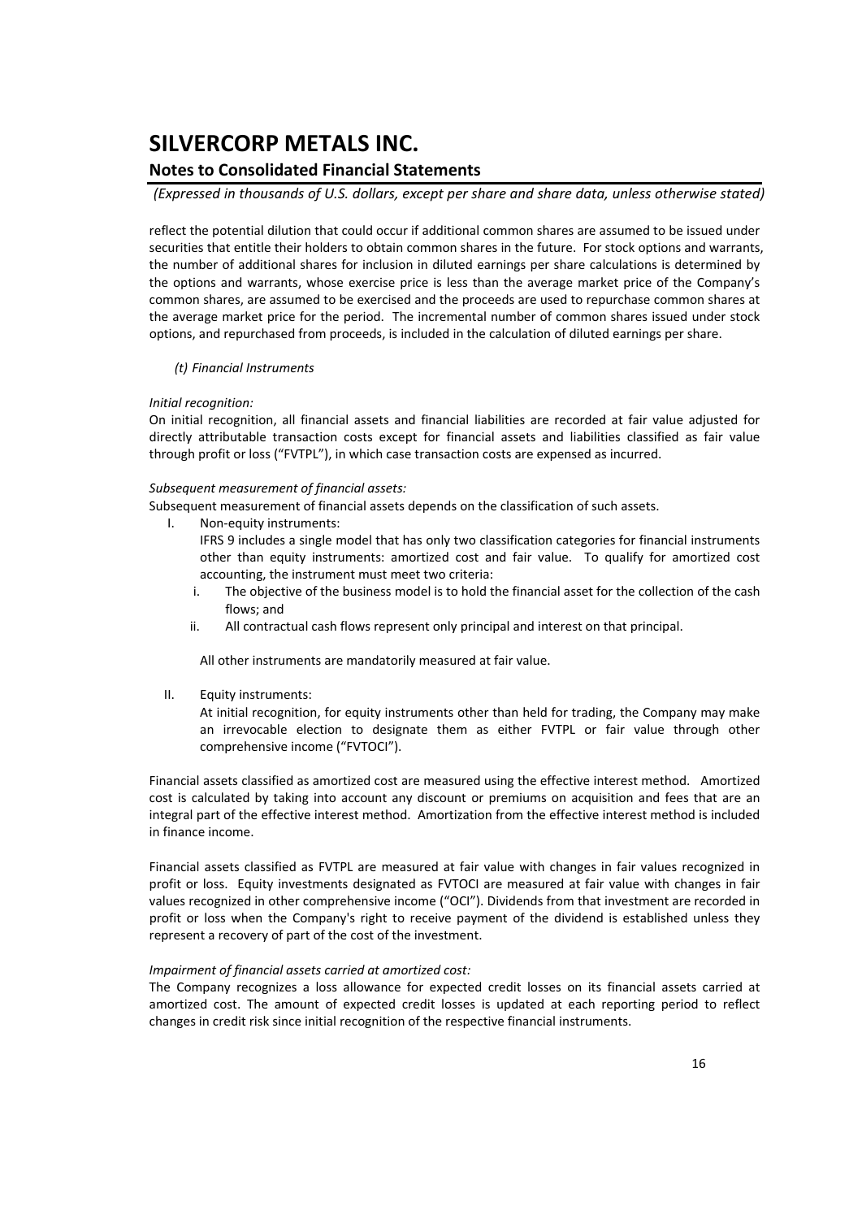reflect the potential dilution that could occur if additional common shares are assumed to be issued under securities that entitle their holders to obtain common shares in the future. For stock options and warrants, the number of additional shares for inclusion in diluted earnings per share calculations is determined by the options and warrants, whose exercise price is less than the average market price of the Company's common shares, are assumed to be exercised and the proceeds are used to repurchase common shares at the average market price for the period. The incremental number of common shares issued under stock options, and repurchased from proceeds, is included in the calculation of diluted earnings per share.

*(t) Financial Instruments*

*Initial recognition:*

On initial recognition, all financial assets and financial liabilities are recorded at fair value adjusted for directly attributable transaction costs except for financial assets and liabilities classified as fair value through profit or loss ("FVTPL"), in which case transaction costs are expensed as incurred.

*Subsequent measurement of financial assets:*

Subsequent measurement of financial assets depends on the classification of such assets.

I. Non-equity instruments:

   IFRS 9 includes a single model that has only two classification categories for financial instruments other than equity instruments: amortized cost and fair value. To qualify for amortized cost accounting, the instrument must meet two criteria:

   i. The objective of the business model is to hold the financial asset for the collection of the cash flows; and
   ii. All contractual cash flows represent only principal and interest on that principal.

   All other instruments are mandatorily measured at fair value.

II. Equity instruments:

   At initial recognition, for equity instruments other than held for trading, the Company may make an irrevocable election to designate them as either FVTPL or fair value through other comprehensive income ("FVTOCI").

Financial assets classified as amortized cost are measured using the effective interest method. Amortized cost is calculated by taking into account any discount or premiums on acquisition and fees that are an integral part of the effective interest method. Amortization from the effective interest method is included in finance income.

Financial assets classified as FVTPL are measured at fair value with changes in fair values recognized in profit or loss. Equity investments designated as FVTOCI are measured at fair value with changes in fair values recognized in other comprehensive income ("OCI"). Dividends from that investment are recorded in profit or loss when the Company's right to receive payment of the dividend is established unless they represent a recovery of part of the cost of the investment.

*Impairment of financial assets carried at amortized cost:*

The Company recognizes a loss allowance for expected credit losses on its financial assets carried at amortized cost. The amount of expected credit losses is updated at each reporting period to reflect changes in credit risk since initial recognition of the respective financial instruments.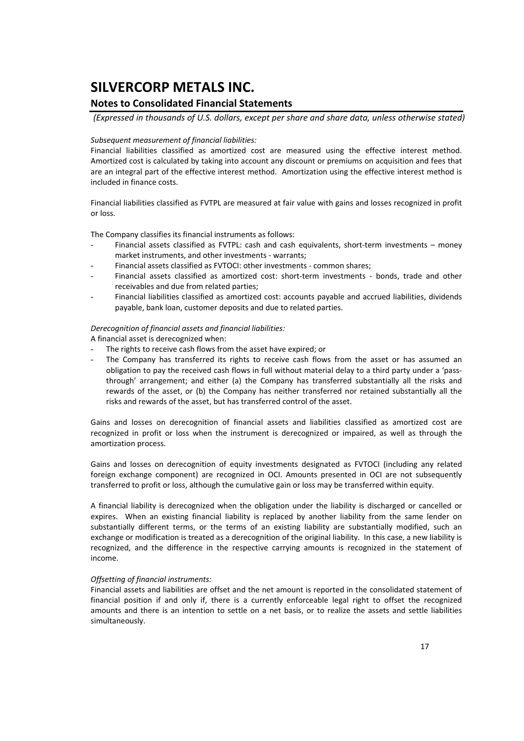*Subsequent measurement of financial liabilities:*

Financial liabilities classified as amortized cost are measured using the effective interest method. Amortized cost is calculated by taking into account any discount or premiums on acquisition and fees that are an integral part of the effective interest method. Amortization using the effective interest method is included in finance costs.

Financial liabilities classified as FVTPL are measured at fair value with gains and losses recognized in profit or loss.

The Company classifies its financial instruments as follows:

- Financial assets classified as FVTPL: cash and cash equivalents, short-term investments – money market instruments, and other investments - warrants;
- Financial assets classified as FVTOCI: other investments - common shares;
- Financial assets classified as amortized cost: short-term investments - bonds, trade and other receivables and due from related parties;
- Financial liabilities classified as amortized cost: accounts payable and accrued liabilities, dividends payable, bank loan, customer deposits and due to related parties.

*Derecognition of financial assets and financial liabilities:*

A financial asset is derecognized when:

- The rights to receive cash flows from the asset have expired; or
- The Company has transferred its rights to receive cash flows from the asset or has assumed an obligation to pay the received cash flows in full without material delay to a third party under a 'pass-through' arrangement; and either (a) the Company has transferred substantially all the risks and rewards of the asset, or (b) the Company has neither transferred nor retained substantially all the risks and rewards of the asset, but has transferred control of the asset.

Gains and losses on derecognition of financial assets and liabilities classified as amortized cost are recognized in profit or loss when the instrument is derecognized or impaired, as well as through the amortization process.

Gains and losses on derecognition of equity investments designated as FVTOCI (including any related foreign exchange component) are recognized in OCI. Amounts presented in OCI are not subsequently transferred to profit or loss, although the cumulative gain or loss may be transferred within equity.

A financial liability is derecognized when the obligation under the liability is discharged or cancelled or expires. When an existing financial liability is replaced by another liability from the same lender on substantially different terms, or the terms of an existing liability are substantially modified, such an exchange or modification is treated as a derecognition of the original liability. In this case, a new liability is recognized, and the difference in the respective carrying amounts is recognized in the statement of income.

*Offsetting of financial instruments:*

Financial assets and liabilities are offset and the net amount is reported in the consolidated statement of financial position if and only if, there is a currently enforceable legal right to offset the recognized amounts and there is an intention to settle on a net basis, or to realize the assets and settle liabilities simultaneously.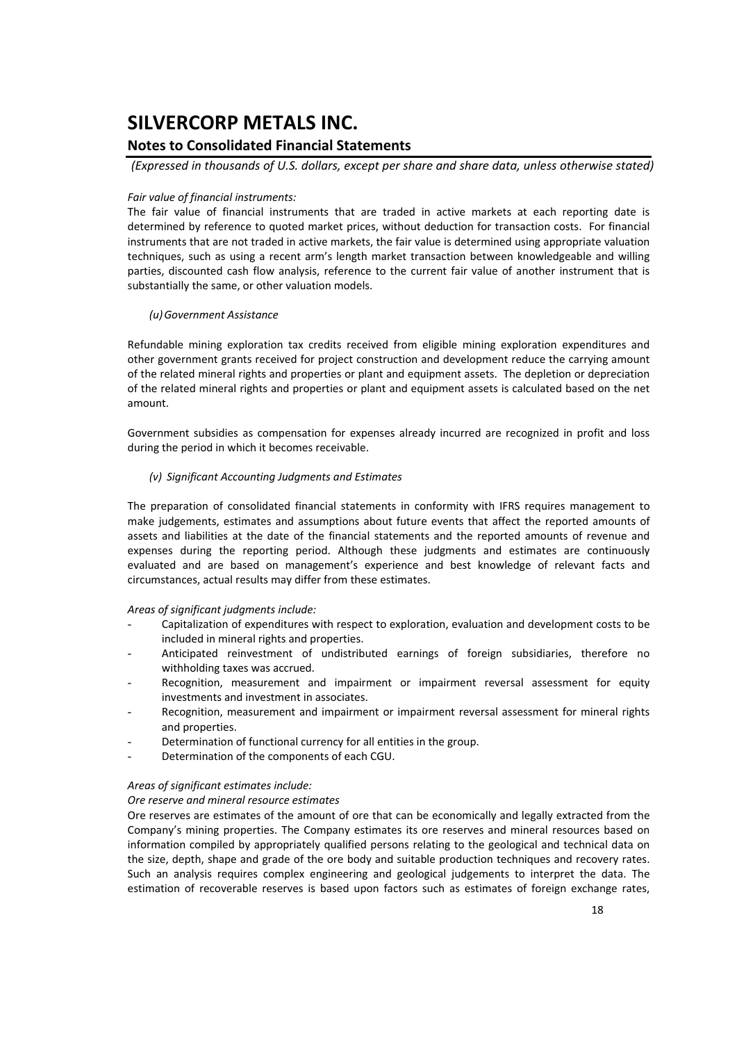*Fair value of financial instruments:*

The fair value of financial instruments that are traded in active markets at each reporting date is determined by reference to quoted market prices, without deduction for transaction costs. For financial instruments that are not traded in active markets, the fair value is determined using appropriate valuation techniques, such as using a recent arm's length market transaction between knowledgeable and willing parties, discounted cash flow analysis, reference to the current fair value of another instrument that is substantially the same, or other valuation models.

*(u) Government Assistance*

Refundable mining exploration tax credits received from eligible mining exploration expenditures and other government grants received for project construction and development reduce the carrying amount of the related mineral rights and properties or plant and equipment assets. The depletion or depreciation of the related mineral rights and properties or plant and equipment assets is calculated based on the net amount.

Government subsidies as compensation for expenses already incurred are recognized in profit and loss during the period in which it becomes receivable.

*(v) Significant Accounting Judgments and Estimates*

The preparation of consolidated financial statements in conformity with IFRS requires management to make judgements, estimates and assumptions about future events that affect the reported amounts of assets and liabilities at the date of the financial statements and the reported amounts of revenue and expenses during the reporting period. Although these judgments and estimates are continuously evaluated and are based on management's experience and best knowledge of relevant facts and circumstances, actual results may differ from these estimates.

*Areas of significant judgments include:*

- Capitalization of expenditures with respect to exploration, evaluation and development costs to be included in mineral rights and properties.
- Anticipated reinvestment of undistributed earnings of foreign subsidiaries, therefore no withholding taxes was accrued.
- Recognition, measurement and impairment or impairment reversal assessment for equity investments and investment in associates.
- Recognition, measurement and impairment or impairment reversal assessment for mineral rights and properties.
- Determination of functional currency for all entities in the group.
- Determination of the components of each CGU.

*Areas of significant estimates include:*

*Ore reserve and mineral resource estimates*

Ore reserves are estimates of the amount of ore that can be economically and legally extracted from the Company's mining properties. The Company estimates its ore reserves and mineral resources based on information compiled by appropriately qualified persons relating to the geological and technical data on the size, depth, shape and grade of the ore body and suitable production techniques and recovery rates. Such an analysis requires complex engineering and geological judgements to interpret the data. The estimation of recoverable reserves is based upon factors such as estimates of foreign exchange rates,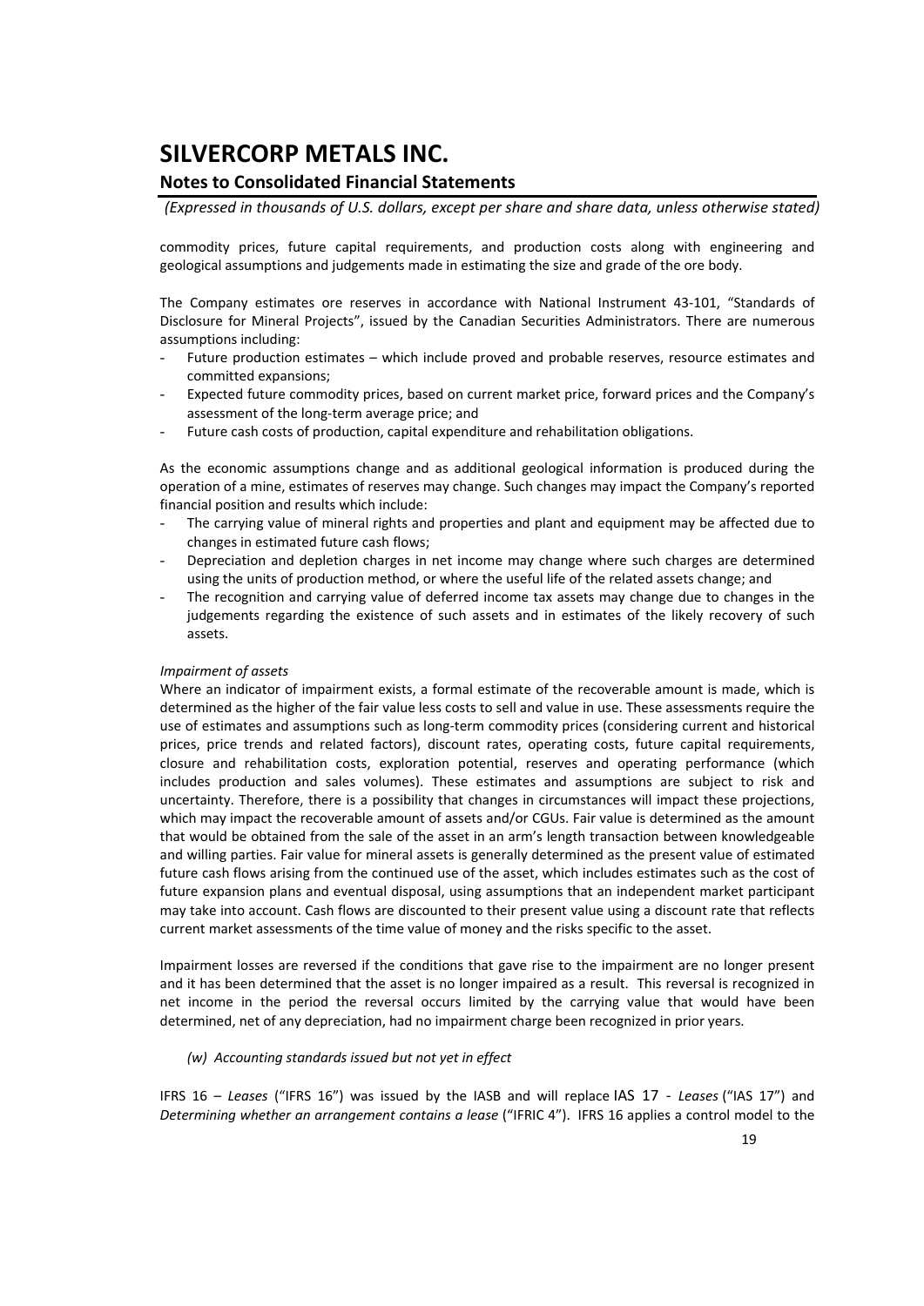commodity prices, future capital requirements, and production costs along with engineering and geological assumptions and judgements made in estimating the size and grade of the ore body.

The Company estimates ore reserves in accordance with National Instrument 43-101, "Standards of Disclosure for Mineral Projects", issued by the Canadian Securities Administrators. There are numerous assumptions including:

- Future production estimates – which include proved and probable reserves, resource estimates and committed expansions;
- Expected future commodity prices, based on current market price, forward prices and the Company's assessment of the long-term average price; and
- Future cash costs of production, capital expenditure and rehabilitation obligations.

As the economic assumptions change and as additional geological information is produced during the operation of a mine, estimates of reserves may change. Such changes may impact the Company's reported financial position and results which include:

- The carrying value of mineral rights and properties and plant and equipment may be affected due to changes in estimated future cash flows;
- Depreciation and depletion charges in net income may change where such charges are determined using the units of production method, or where the useful life of the related assets change; and
- The recognition and carrying value of deferred income tax assets may change due to changes in the judgements regarding the existence of such assets and in estimates of the likely recovery of such assets.

*Impairment of assets*

Where an indicator of impairment exists, a formal estimate of the recoverable amount is made, which is determined as the higher of the fair value less costs to sell and value in use. These assessments require the use of estimates and assumptions such as long-term commodity prices (considering current and historical prices, price trends and related factors), discount rates, operating costs, future capital requirements, closure and rehabilitation costs, exploration potential, reserves and operating performance (which includes production and sales volumes). These estimates and assumptions are subject to risk and uncertainty. Therefore, there is a possibility that changes in circumstances will impact these projections, which may impact the recoverable amount of assets and/or CGUs. Fair value is determined as the amount that would be obtained from the sale of the asset in an arm's length transaction between knowledgeable and willing parties. Fair value for mineral assets is generally determined as the present value of estimated future cash flows arising from the continued use of the asset, which includes estimates such as the cost of future expansion plans and eventual disposal, using assumptions that an independent market participant may take into account. Cash flows are discounted to their present value using a discount rate that reflects current market assessments of the time value of money and the risks specific to the asset.

Impairment losses are reversed if the conditions that gave rise to the impairment are no longer present and it has been determined that the asset is no longer impaired as a result. This reversal is recognized in net income in the period the reversal occurs limited by the carrying value that would have been determined, net of any depreciation, had no impairment charge been recognized in prior years.

*(w) Accounting standards issued but not yet in effect*

IFRS 16 – *Leases* ("IFRS 16") was issued by the IASB and will replace IAS 17 - *Leases* ("IAS 17") and *Determining whether an arrangement contains a lease* ("IFRIC 4"). IFRS 16 applies a control model to the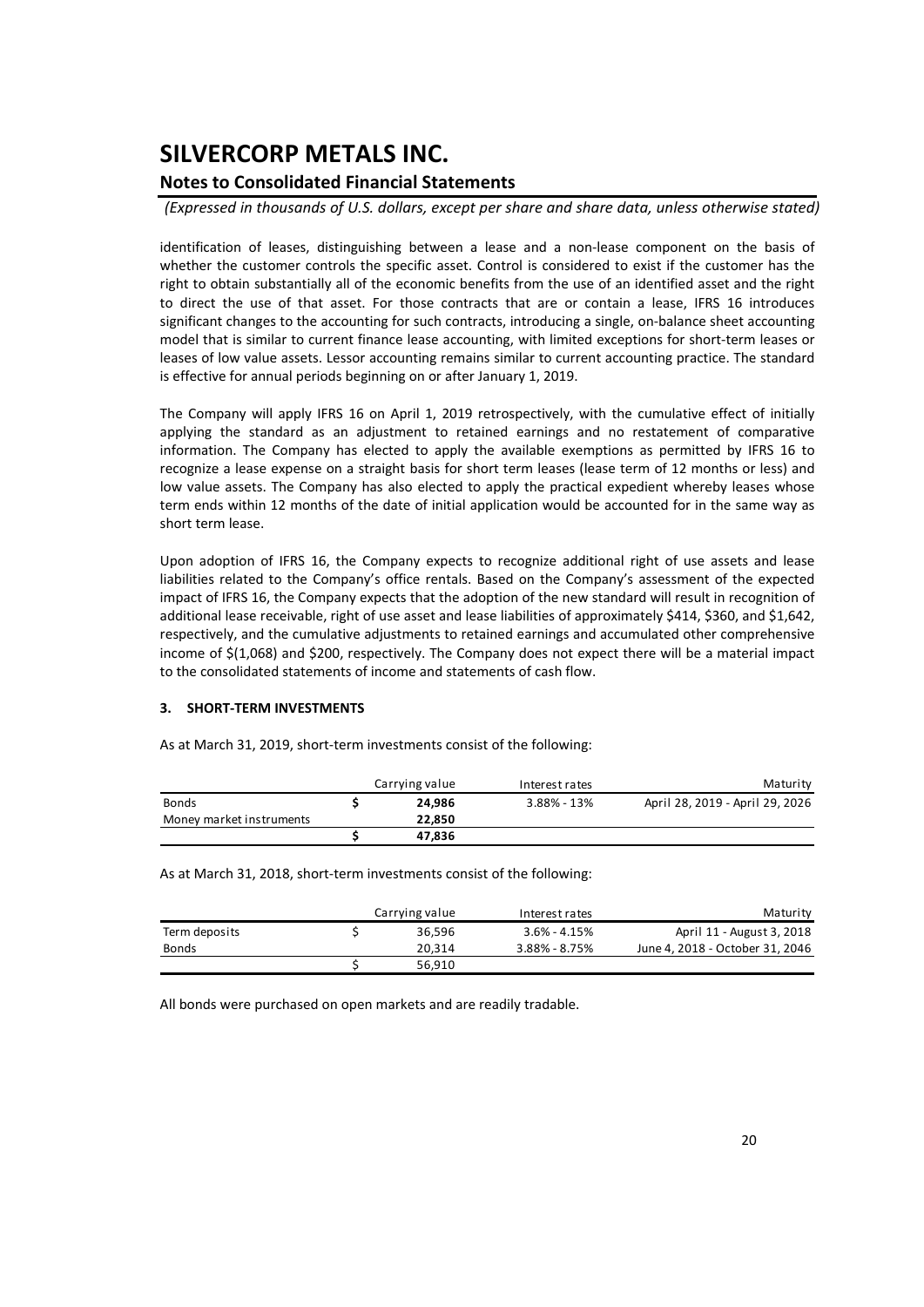identification of leases, distinguishing between a lease and a non-lease component on the basis of whether the customer controls the specific asset. Control is considered to exist if the customer has the right to obtain substantially all of the economic benefits from the use of an identified asset and the right to direct the use of that asset. For those contracts that are or contain a lease, IFRS 16 introduces significant changes to the accounting for such contracts, introducing a single, on-balance sheet accounting model that is similar to current finance lease accounting, with limited exceptions for short-term leases or leases of low value assets. Lessor accounting remains similar to current accounting practice. The standard is effective for annual periods beginning on or after January 1, 2019.

The Company will apply IFRS 16 on April 1, 2019 retrospectively, with the cumulative effect of initially applying the standard as an adjustment to retained earnings and no restatement of comparative information. The Company has elected to apply the available exemptions as permitted by IFRS 16 to recognize a lease expense on a straight basis for short term leases (lease term of 12 months or less) and low value assets. The Company has also elected to apply the practical expedient whereby leases whose term ends within 12 months of the date of initial application would be accounted for in the same way as short term lease.

Upon adoption of IFRS 16, the Company expects to recognize additional right of use assets and lease liabilities related to the Company's office rentals. Based on the Company's assessment of the expected impact of IFRS 16, the Company expects that the adoption of the new standard will result in recognition of additional lease receivable, right of use asset and lease liabilities of approximately \$414, \$360, and \$1,642, respectively, and the cumulative adjustments to retained earnings and accumulated other comprehensive income of \$(1,068) and \$200, respectively. The Company does not expect there will be a material impact to the consolidated statements of income and statements of cash flow.

## 3. SHORT-TERM INVESTMENTS

As at March 31, 2019, short-term investments consist of the following:

| | Carrying value | Interest rates | Maturity |
|---|---|---|---|
| Bonds | **\$ 24,986** | 3.88% - 13% | April 28, 2019 - April 29, 2026 |
| Money market instruments | **22,850** | | |
| | **\$ 47,836** | | |

As at March 31, 2018, short-term investments consist of the following:

| | Carrying value | Interest rates | Maturity |
|---|---|---|---|
| Term deposits | \$ 36,596 | 3.6% - 4.15% | April 11 - August 3, 2018 |
| Bonds | 20,314 | 3.88% - 8.75% | June 4, 2018 - October 31, 2046 |
| | \$ 56,910 | | |

All bonds were purchased on open markets and are readily tradable.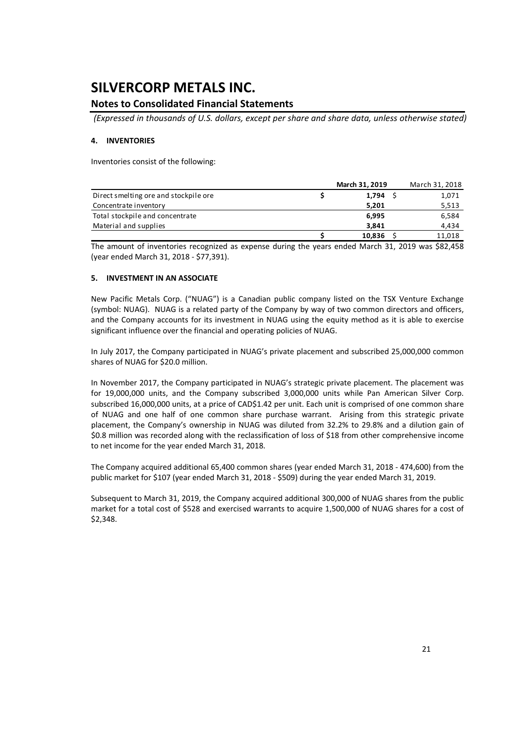# SILVERCORP METALS INC.

## Notes to Consolidated Financial Statements

*(Expressed in thousands of U.S. dollars, except per share and share data, unless otherwise stated)*

### 4. INVENTORIES

Inventories consist of the following:

| | **March 31, 2019** | March 31, 2018 |
|---|---|---|
| Direct smelting ore and stockpile ore | **$ 1,794** | $ 1,071 |
| Concentrate inventory | **5,201** | 5,513 |
| Total stockpile and concentrate | **6,995** | 6,584 |
| Material and supplies | **3,841** | 4,434 |
| | **$ 10,836** | $ 11,018 |

The amount of inventories recognized as expense during the years ended March 31, 2019 was $82,458 (year ended March 31, 2018 - $77,391).

### 5. INVESTMENT IN AN ASSOCIATE

New Pacific Metals Corp. ("NUAG") is a Canadian public company listed on the TSX Venture Exchange (symbol: NUAG). NUAG is a related party of the Company by way of two common directors and officers, and the Company accounts for its investment in NUAG using the equity method as it is able to exercise significant influence over the financial and operating policies of NUAG.

In July 2017, the Company participated in NUAG's private placement and subscribed 25,000,000 common shares of NUAG for $20.0 million.

In November 2017, the Company participated in NUAG's strategic private placement. The placement was for 19,000,000 units, and the Company subscribed 3,000,000 units while Pan American Silver Corp. subscribed 16,000,000 units, at a price of CAD$1.42 per unit. Each unit is comprised of one common share of NUAG and one half of one common share purchase warrant. Arising from this strategic private placement, the Company's ownership in NUAG was diluted from 32.2% to 29.8% and a dilution gain of $0.8 million was recorded along with the reclassification of loss of $18 from other comprehensive income to net income for the year ended March 31, 2018.

The Company acquired additional 65,400 common shares (year ended March 31, 2018 - 474,600) from the public market for $107 (year ended March 31, 2018 - $509) during the year ended March 31, 2019.

Subsequent to March 31, 2019, the Company acquired additional 300,000 of NUAG shares from the public market for a total cost of $528 and exercised warrants to acquire 1,500,000 of NUAG shares for a cost of $2,348.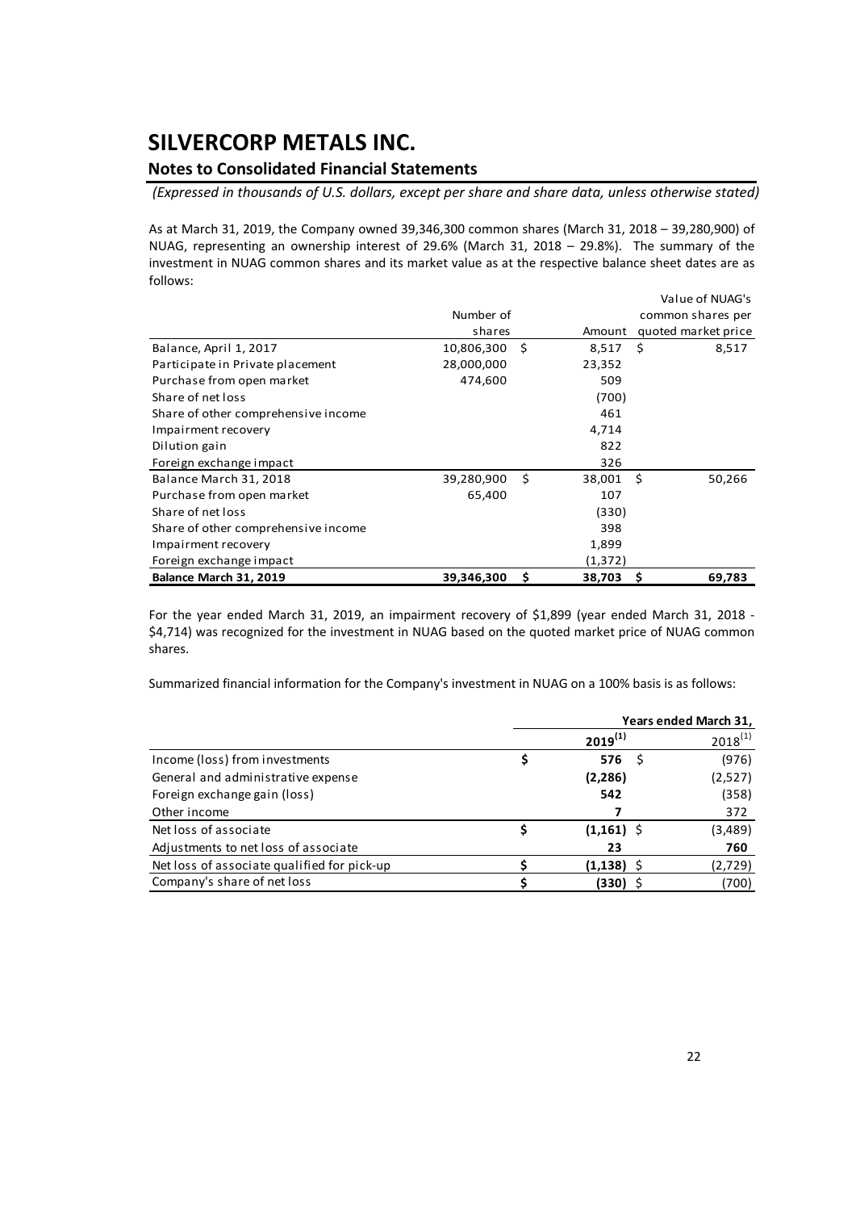# SILVERCORP METALS INC.

## Notes to Consolidated Financial Statements

*(Expressed in thousands of U.S. dollars, except per share and share data, unless otherwise stated)*

As at March 31, 2019, the Company owned 39,346,300 common shares (March 31, 2018 – 39,280,900) of NUAG, representing an ownership interest of 29.6% (March 31, 2018 – 29.8%). The summary of the investment in NUAG common shares and its market value as at the respective balance sheet dates are as follows:

| | Number of shares | Amount | Value of NUAG's common shares per quoted market price |
|---|---|---|---|
| Balance, April 1, 2017 | 10,806,300 | $ 8,517 | $ 8,517 |
| Participate in Private placement | 28,000,000 | 23,352 | |
| Purchase from open market | 474,600 | 509 | |
| Share of net loss | | (700) | |
| Share of other comprehensive income | | 461 | |
| Impairment recovery | | 4,714 | |
| Dilution gain | | 822 | |
| Foreign exchange impact | | 326 | |
| Balance March 31, 2018 | 39,280,900 | $ 38,001 | $ 50,266 |
| Purchase from open market | 65,400 | 107 | |
| Share of net loss | | (330) | |
| Share of other comprehensive income | | 398 | |
| Impairment recovery | | 1,899 | |
| Foreign exchange impact | | (1,372) | |
| **Balance March 31, 2019** | **39,346,300** | **$ 38,703** | **$ 69,783** |

For the year ended March 31, 2019, an impairment recovery of $1,899 (year ended March 31, 2018 - $4,714) was recognized for the investment in NUAG based on the quoted market price of NUAG common shares.

Summarized financial information for the Company's investment in NUAG on a 100% basis is as follows:

| | Years ended March 31, | |
|---|---|---|
| | **2019[(1)]** | 2018[(1)] |
| Income (loss) from investments | **$ 576** | $ (976) |
| General and administrative expense | **(2,286)** | (2,527) |
| Foreign exchange gain (loss) | **542** | (358) |
| Other income | **7** | 372 |
| Net loss of associate | **$ (1,161)** | $ (3,489) |
| Adjustments to net loss of associate | **23** | **760** |
| Net loss of associate qualified for pick-up | **$ (1,138)** | $ (2,729) |
| Company's share of net loss | **$ (330)** | $ (700) |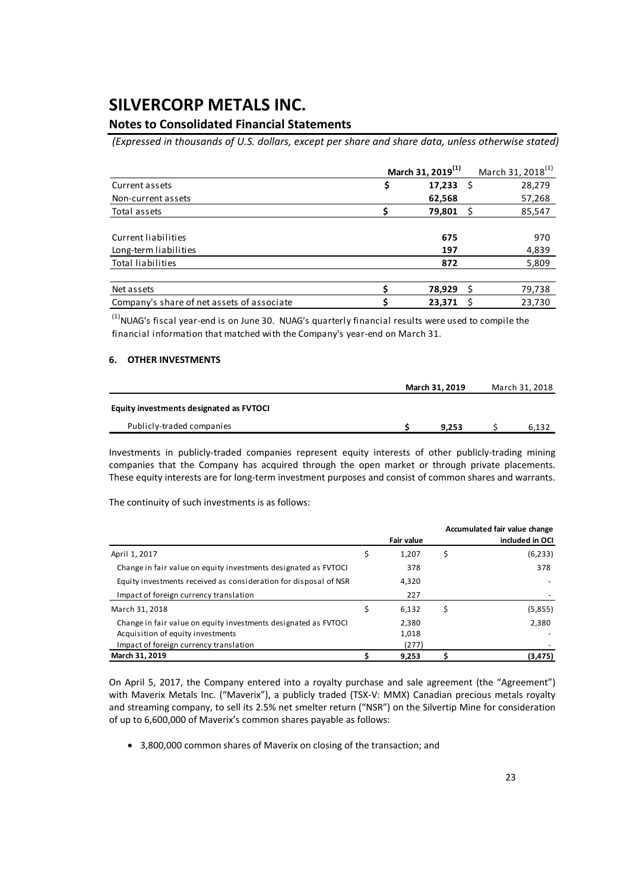# SILVERCORP METALS INC.

## Notes to Consolidated Financial Statements

*(Expressed in thousands of U.S. dollars, except per share and share data, unless otherwise stated)*

| | March 31, 2019[(1)] | March 31, 2018[(1)] |
|---|---|---|
| Current assets | $ 17,233 | $ 28,279 |
| Non-current assets | 62,568 | 57,268 |
| Total assets | $ 79,801 | $ 85,547 |
| Current liabilities | 675 | 970 |
| Long-term liabilities | 197 | 4,839 |
| Total liabilities | 872 | 5,809 |
| Net assets | $ 78,929 | $ 79,738 |
| Company's share of net assets of associate | $ 23,371 | $ 23,730 |

[(1)]NUAG's fiscal year-end is on June 30. NUAG's quarterly financial results were used to compile the financial information that matched with the Company's year-end on March 31.

### 6. OTHER INVESTMENTS

| | March 31, 2019 | March 31, 2018 |
|---|---|---|
| **Equity investments designated as FVTOCI** | | |
| Publicly-traded companies | $ 9,253 | $ 6,132 |

Investments in publicly-traded companies represent equity interests of other publicly-trading mining companies that the Company has acquired through the open market or through private placements. These equity interests are for long-term investment purposes and consist of common shares and warrants.

The continuity of such investments is as follows:

| | Fair value | Accumulated fair value change included in OCI |
|---|---|---|
| April 1, 2017 | $ 1,207 | $ (6,233) |
| Change in fair value on equity investments designated as FVTOCI | 378 | 378 |
| Equity investments received as consideration for disposal of NSR | 4,320 | - |
| Impact of foreign currency translation | 227 | - |
| March 31, 2018 | $ 6,132 | $ (5,855) |
| Change in fair value on equity investments designated as FVTOCI | 2,380 | 2,380 |
| Acquisition of equity investments | 1,018 | - |
| Impact of foreign currency translation | (277) | - |
| **March 31, 2019** | **$ 9,253** | **$ (3,475)** |

On April 5, 2017, the Company entered into a royalty purchase and sale agreement (the "Agreement") with Maverix Metals Inc. ("Maverix"), a publicly traded (TSX-V: MMX) Canadian precious metals royalty and streaming company, to sell its 2.5% net smelter return ("NSR") on the Silvertip Mine for consideration of up to 6,600,000 of Maverix's common shares payable as follows:

- 3,800,000 common shares of Maverix on closing of the transaction; and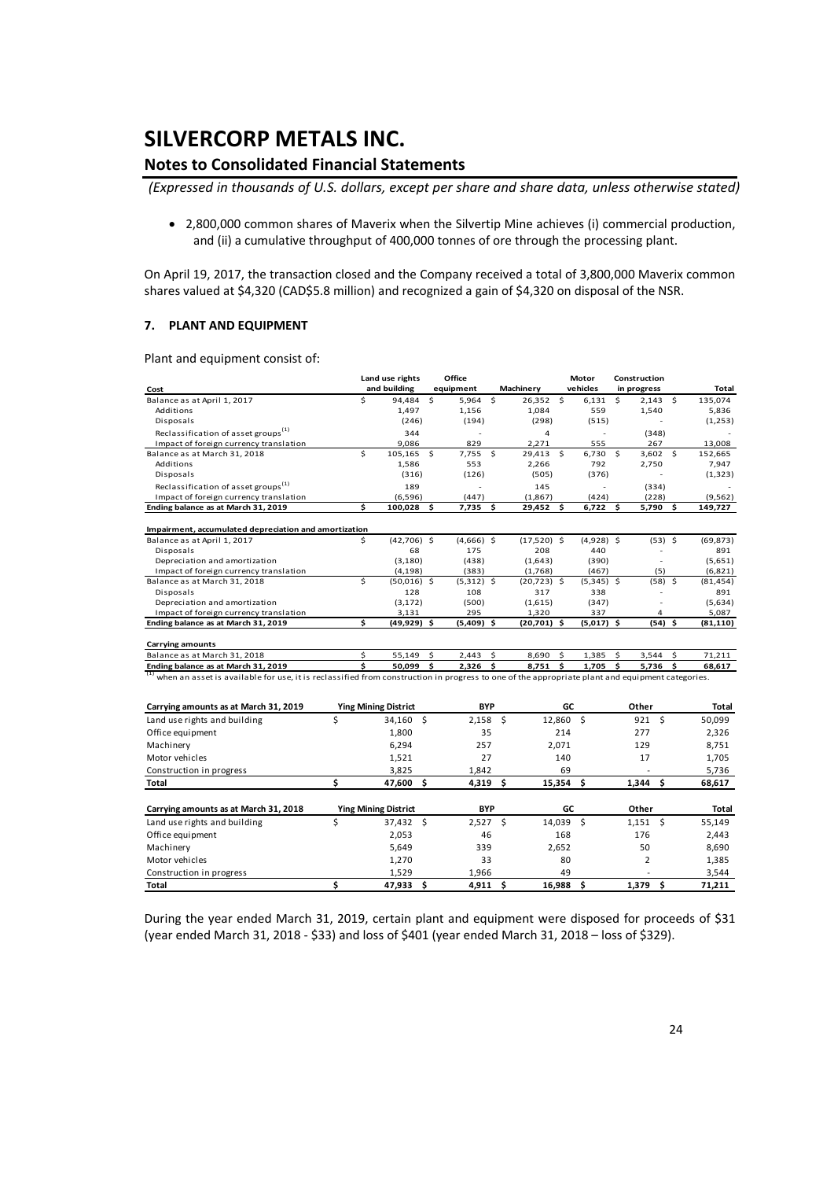# SILVERCORP METALS INC.

## Notes to Consolidated Financial Statements

*(Expressed in thousands of U.S. dollars, except per share and share data, unless otherwise stated)*

- 2,800,000 common shares of Maverix when the Silvertip Mine achieves (i) commercial production, and (ii) a cumulative throughput of 400,000 tonnes of ore through the processing plant.

On April 19, 2017, the transaction closed and the Company received a total of 3,800,000 Maverix common shares valued at $4,320 (CAD$5.8 million) and recognized a gain of $4,320 on disposal of the NSR.

### 7. PLANT AND EQUIPMENT

Plant and equipment consist of:

| Cost | Land use rights and building | Office equipment | Machinery | Motor vehicles | Construction in progress | Total |
|---|---|---|---|---|---|---|
| Balance as at April 1, 2017 | $ 94,484 | $ 5,964 | $ 26,352 | $ 6,131 | $ 2,143 | $ 135,074 |
| Additions | 1,497 | 1,156 | 1,084 | 559 | 1,540 | 5,836 |
| Disposals | (246) | (194) | (298) | (515) | - | (1,253) |
| Reclassification of asset groups[(1)] | 344 | - | 4 | - | (348) | - |
| Impact of foreign currency translation | 9,086 | 829 | 2,271 | 555 | 267 | 13,008 |
| Balance as at March 31, 2018 | $ 105,165 | $ 7,755 | $ 29,413 | $ 6,730 | $ 3,602 | $ 152,665 |
| Additions | 1,586 | 553 | 2,266 | 792 | 2,750 | 7,947 |
| Disposals | (316) | (126) | (505) | (376) | - | (1,323) |
| Reclassification of asset groups[(1)] | 189 | - | 145 | - | (334) | - |
| Impact of foreign currency translation | (6,596) | (447) | (1,867) | (424) | (228) | (9,562) |
| **Ending balance as at March 31, 2019** | **$ 100,028** | **$ 7,735** | **$ 29,452** | **$ 6,722** | **$ 5,790** | **$ 149,727** |
| | | | | | | |
| **Impairment, accumulated depreciation and amortization** | | | | | | |
| Balance as at April 1, 2017 | $ (42,706) | $ (4,666) | $ (17,520) | $ (4,928) | $ (53) | $ (69,873) |
| Disposals | 68 | 175 | 208 | 440 | - | 891 |
| Depreciation and amortization | (3,180) | (438) | (1,643) | (390) | - | (5,651) |
| Impact of foreign currency translation | (4,198) | (383) | (1,768) | (467) | (5) | (6,821) |
| Balance as at March 31, 2018 | $ (50,016) | $ (5,312) | $ (20,723) | $ (5,345) | $ (58) | $ (81,454) |
| Disposals | 128 | 108 | 317 | 338 | - | 891 |
| Depreciation and amortization | (3,172) | (500) | (1,615) | (347) | - | (5,634) |
| Impact of foreign currency translation | 3,131 | 295 | 1,320 | 337 | 4 | 5,087 |
| **Ending balance as at March 31, 2019** | **$ (49,929)** | **$ (5,409)** | **$ (20,701)** | **$ (5,017)** | **$ (54)** | **$ (81,110)** |
| | | | | | | |
| **Carrying amounts** | | | | | | |
| Balance as at March 31, 2018 | $ 55,149 | $ 2,443 | $ 8,690 | $ 1,385 | $ 3,544 | $ 71,211 |
| **Ending balance as at March 31, 2019** | **$ 50,099** | **$ 2,326** | **$ 8,751** | **$ 1,705** | **$ 5,736** | **$ 68,617** |

(1) when an asset is available for use, it is reclassified from construction in progress to one of the appropriate plant and equipment categories.

| Carrying amounts as at March 31, 2019 | Ying Mining District | BYP | GC | Other | Total |
|---|---|---|---|---|---|
| Land use rights and building | $ 34,160 | $ 2,158 | $ 12,860 | $ 921 | $ 50,099 |
| Office equipment | 1,800 | 35 | 214 | 277 | 2,326 |
| Machinery | 6,294 | 257 | 2,071 | 129 | 8,751 |
| Motor vehicles | 1,521 | 27 | 140 | 17 | 1,705 |
| Construction in progress | 3,825 | 1,842 | 69 | - | 5,736 |
| **Total** | **$ 47,600** | **$ 4,319** | **$ 15,354** | **$ 1,344** | **$ 68,617** |

| Carrying amounts as at March 31, 2018 | Ying Mining District | BYP | GC | Other | Total |
|---|---|---|---|---|---|
| Land use rights and building | $ 37,432 | $ 2,527 | $ 14,039 | $ 1,151 | $ 55,149 |
| Office equipment | 2,053 | 46 | 168 | 176 | 2,443 |
| Machinery | 5,649 | 339 | 2,652 | 50 | 8,690 |
| Motor vehicles | 1,270 | 33 | 80 | 2 | 1,385 |
| Construction in progress | 1,529 | 1,966 | 49 | - | 3,544 |
| **Total** | **$ 47,933** | **$ 4,911** | **$ 16,988** | **$ 1,379** | **$ 71,211** |

During the year ended March 31, 2019, certain plant and equipment were disposed for proceeds of $31 (year ended March 31, 2018 - $33) and loss of $401 (year ended March 31, 2018 – loss of $329).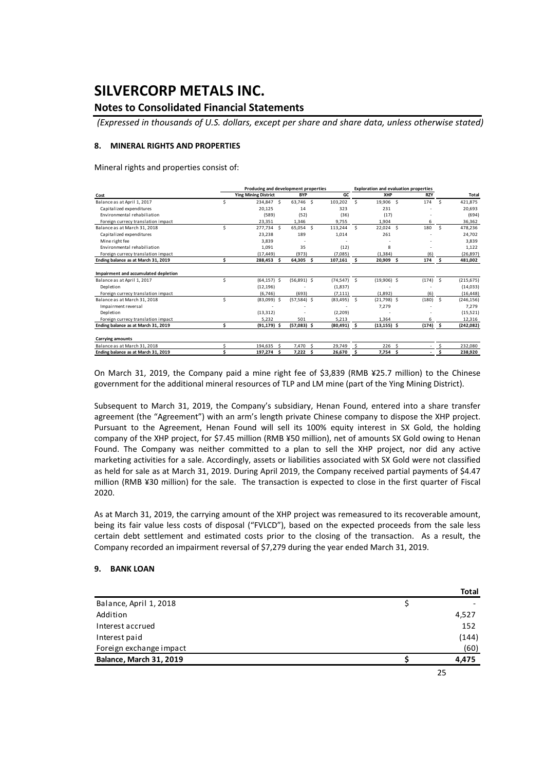# SILVERCORP METALS INC.

## Notes to Consolidated Financial Statements

*(Expressed in thousands of U.S. dollars, except per share and share data, unless otherwise stated)*

### 8. MINERAL RIGHTS AND PROPERTIES

Mineral rights and properties consist of:

| | Producing and development properties | | | Exploration and evaluation properties | | |
|---|---|---|---|---|---|---|
| **Cost** | **Ying Mining District** | **BYP** | **GC** | **XHP** | **RZY** | **Total** |
| Balance as at April 1, 2017 | $ 234,847 | $ 63,746 | $ 103,202 | $ 19,906 | $ 174 | $ 421,875 |
| Capitalized expenditures | 20,125 | 14 | 323 | 231 | - | 20,693 |
| Environmental rehabiliation | (589) | (52) | (36) | (17) | - | (694) |
| Foreign currecy translation impact | 23,351 | 1,346 | 9,755 | 1,904 | 6 | 36,362 |
| Balance as at March 31, 2018 | $ 277,734 | $ 65,054 | $ 113,244 | $ 22,024 | $ 180 | $ 478,236 |
| Capitalized expenditures | 23,238 | 189 | 1,014 | 261 | - | 24,702 |
| Mine right fee | 3,839 | - | - | - | - | 3,839 |
| Environmental rehabiliation | 1,091 | 35 | (12) | 8 | - | 1,122 |
| Foreign currecy translation impact | (17,449) | (973) | (7,085) | (1,384) | (6) | (26,897) |
| **Ending balance as at March 31, 2019** | **$ 288,453** | **$ 64,305** | **$ 107,161** | **$ 20,909** | **$ 174** | **$ 481,002** |
| | | | | | | |
| **Impairment and accumulated depletion** | | | | | | |
| Balance as at April 1, 2017 | $ (64,157) | $ (56,891) | $ (74,547) | $ (19,906) | $ (174) | $ (215,675) |
| Depletion | (12,196) | - | (1,837) | - | - | (14,033) |
| Foreign currecy translation impact | (6,746) | (693) | (7,111) | (1,892) | (6) | (16,448) |
| Balance as at March 31, 2018 | $ (83,099) | $ (57,584) | $ (83,495) | $ (21,798) | $ (180) | $ (246,156) |
| Impairment reversal | - | - | - | 7,279 | - | 7,279 |
| Depletion | (13,312) | - | (2,209) | - | - | (15,521) |
| Foreign currecy translation impact | 5,232 | 501 | 5,213 | 1,364 | 6 | 12,316 |
| **Ending balance as at March 31, 2019** | **$ (91,179)** | **$ (57,083)** | **$ (80,491)** | **$ (13,155)** | **$ (174)** | **$ (242,082)** |
| | | | | | | |
| **Carrying amounts** | | | | | | |
| Balance as at March 31, 2018 | $ 194,635 | $ 7,470 | $ 29,749 | $ 226 | $ - | $ 232,080 |
| **Ending balance as at March 31, 2019** | **$ 197,274** | **$ 7,222** | **$ 26,670** | **$ 7,754** | **$ -** | **$ 238,920** |

On March 31, 2019, the Company paid a mine right fee of $3,839 (RMB ¥25.7 million) to the Chinese government for the additional mineral resources of TLP and LM mine (part of the Ying Mining District).

Subsequent to March 31, 2019, the Company's subsidiary, Henan Found, entered into a share transfer agreement (the "Agreement") with an arm's length private Chinese company to dispose the XHP project. Pursuant to the Agreement, Henan Found will sell its 100% equity interest in SX Gold, the holding company of the XHP project, for $7.45 million (RMB ¥50 million), net of amounts SX Gold owing to Henan Found. The Company was neither committed to a plan to sell the XHP project, nor did any active marketing activities for a sale. Accordingly, assets or liabilities associated with SX Gold were not classified as held for sale as at March 31, 2019. During April 2019, the Company received partial payments of $4.47 million (RMB ¥30 million) for the sale. The transaction is expected to close in the first quarter of Fiscal 2020.

As at March 31, 2019, the carrying amount of the XHP project was remeasured to its recoverable amount, being its fair value less costs of disposal ("FVLCD"), based on the expected proceeds from the sale less certain debt settlement and estimated costs prior to the closing of the transaction. As a result, the Company recorded an impairment reversal of $7,279 during the year ended March 31, 2019.

### 9. BANK LOAN

| | **Total** |
|---|---|
| Balance, April 1, 2018 | $ - |
| Addition | 4,527 |
| Interest accrued | 152 |
| Interest paid | (144) |
| Foreign exchange impact | (60) |
| **Balance, March 31, 2019** | **$ 4,475** |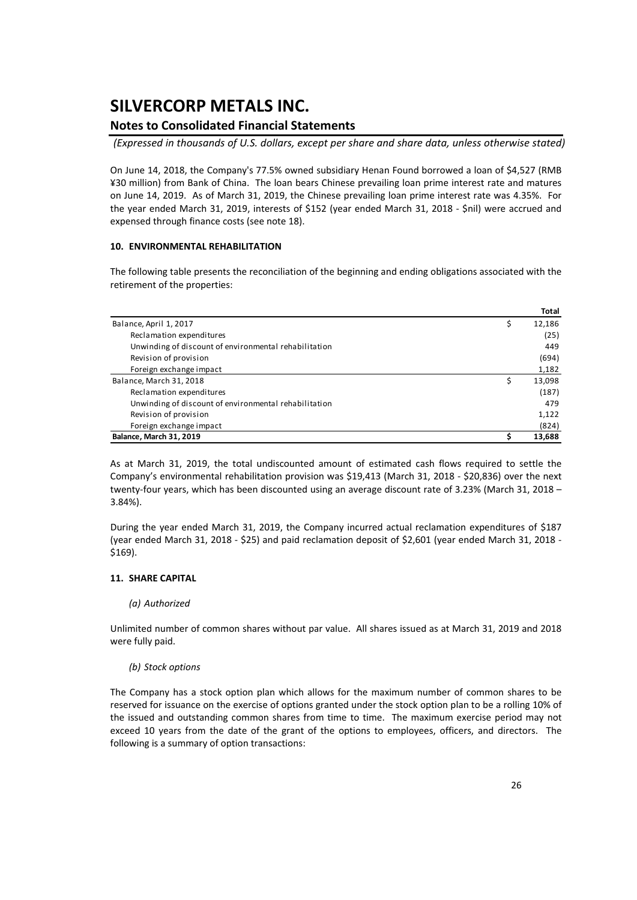On June 14, 2018, the Company's 77.5% owned subsidiary Henan Found borrowed a loan of $4,527 (RMB ¥30 million) from Bank of China. The loan bears Chinese prevailing loan prime interest rate and matures on June 14, 2019. As of March 31, 2019, the Chinese prevailing loan prime interest rate was 4.35%. For the year ended March 31, 2019, interests of $152 (year ended March 31, 2018 - $nil) were accrued and expensed through finance costs (see note 18).

## 10. ENVIRONMENTAL REHABILITATION

The following table presents the reconciliation of the beginning and ending obligations associated with the retirement of the properties:

| | | Total |
|---|---|---|
| Balance, April 1, 2017 | $ | 12,186 |
| Reclamation expenditures | | (25) |
| Unwinding of discount of environmental rehabilitation | | 449 |
| Revision of provision | | (694) |
| Foreign exchange impact | | 1,182 |
| Balance, March 31, 2018 | $ | 13,098 |
| Reclamation expenditures | | (187) |
| Unwinding of discount of environmental rehabilitation | | 479 |
| Revision of provision | | 1,122 |
| Foreign exchange impact | | (824) |
| **Balance, March 31, 2019** | **$** | **13,688** |

As at March 31, 2019, the total undiscounted amount of estimated cash flows required to settle the Company's environmental rehabilitation provision was $19,413 (March 31, 2018 - $20,836) over the next twenty-four years, which has been discounted using an average discount rate of 3.23% (March 31, 2018 – 3.84%).

During the year ended March 31, 2019, the Company incurred actual reclamation expenditures of $187 (year ended March 31, 2018 - $25) and paid reclamation deposit of $2,601 (year ended March 31, 2018 - $169).

## 11. SHARE CAPITAL

*(a) Authorized*

Unlimited number of common shares without par value. All shares issued as at March 31, 2019 and 2018 were fully paid.

*(b) Stock options*

The Company has a stock option plan which allows for the maximum number of common shares to be reserved for issuance on the exercise of options granted under the stock option plan to be a rolling 10% of the issued and outstanding common shares from time to time. The maximum exercise period may not exceed 10 years from the date of the grant of the options to employees, officers, and directors. The following is a summary of option transactions: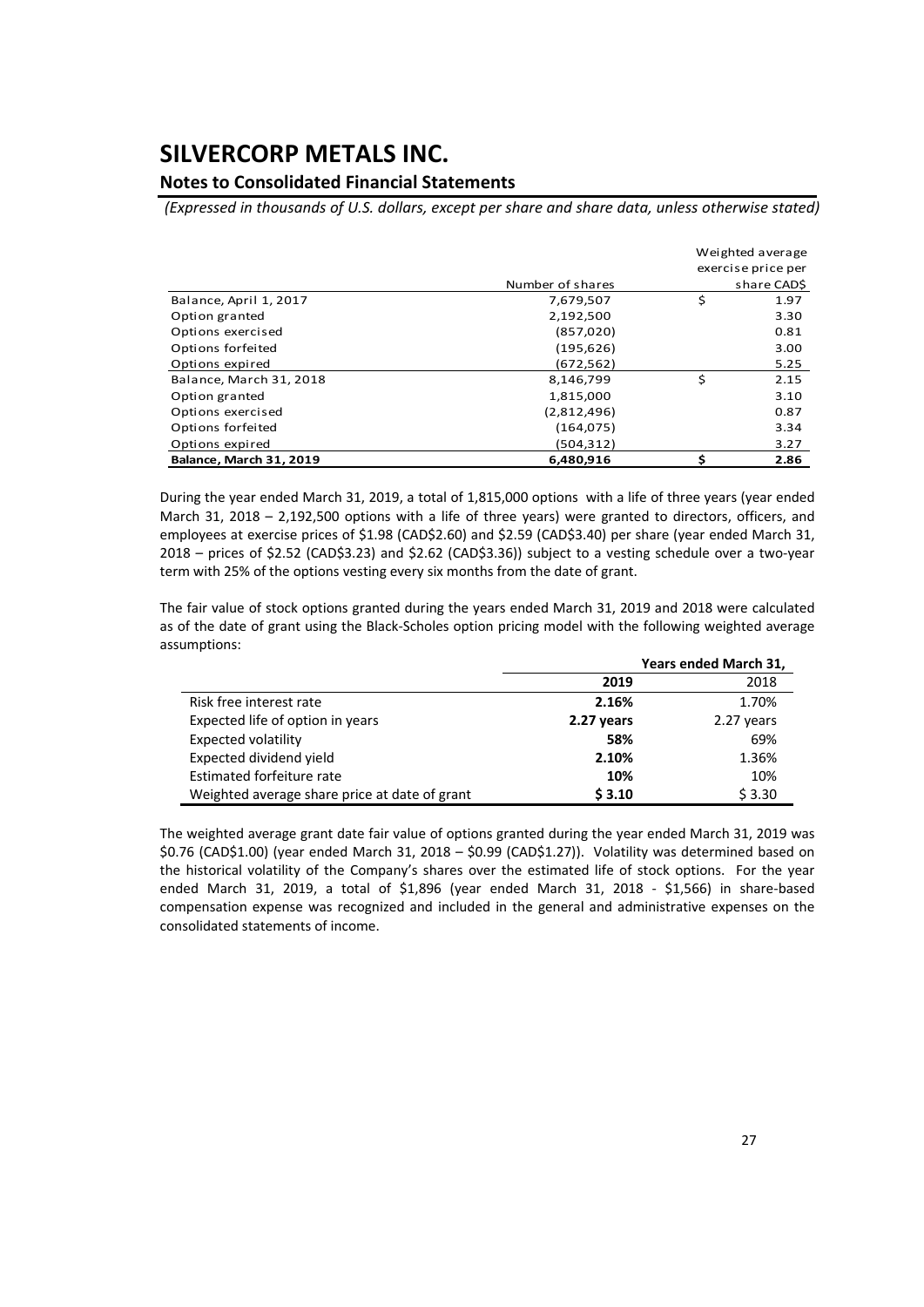| | Number of shares | Weighted average exercise price per share CAD$ |
|---|---|---|
| Balance, April 1, 2017 | 7,679,507 | $ 1.97 |
| Option granted | 2,192,500 | 3.30 |
| Options exercised | (857,020) | 0.81 |
| Options forfeited | (195,626) | 3.00 |
| Options expired | (672,562) | 5.25 |
| Balance, March 31, 2018 | 8,146,799 | $ 2.15 |
| Option granted | 1,815,000 | 3.10 |
| Options exercised | (2,812,496) | 0.87 |
| Options forfeited | (164,075) | 3.34 |
| Options expired | (504,312) | 3.27 |
| **Balance, March 31, 2019** | **6,480,916** | **$ 2.86** |

During the year ended March 31, 2019, a total of 1,815,000 options with a life of three years (year ended March 31, 2018 – 2,192,500 options with a life of three years) were granted to directors, officers, and employees at exercise prices of $1.98 (CAD$2.60) and $2.59 (CAD$3.40) per share (year ended March 31, 2018 – prices of $2.52 (CAD$3.23) and $2.62 (CAD$3.36)) subject to a vesting schedule over a two-year term with 25% of the options vesting every six months from the date of grant.

The fair value of stock options granted during the years ended March 31, 2019 and 2018 were calculated as of the date of grant using the Black-Scholes option pricing model with the following weighted average assumptions:

| | **Years ended March 31,** | |
|---|---|---|
| | **2019** | 2018 |
| Risk free interest rate | **2.16%** | 1.70% |
| Expected life of option in years | **2.27 years** | 2.27 years |
| Expected volatility | **58%** | 69% |
| Expected dividend yield | **2.10%** | 1.36% |
| Estimated forfeiture rate | **10%** | 10% |
| Weighted average share price at date of grant | **$ 3.10** | $ 3.30 |

The weighted average grant date fair value of options granted during the year ended March 31, 2019 was $0.76 (CAD$1.00) (year ended March 31, 2018 – $0.99 (CAD$1.27)). Volatility was determined based on the historical volatility of the Company's shares over the estimated life of stock options. For the year ended March 31, 2019, a total of $1,896 (year ended March 31, 2018 - $1,566) in share-based compensation expense was recognized and included in the general and administrative expenses on the consolidated statements of income.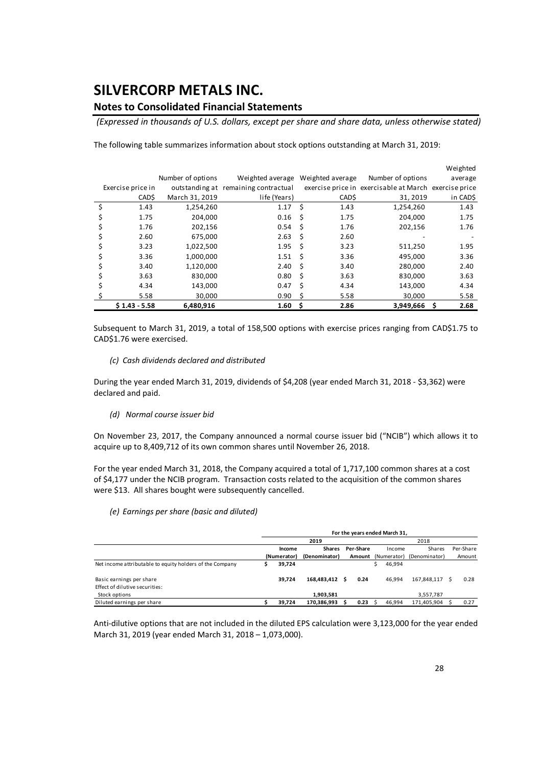# SILVERCORP METALS INC.

## Notes to Consolidated Financial Statements

*(Expressed in thousands of U.S. dollars, except per share and share data, unless otherwise stated)*

The following table summarizes information about stock options outstanding at March 31, 2019:

| Exercise price in CAD$ | Number of options outstanding at March 31, 2019 | Weighted average remaining contractual life (Years) | Weighted average exercise price in CAD$ | Number of options exercisable at March 31, 2019 | Weighted average exercise price in CAD$ |
|---|---|---|---|---|---|
| $ 1.43 | 1,254,260 | 1.17 | $ 1.43 | 1,254,260 | 1.43 |
| $ 1.75 | 204,000 | 0.16 | $ 1.75 | 204,000 | 1.75 |
| $ 1.76 | 202,156 | 0.54 | $ 1.76 | 202,156 | 1.76 |
| $ 2.60 | 675,000 | 2.63 | $ 2.60 | - | - |
| $ 3.23 | 1,022,500 | 1.95 | $ 3.23 | 511,250 | 1.95 |
| $ 3.36 | 1,000,000 | 1.51 | $ 3.36 | 495,000 | 3.36 |
| $ 3.40 | 1,120,000 | 2.40 | $ 3.40 | 280,000 | 2.40 |
| $ 3.63 | 830,000 | 0.80 | $ 3.63 | 830,000 | 3.63 |
| $ 4.34 | 143,000 | 0.47 | $ 4.34 | 143,000 | 4.34 |
| $ 5.58 | 30,000 | 0.90 | $ 5.58 | 30,000 | 5.58 |
| **$ 1.43 - 5.58** | **6,480,916** | **1.60** | **$ 2.86** | **3,949,666** | **$ 2.68** |

Subsequent to March 31, 2019, a total of 158,500 options with exercise prices ranging from CAD$1.75 to CAD$1.76 were exercised.

*(c) Cash dividends declared and distributed*

During the year ended March 31, 2019, dividends of $4,208 (year ended March 31, 2018 - $3,362) were declared and paid.

*(d) Normal course issuer bid*

On November 23, 2017, the Company announced a normal course issuer bid ("NCIB") which allows it to acquire up to 8,409,712 of its own common shares until November 26, 2018.

For the year ended March 31, 2018, the Company acquired a total of 1,717,100 common shares at a cost of $4,177 under the NCIB program. Transaction costs related to the acquisition of the common shares were $13. All shares bought were subsequently cancelled.

*(e) Earnings per share (basic and diluted)*

| | **For the years ended March 31,** | | | | | |
|---|---|---|---|---|---|---|
| | **2019** | | | 2018 | | |
| | **Income (Numerator)** | **Shares (Denominator)** | **Per-Share Amount** | Income (Numerator) | Shares (Denominator) | Per-Share Amount |
| Net income attributable to equity holders of the Company | $ 39,724 | | | $ 46,994 | | |
| Basic earnings per share | 39,724 | 168,483,412 | $ 0.24 | 46,994 | 167,848,117 | $ 0.28 |
| Effect of dilutive securities: | | | | | | |
| Stock options | | 1,903,581 | | | 3,557,787 | |
| Diluted earnings per share | $ 39,724 | 170,386,993 | $ 0.23 | $ 46,994 | 171,405,904 | $ 0.27 |

Anti-dilutive options that are not included in the diluted EPS calculation were 3,123,000 for the year ended March 31, 2019 (year ended March 31, 2018 – 1,073,000).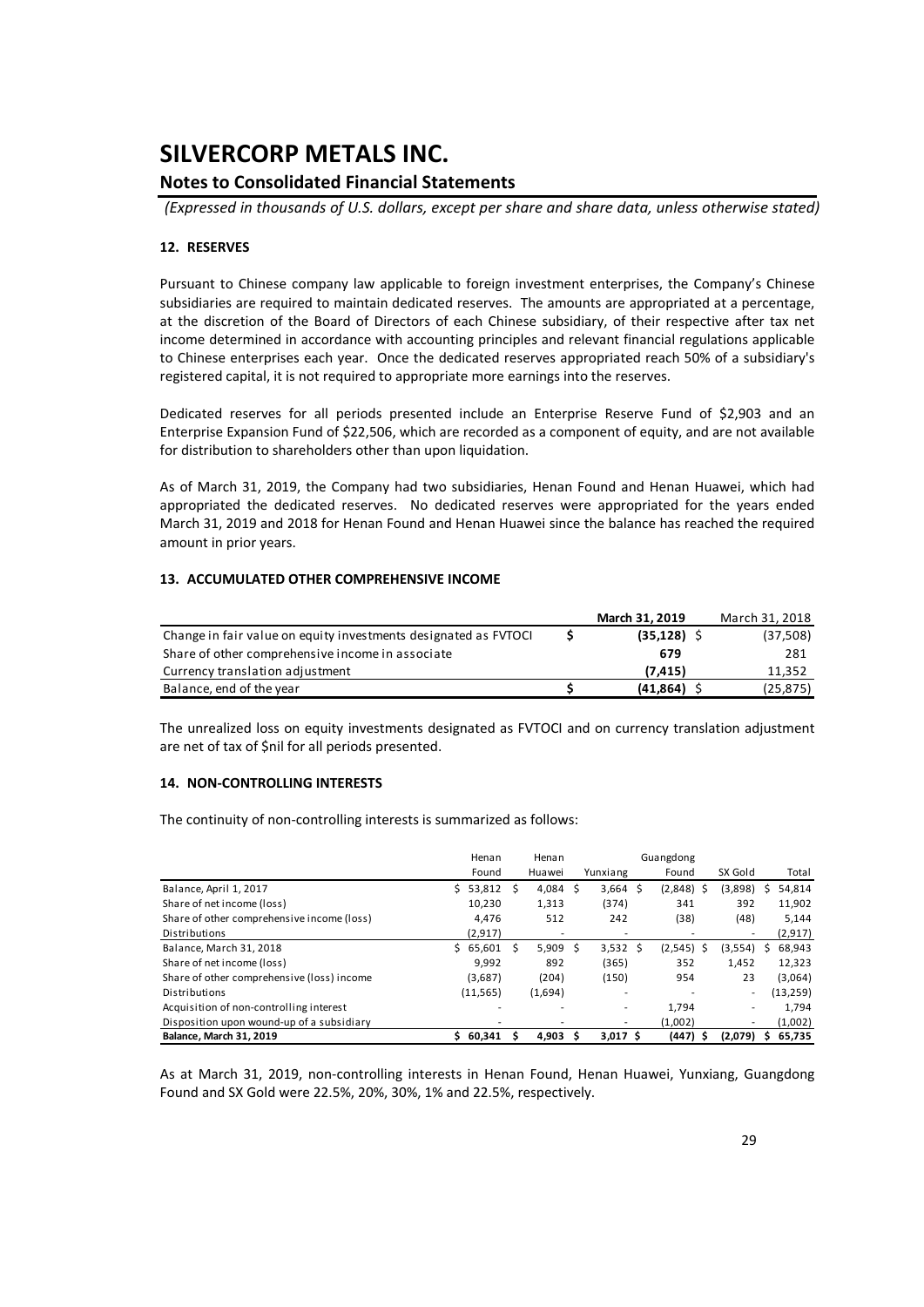# SILVERCORP METALS INC.

## Notes to Consolidated Financial Statements

*(Expressed in thousands of U.S. dollars, except per share and share data, unless otherwise stated)*

### 12. RESERVES

Pursuant to Chinese company law applicable to foreign investment enterprises, the Company's Chinese subsidiaries are required to maintain dedicated reserves. The amounts are appropriated at a percentage, at the discretion of the Board of Directors of each Chinese subsidiary, of their respective after tax net income determined in accordance with accounting principles and relevant financial regulations applicable to Chinese enterprises each year. Once the dedicated reserves appropriated reach 50% of a subsidiary's registered capital, it is not required to appropriate more earnings into the reserves.

Dedicated reserves for all periods presented include an Enterprise Reserve Fund of $2,903 and an Enterprise Expansion Fund of $22,506, which are recorded as a component of equity, and are not available for distribution to shareholders other than upon liquidation.

As of March 31, 2019, the Company had two subsidiaries, Henan Found and Henan Huawei, which had appropriated the dedicated reserves. No dedicated reserves were appropriated for the years ended March 31, 2019 and 2018 for Henan Found and Henan Huawei since the balance has reached the required amount in prior years.

### 13. ACCUMULATED OTHER COMPREHENSIVE INCOME

| | **March 31, 2019** | March 31, 2018 |
|---|---|---|
| Change in fair value on equity investments designated as FVTOCI | **$ (35,128)** | $ (37,508) |
| Share of other comprehensive income in associate | **679** | 281 |
| Currency translation adjustment | **(7,415)** | 11,352 |
| Balance, end of the year | **$ (41,864)** | $ (25,875) |

The unrealized loss on equity investments designated as FVTOCI and on currency translation adjustment are net of tax of $nil for all periods presented.

### 14. NON-CONTROLLING INTERESTS

The continuity of non-controlling interests is summarized as follows:

| | Henan Found | Henan Huawei | Yunxiang | Guangdong Found | SX Gold | Total |
|---|---|---|---|---|---|---|
| Balance, April 1, 2017 | $ 53,812 | $ 4,084 | $ 3,664 | $ (2,848) | $ (3,898) | $ 54,814 |
| Share of net income (loss) | 10,230 | 1,313 | (374) | 341 | 392 | 11,902 |
| Share of other comprehensive income (loss) | 4,476 | 512 | 242 | (38) | (48) | 5,144 |
| Distributions | (2,917) | - | - | - | - | (2,917) |
| Balance, March 31, 2018 | $ 65,601 | $ 5,909 | $ 3,532 | $ (2,545) | $ (3,554) | $ 68,943 |
| Share of net income (loss) | 9,992 | 892 | (365) | 352 | 1,452 | 12,323 |
| Share of other comprehensive (loss) income | (3,687) | (204) | (150) | 954 | 23 | (3,064) |
| Distributions | (11,565) | (1,694) | - | - | - | (13,259) |
| Acquisition of non-controlling interest | - | - | - | 1,794 | - | 1,794 |
| Disposition upon wound-up of a subsidiary | - | - | - | (1,002) | - | (1,002) |
| **Balance, March 31, 2019** | **$ 60,341** | **$ 4,903** | **$ 3,017** | **$ (447)** | **$ (2,079)** | **$ 65,735** |

As at March 31, 2019, non-controlling interests in Henan Found, Henan Huawei, Yunxiang, Guangdong Found and SX Gold were 22.5%, 20%, 30%, 1% and 22.5%, respectively.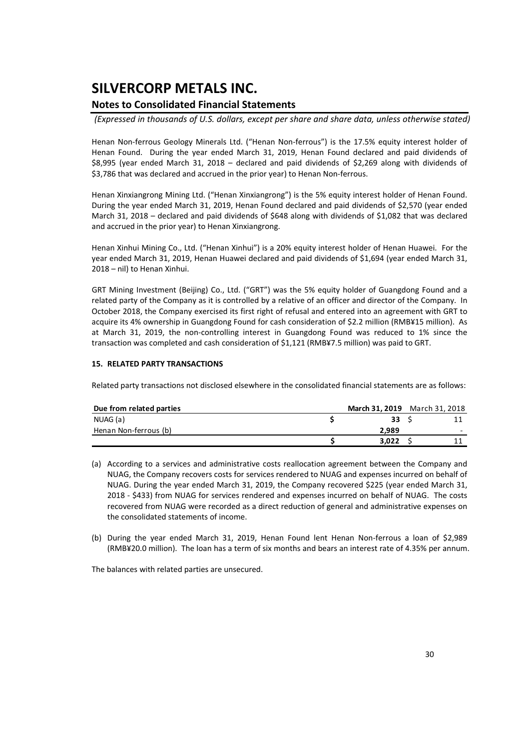Henan Non-ferrous Geology Minerals Ltd. ("Henan Non-ferrous") is the 17.5% equity interest holder of Henan Found. During the year ended March 31, 2019, Henan Found declared and paid dividends of $8,995 (year ended March 31, 2018 – declared and paid dividends of $2,269 along with dividends of $3,786 that was declared and accrued in the prior year) to Henan Non-ferrous.

Henan Xinxiangrong Mining Ltd. ("Henan Xinxiangrong") is the 5% equity interest holder of Henan Found. During the year ended March 31, 2019, Henan Found declared and paid dividends of $2,570 (year ended March 31, 2018 – declared and paid dividends of $648 along with dividends of $1,082 that was declared and accrued in the prior year) to Henan Xinxiangrong.

Henan Xinhui Mining Co., Ltd. ("Henan Xinhui") is a 20% equity interest holder of Henan Huawei. For the year ended March 31, 2019, Henan Huawei declared and paid dividends of $1,694 (year ended March 31, 2018 – nil) to Henan Xinhui.

GRT Mining Investment (Beijing) Co., Ltd. ("GRT") was the 5% equity holder of Guangdong Found and a related party of the Company as it is controlled by a relative of an officer and director of the Company. In October 2018, the Company exercised its first right of refusal and entered into an agreement with GRT to acquire its 4% ownership in Guangdong Found for cash consideration of $2.2 million (RMB¥15 million). As at March 31, 2019, the non-controlling interest in Guangdong Found was reduced to 1% since the transaction was completed and cash consideration of $1,121 (RMB¥7.5 million) was paid to GRT.

**15. RELATED PARTY TRANSACTIONS**

Related party transactions not disclosed elsewhere in the consolidated financial statements are as follows:

| Due from related parties | March 31, 2019 | March 31, 2018 |
|---|---|---|
| NUAG (a) | $ 33 | $ 11 |
| Henan Non-ferrous (b) | 2,989 | - |
| | $ 3,022 | $ 11 |

(a) According to a services and administrative costs reallocation agreement between the Company and NUAG, the Company recovers costs for services rendered to NUAG and expenses incurred on behalf of NUAG. During the year ended March 31, 2019, the Company recovered $225 (year ended March 31, 2018 - $433) from NUAG for services rendered and expenses incurred on behalf of NUAG. The costs recovered from NUAG were recorded as a direct reduction of general and administrative expenses on the consolidated statements of income.

(b) During the year ended March 31, 2019, Henan Found lent Henan Non-ferrous a loan of $2,989 (RMB¥20.0 million). The loan has a term of six months and bears an interest rate of 4.35% per annum.

The balances with related parties are unsecured.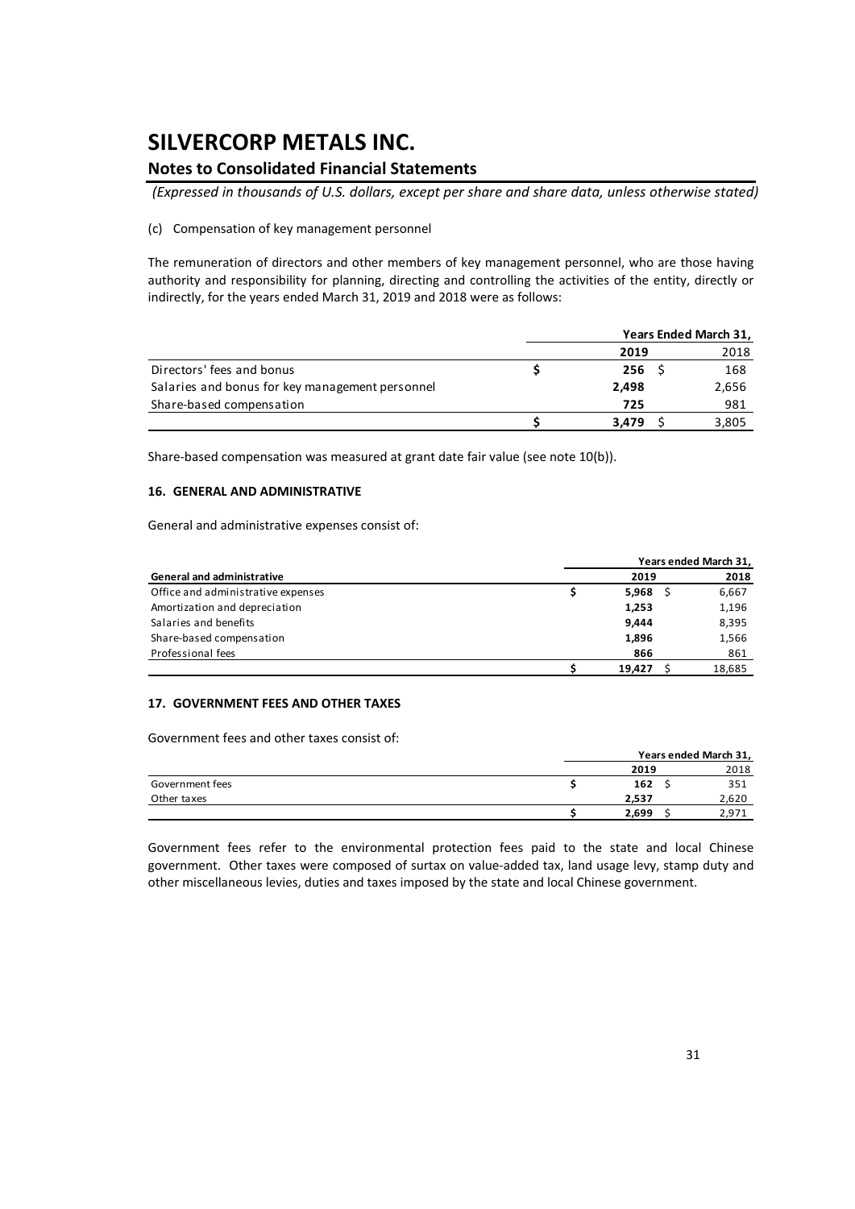(c) Compensation of key management personnel

The remuneration of directors and other members of key management personnel, who are those having authority and responsibility for planning, directing and controlling the activities of the entity, directly or indirectly, for the years ended March 31, 2019 and 2018 were as follows:

| | Years Ended March 31, | |
|---|---|---|
| | **2019** | 2018 |
| Directors' fees and bonus | **$ 256** | $ 168 |
| Salaries and bonus for key management personnel | **2,498** | 2,656 |
| Share-based compensation | **725** | 981 |
| | **$ 3,479** | $ 3,805 |

Share-based compensation was measured at grant date fair value (see note 10(b)).

### 16. GENERAL AND ADMINISTRATIVE

General and administrative expenses consist of:

| | Years ended March 31, | |
|---|---|---|
| **General and administrative** | **2019** | **2018** |
| Office and administrative expenses | **$ 5,968** | $ 6,667 |
| Amortization and depreciation | **1,253** | 1,196 |
| Salaries and benefits | **9,444** | 8,395 |
| Share-based compensation | **1,896** | 1,566 |
| Professional fees | **866** | 861 |
| | **$ 19,427** | $ 18,685 |

### 17. GOVERNMENT FEES AND OTHER TAXES

Government fees and other taxes consist of:

| | Years ended March 31, | |
|---|---|---|
| | **2019** | 2018 |
| Government fees | **$ 162** | $ 351 |
| Other taxes | **2,537** | 2,620 |
| | **$ 2,699** | $ 2,971 |

Government fees refer to the environmental protection fees paid to the state and local Chinese government. Other taxes were composed of surtax on value-added tax, land usage levy, stamp duty and other miscellaneous levies, duties and taxes imposed by the state and local Chinese government.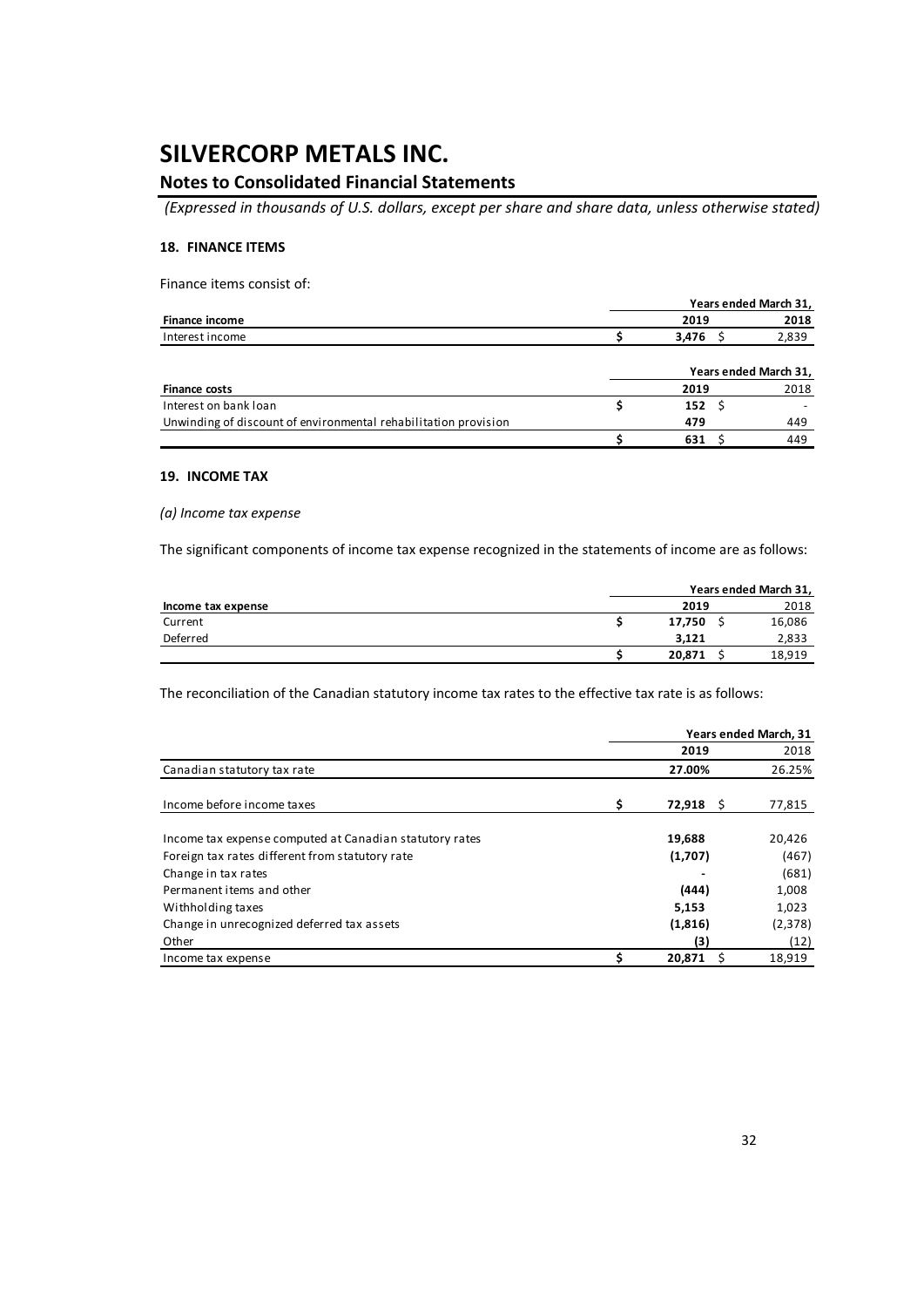# SILVERCORP METALS INC.

## Notes to Consolidated Financial Statements

*(Expressed in thousands of U.S. dollars, except per share and share data, unless otherwise stated)*

### 18. FINANCE ITEMS

Finance items consist of:

| | Years ended March 31, | |
|---|---|---|
| **Finance income** | **2019** | **2018** |
| Interest income | **$ 3,476** | $ 2,839 |

| | Years ended March 31, | |
|---|---|---|
| **Finance costs** | **2019** | 2018 |
| Interest on bank loan | **$ 152** | $ - |
| Unwinding of discount of environmental rehabilitation provision | **479** | 449 |
| | **$ 631** | $ 449 |

### 19. INCOME TAX

*(a) Income tax expense*

The significant components of income tax expense recognized in the statements of income are as follows:

| | Years ended March 31, | |
|---|---|---|
| **Income tax expense** | **2019** | 2018 |
| Current | **$ 17,750** | $ 16,086 |
| Deferred | **3,121** | 2,833 |
| | **$ 20,871** | $ 18,919 |

The reconciliation of the Canadian statutory income tax rates to the effective tax rate is as follows:

| | Years ended March, 31 | |
|---|---|---|
| | **2019** | 2018 |
| Canadian statutory tax rate | **27.00%** | 26.25% |
| Income before income taxes | **$ 72,918** | $ 77,815 |
| Income tax expense computed at Canadian statutory rates | **19,688** | 20,426 |
| Foreign tax rates different from statutory rate | **(1,707)** | (467) |
| Change in tax rates | **-** | (681) |
| Permanent items and other | **(444)** | 1,008 |
| Withholding taxes | **5,153** | 1,023 |
| Change in unrecognized deferred tax assets | **(1,816)** | (2,378) |
| Other | **(3)** | (12) |
| Income tax expense | **$ 20,871** | $ 18,919 |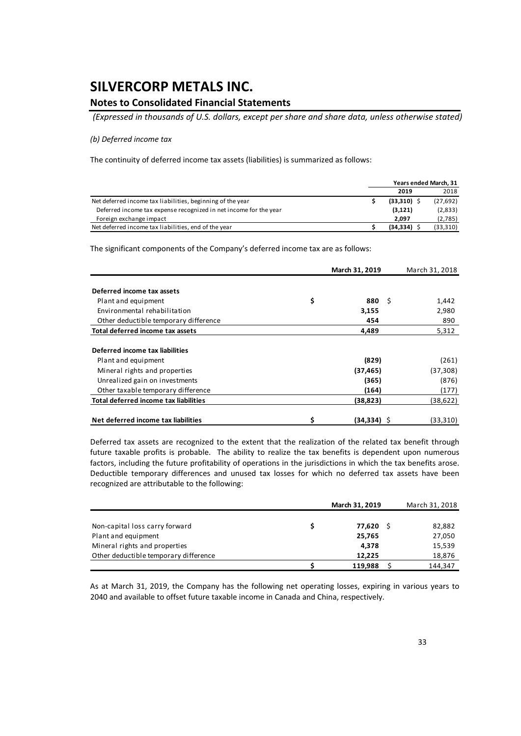# SILVERCORP METALS INC.

## Notes to Consolidated Financial Statements

*(Expressed in thousands of U.S. dollars, except per share and share data, unless otherwise stated)*

*(b) Deferred income tax*

The continuity of deferred income tax assets (liabilities) is summarized as follows:

| | Years ended March, 31 | |
|---|---|---|
| | **2019** | 2018 |
| Net deferred income tax liabilities, beginning of the year | **$ (33,310)** | $ (27,692) |
| Deferred income tax expense recognized in net income for the year | **(3,121)** | (2,833) |
| Foreign exchange impact | **2,097** | (2,785) |
| Net deferred income tax liabilities, end of the year | **$ (34,334)** | $ (33,310) |

The significant components of the Company's deferred income tax are as follows:

| | **March 31, 2019** | March 31, 2018 |
|---|---|---|
| **Deferred income tax assets** | | |
| Plant and equipment | **$ 880** | $ 1,442 |
| Environmental rehabilitation | **3,155** | 2,980 |
| Other deductible temporary difference | **454** | 890 |
| **Total deferred income tax assets** | **4,489** | 5,312 |
| **Deferred income tax liabilities** | | |
| Plant and equipment | **(829)** | (261) |
| Mineral rights and properties | **(37,465)** | (37,308) |
| Unrealized gain on investments | **(365)** | (876) |
| Other taxable temporary difference | **(164)** | (177) |
| **Total deferred income tax liabilities** | **(38,823)** | (38,622) |
| **Net deferred income tax liabilities** | **$ (34,334)** | $ (33,310) |

Deferred tax assets are recognized to the extent that the realization of the related tax benefit through future taxable profits is probable. The ability to realize the tax benefits is dependent upon numerous factors, including the future profitability of operations in the jurisdictions in which the tax benefits arose. Deductible temporary differences and unused tax losses for which no deferred tax assets have been recognized are attributable to the following:

| | **March 31, 2019** | March 31, 2018 |
|---|---|---|
| Non-capital loss carry forward | **$ 77,620** | $ 82,882 |
| Plant and equipment | **25,765** | 27,050 |
| Mineral rights and properties | **4,378** | 15,539 |
| Other deductible temporary difference | **12,225** | 18,876 |
| | **$ 119,988** | $ 144,347 |

As at March 31, 2019, the Company has the following net operating losses, expiring in various years to 2040 and available to offset future taxable income in Canada and China, respectively.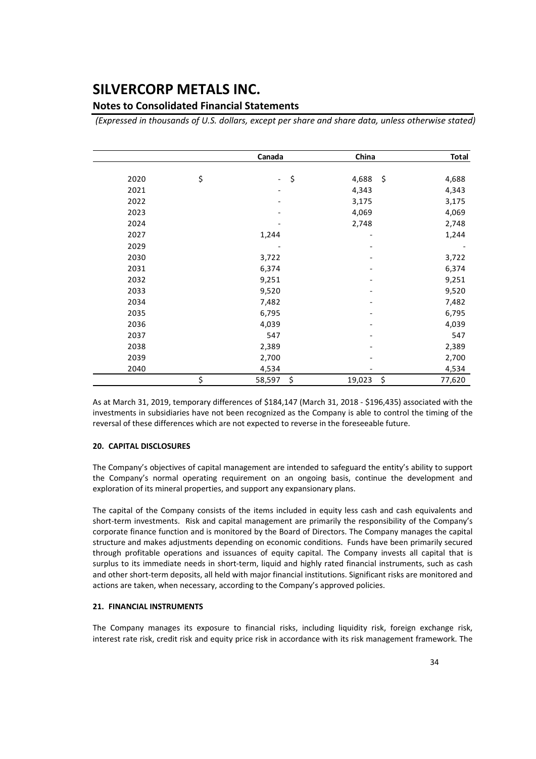| | Canada | China | Total |
|---|---|---|---|
| 2020 | $ - | $ 4,688 | $ 4,688 |
| 2021 | - | 4,343 | 4,343 |
| 2022 | - | 3,175 | 3,175 |
| 2023 | - | 4,069 | 4,069 |
| 2024 | - | 2,748 | 2,748 |
| 2027 | 1,244 | - | 1,244 |
| 2029 | - | - | - |
| 2030 | 3,722 | - | 3,722 |
| 2031 | 6,374 | - | 6,374 |
| 2032 | 9,251 | - | 9,251 |
| 2033 | 9,520 | - | 9,520 |
| 2034 | 7,482 | - | 7,482 |
| 2035 | 6,795 | - | 6,795 |
| 2036 | 4,039 | - | 4,039 |
| 2037 | 547 | - | 547 |
| 2038 | 2,389 | - | 2,389 |
| 2039 | 2,700 | - | 2,700 |
| 2040 | 4,534 | - | 4,534 |
| | $ 58,597 | $ 19,023 | $ 77,620 |

As at March 31, 2019, temporary differences of $184,147 (March 31, 2018 - $196,435) associated with the investments in subsidiaries have not been recognized as the Company is able to control the timing of the reversal of these differences which are not expected to reverse in the foreseeable future.

### 20. CAPITAL DISCLOSURES

The Company's objectives of capital management are intended to safeguard the entity's ability to support the Company's normal operating requirement on an ongoing basis, continue the development and exploration of its mineral properties, and support any expansionary plans.

The capital of the Company consists of the items included in equity less cash and cash equivalents and short-term investments. Risk and capital management are primarily the responsibility of the Company's corporate finance function and is monitored by the Board of Directors. The Company manages the capital structure and makes adjustments depending on economic conditions. Funds have been primarily secured through profitable operations and issuances of equity capital. The Company invests all capital that is surplus to its immediate needs in short-term, liquid and highly rated financial instruments, such as cash and other short-term deposits, all held with major financial institutions. Significant risks are monitored and actions are taken, when necessary, according to the Company's approved policies.

### 21. FINANCIAL INSTRUMENTS

The Company manages its exposure to financial risks, including liquidity risk, foreign exchange risk, interest rate risk, credit risk and equity price risk in accordance with its risk management framework. The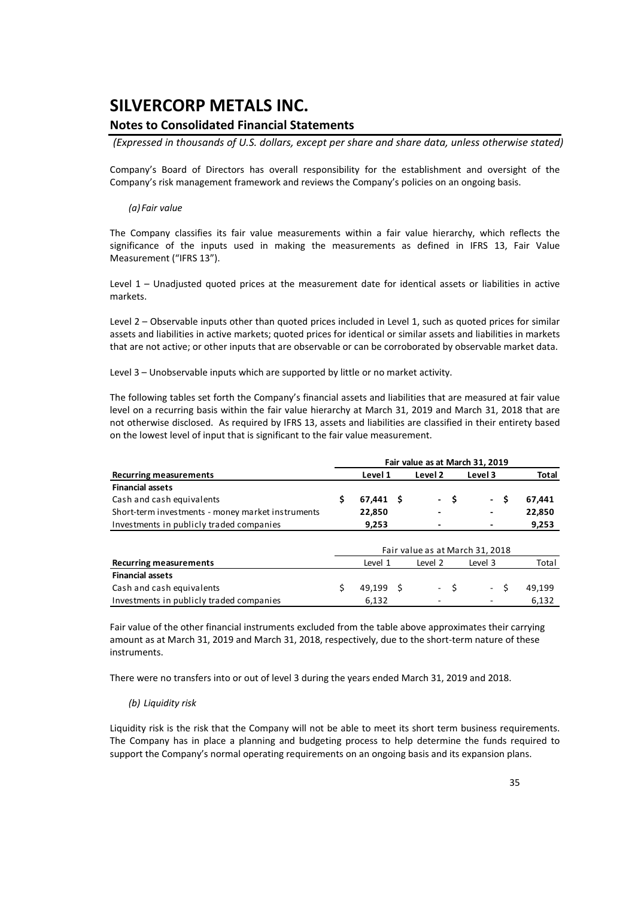Company's Board of Directors has overall responsibility for the establishment and oversight of the Company's risk management framework and reviews the Company's policies on an ongoing basis.

*(a) Fair value*

The Company classifies its fair value measurements within a fair value hierarchy, which reflects the significance of the inputs used in making the measurements as defined in IFRS 13, Fair Value Measurement ("IFRS 13").

Level 1 – Unadjusted quoted prices at the measurement date for identical assets or liabilities in active markets.

Level 2 – Observable inputs other than quoted prices included in Level 1, such as quoted prices for similar assets and liabilities in active markets; quoted prices for identical or similar assets and liabilities in markets that are not active; or other inputs that are observable or can be corroborated by observable market data.

Level 3 – Unobservable inputs which are supported by little or no market activity.

The following tables set forth the Company's financial assets and liabilities that are measured at fair value level on a recurring basis within the fair value hierarchy at March 31, 2019 and March 31, 2018 that are not otherwise disclosed. As required by IFRS 13, assets and liabilities are classified in their entirety based on the lowest level of input that is significant to the fair value measurement.

| | Fair value as at March 31, 2019 | | | |
|---|---|---|---|---|
| **Recurring measurements** | **Level 1** | **Level 2** | **Level 3** | **Total** |
| **Financial assets** | | | | |
| Cash and cash equivalents | **$ 67,441** | **$ -** | **$ -** | **$ 67,441** |
| Short-term investments - money market instruments | **22,850** | **-** | **-** | **22,850** |
| Investments in publicly traded companies | **9,253** | **-** | **-** | **9,253** |

| | Fair value as at March 31, 2018 | | | |
|---|---|---|---|---|
| **Recurring measurements** | Level 1 | Level 2 | Level 3 | Total |
| **Financial assets** | | | | |
| Cash and cash equivalents | $ 49,199 | $ - | $ - | $ 49,199 |
| Investments in publicly traded companies | 6,132 | - | - | 6,132 |

Fair value of the other financial instruments excluded from the table above approximates their carrying amount as at March 31, 2019 and March 31, 2018, respectively, due to the short-term nature of these instruments.

There were no transfers into or out of level 3 during the years ended March 31, 2019 and 2018.

*(b) Liquidity risk*

Liquidity risk is the risk that the Company will not be able to meet its short term business requirements. The Company has in place a planning and budgeting process to help determine the funds required to support the Company's normal operating requirements on an ongoing basis and its expansion plans.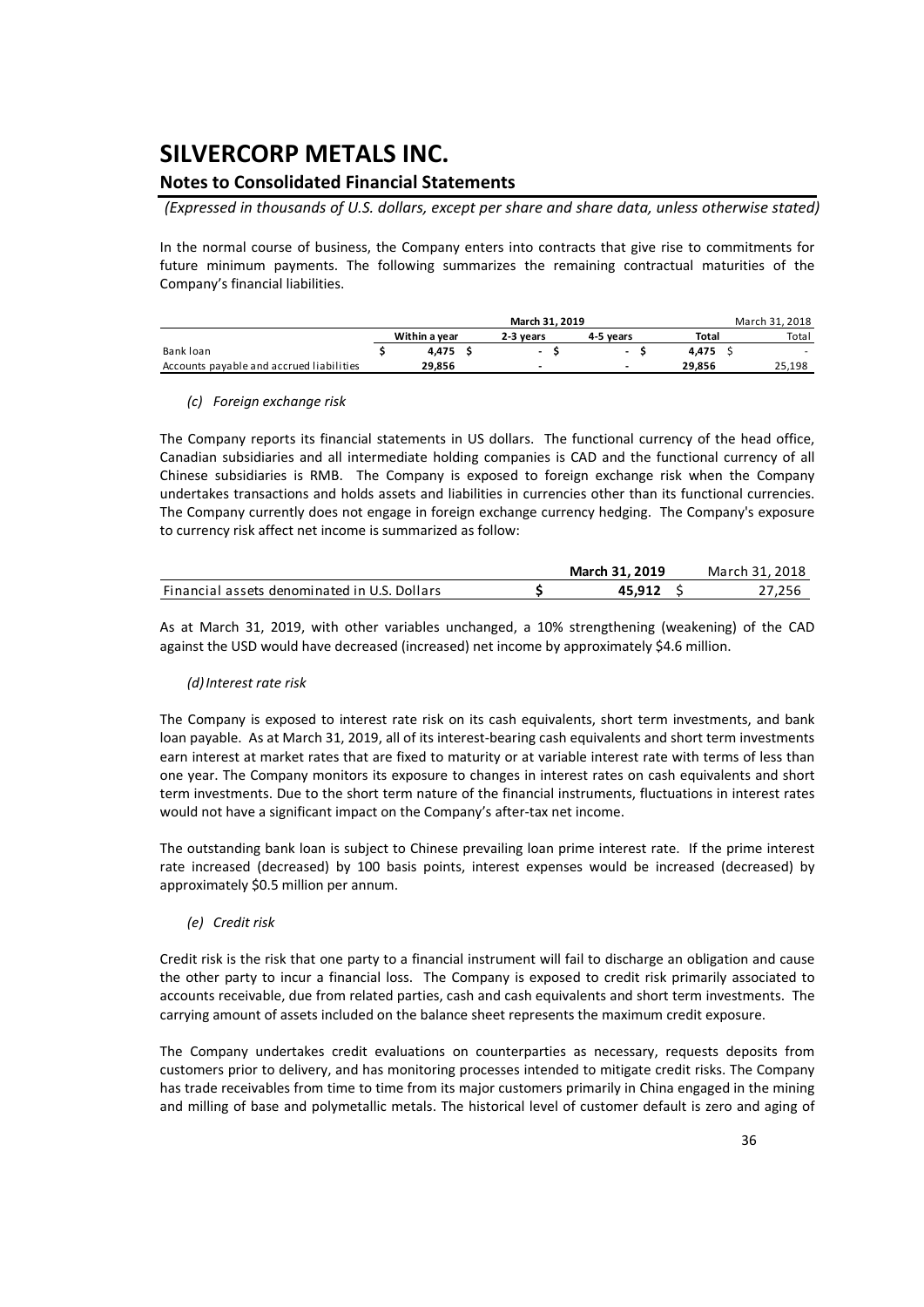# SILVERCORP METALS INC.

## Notes to Consolidated Financial Statements

*(Expressed in thousands of U.S. dollars, except per share and share data, unless otherwise stated)*

In the normal course of business, the Company enters into contracts that give rise to commitments for future minimum payments. The following summarizes the remaining contractual maturities of the Company's financial liabilities.

| | March 31, 2019 | | | | March 31, 2018 |
|---|---|---|---|---|---|
| | **Within a year** | **2-3 years** | **4-5 years** | **Total** | Total |
| Bank loan | $ 4,475 | $ - | $ - | $ 4,475 | $ - |
| Accounts payable and accrued liabilities | 29,856 | - | - | 29,856 | 25,198 |

*(c) Foreign exchange risk*

The Company reports its financial statements in US dollars. The functional currency of the head office, Canadian subsidiaries and all intermediate holding companies is CAD and the functional currency of all Chinese subsidiaries is RMB. The Company is exposed to foreign exchange risk when the Company undertakes transactions and holds assets and liabilities in currencies other than its functional currencies. The Company currently does not engage in foreign exchange currency hedging. The Company's exposure to currency risk affect net income is summarized as follow:

| | March 31, 2019 | March 31, 2018 |
|---|---|---|
| Financial assets denominated in U.S. Dollars | $ 45,912 | $ 27,256 |

As at March 31, 2019, with other variables unchanged, a 10% strengthening (weakening) of the CAD against the USD would have decreased (increased) net income by approximately $4.6 million.

*(d) Interest rate risk*

The Company is exposed to interest rate risk on its cash equivalents, short term investments, and bank loan payable. As at March 31, 2019, all of its interest-bearing cash equivalents and short term investments earn interest at market rates that are fixed to maturity or at variable interest rate with terms of less than one year. The Company monitors its exposure to changes in interest rates on cash equivalents and short term investments. Due to the short term nature of the financial instruments, fluctuations in interest rates would not have a significant impact on the Company's after-tax net income.

The outstanding bank loan is subject to Chinese prevailing loan prime interest rate. If the prime interest rate increased (decreased) by 100 basis points, interest expenses would be increased (decreased) by approximately $0.5 million per annum.

*(e) Credit risk*

Credit risk is the risk that one party to a financial instrument will fail to discharge an obligation and cause the other party to incur a financial loss. The Company is exposed to credit risk primarily associated to accounts receivable, due from related parties, cash and cash equivalents and short term investments. The carrying amount of assets included on the balance sheet represents the maximum credit exposure.

The Company undertakes credit evaluations on counterparties as necessary, requests deposits from customers prior to delivery, and has monitoring processes intended to mitigate credit risks. The Company has trade receivables from time to time from its major customers primarily in China engaged in the mining and milling of base and polymetallic metals. The historical level of customer default is zero and aging of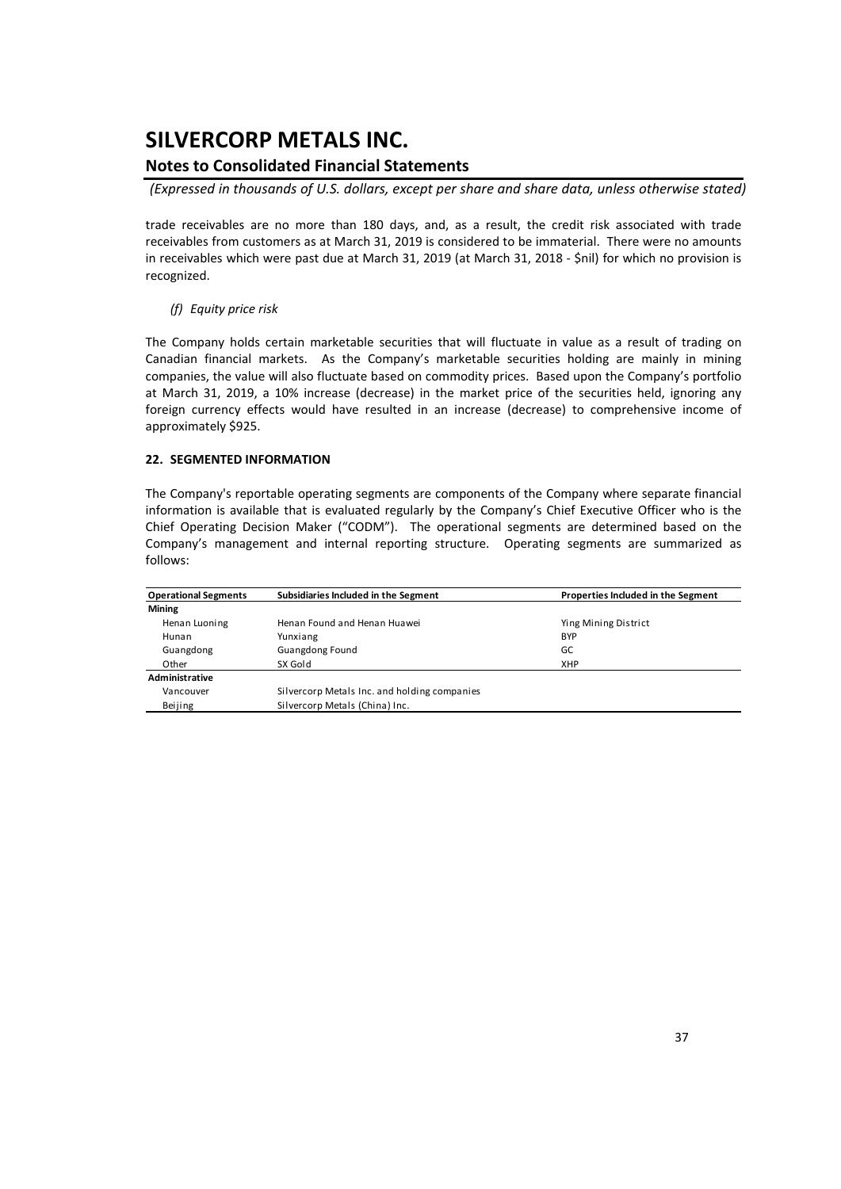trade receivables are no more than 180 days, and, as a result, the credit risk associated with trade receivables from customers as at March 31, 2019 is considered to be immaterial. There were no amounts in receivables which were past due at March 31, 2019 (at March 31, 2018 - $nil) for which no provision is recognized.

*(f) Equity price risk*

The Company holds certain marketable securities that will fluctuate in value as a result of trading on Canadian financial markets. As the Company's marketable securities holding are mainly in mining companies, the value will also fluctuate based on commodity prices. Based upon the Company's portfolio at March 31, 2019, a 10% increase (decrease) in the market price of the securities held, ignoring any foreign currency effects would have resulted in an increase (decrease) to comprehensive income of approximately $925.

**22. SEGMENTED INFORMATION**

The Company's reportable operating segments are components of the Company where separate financial information is available that is evaluated regularly by the Company's Chief Executive Officer who is the Chief Operating Decision Maker ("CODM"). The operational segments are determined based on the Company's management and internal reporting structure. Operating segments are summarized as follows:

| Operational Segments | Subsidiaries Included in the Segment | Properties Included in the Segment |
|---|---|---|
| **Mining** | | |
| Henan Luoning | Henan Found and Henan Huawei | Ying Mining District |
| Hunan | Yunxiang | BYP |
| Guangdong | Guangdong Found | GC |
| Other | SX Gold | XHP |
| **Administrative** | | |
| Vancouver | Silvercorp Metals Inc. and holding companies | |
| Beijing | Silvercorp Metals (China) Inc. | |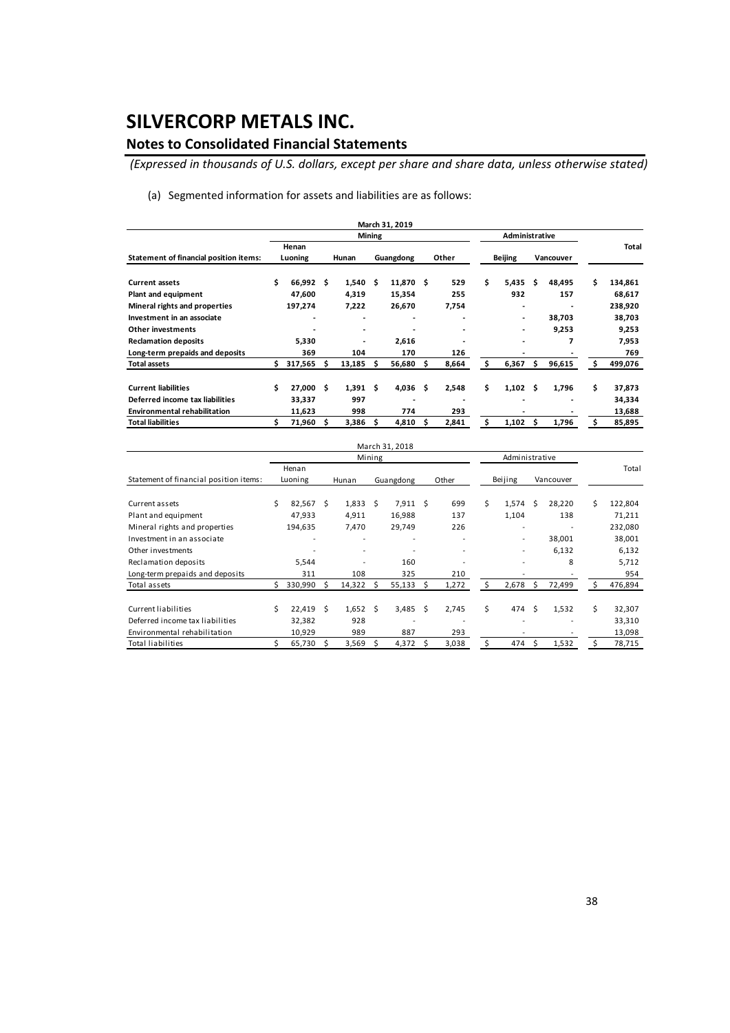# SILVERCORP METALS INC.

## Notes to Consolidated Financial Statements

*(Expressed in thousands of U.S. dollars, except per share and share data, unless otherwise stated)*

(a) Segmented information for assets and liabilities are as follows:

| | March 31, 2019 | | | | | | |
|---|---|---|---|---|---|---|---|
| | Mining | | | | Administrative | | |
| **Statement of financial position items:** | **Henan Luoning** | **Hunan** | **Guangdong** | **Other** | **Beijing** | **Vancouver** | **Total** |
| **Current assets** | **$ 66,992** | **$ 1,540** | **$ 11,870** | **$ 529** | **$ 5,435** | **$ 48,495** | **$ 134,861** |
| **Plant and equipment** | **47,600** | **4,319** | **15,354** | **255** | **932** | **157** | **68,617** |
| **Mineral rights and properties** | **197,274** | **7,222** | **26,670** | **7,754** | **-** | **-** | **238,920** |
| **Investment in an associate** | **-** | **-** | **-** | **-** | **-** | **38,703** | **38,703** |
| **Other investments** | **-** | **-** | **-** | **-** | **-** | **9,253** | **9,253** |
| **Reclamation deposits** | **5,330** | **-** | **2,616** | **-** | **-** | **7** | **7,953** |
| **Long-term prepaids and deposits** | **369** | **104** | **170** | **126** | **-** | **-** | **769** |
| **Total assets** | **$ 317,565** | **$ 13,185** | **$ 56,680** | **$ 8,664** | **$ 6,367** | **$ 96,615** | **$ 499,076** |
| | | | | | | | |
| **Current liabilities** | **$ 27,000** | **$ 1,391** | **$ 4,036** | **$ 2,548** | **$ 1,102** | **$ 1,796** | **$ 37,873** |
| **Deferred income tax liabilities** | **33,337** | **997** | **-** | **-** | **-** | **-** | **34,334** |
| **Environmental rehabilitation** | **11,623** | **998** | **774** | **293** | **-** | **-** | **13,688** |
| **Total liabilities** | **$ 71,960** | **$ 3,386** | **$ 4,810** | **$ 2,841** | **$ 1,102** | **$ 1,796** | **$ 85,895** |

| | March 31, 2018 | | | | | | |
|---|---|---|---|---|---|---|---|
| | Mining | | | | Administrative | | |
| Statement of financial position items: | Henan Luoning | Hunan | Guangdong | Other | Beijing | Vancouver | Total |
| Current assets | $ 82,567 | $ 1,833 | $ 7,911 | $ 699 | $ 1,574 | $ 28,220 | $ 122,804 |
| Plant and equipment | 47,933 | 4,911 | 16,988 | 137 | 1,104 | 138 | 71,211 |
| Mineral rights and properties | 194,635 | 7,470 | 29,749 | 226 | - | - | 232,080 |
| Investment in an associate | - | - | - | - | - | 38,001 | 38,001 |
| Other investments | - | - | - | - | - | 6,132 | 6,132 |
| Reclamation deposits | 5,544 | - | 160 | - | - | 8 | 5,712 |
| Long-term prepaids and deposits | 311 | 108 | 325 | 210 | - | - | 954 |
| Total assets | $ 330,990 | $ 14,322 | $ 55,133 | $ 1,272 | $ 2,678 | $ 72,499 | $ 476,894 |
| | | | | | | | |
| Current liabilities | $ 22,419 | $ 1,652 | $ 3,485 | $ 2,745 | $ 474 | $ 1,532 | $ 32,307 |
| Deferred income tax liabilities | 32,382 | 928 | - | - | - | - | 33,310 |
| Environmental rehabilitation | 10,929 | 989 | 887 | 293 | - | - | 13,098 |
| Total liabilities | $ 65,730 | $ 3,569 | $ 4,372 | $ 3,038 | $ 474 | $ 1,532 | $ 78,715 |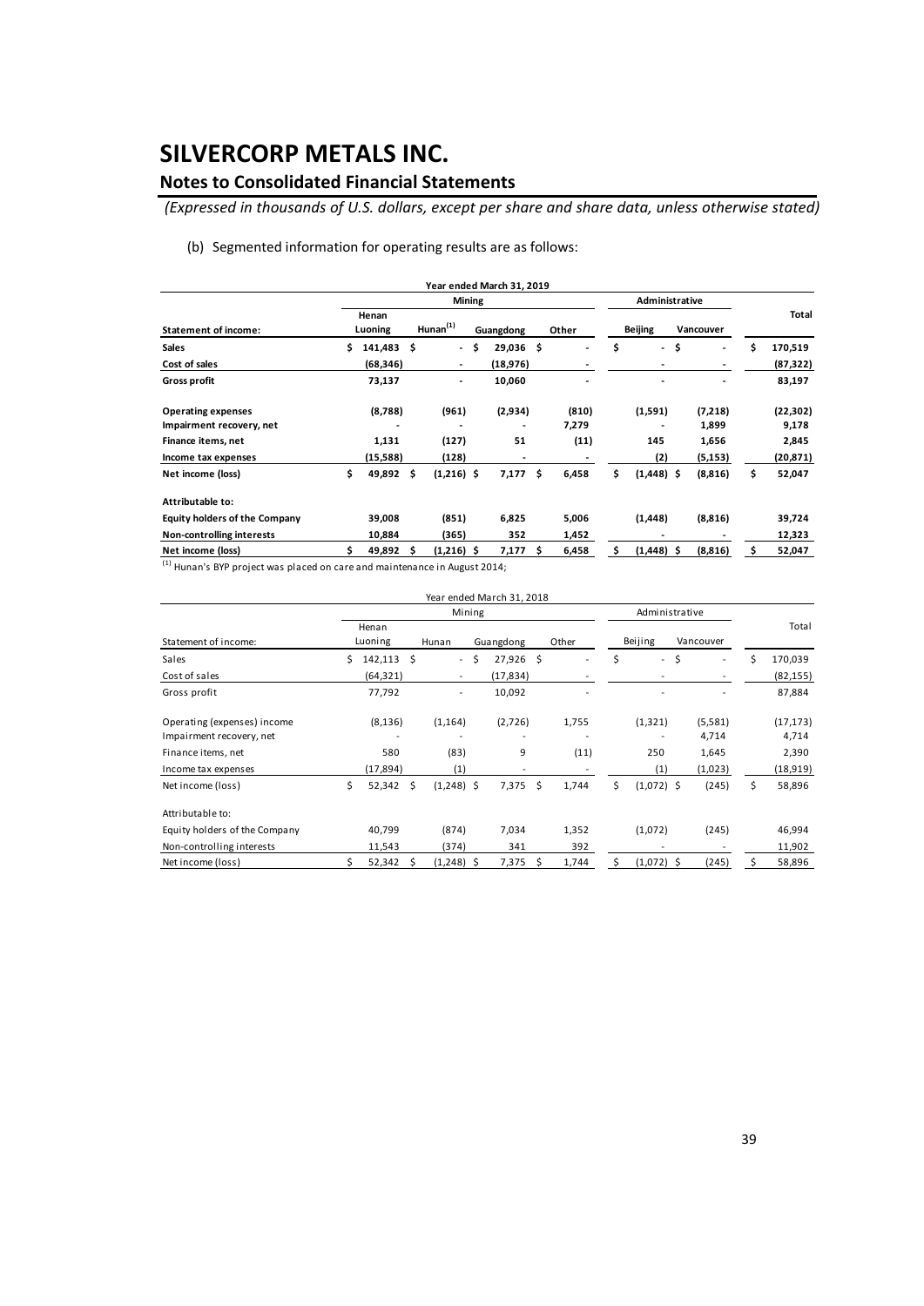# SILVERCORP METALS INC.

## Notes to Consolidated Financial Statements

*(Expressed in thousands of U.S. dollars, except per share and share data, unless otherwise stated)*

(b) Segmented information for operating results are as follows:

| | Year ended March 31, 2019 | | | | | | |
|---|---|---|---|---|---|---|---|
| | Mining | | | | Administrative | | |
| **Statement of income:** | **Henan Luoning** | **Hunan[(1)]** | **Guangdong** | **Other** | **Beijing** | **Vancouver** | **Total** |
| **Sales** | $ 141,483 | $ - | $ 29,036 | $ - | $ - | $ - | $ 170,519 |
| **Cost of sales** | (68,346) | - | (18,976) | - | - | - | (87,322) |
| **Gross profit** | 73,137 | - | 10,060 | - | - | - | 83,197 |
| **Operating expenses** | (8,788) | (961) | (2,934) | (810) | (1,591) | (7,218) | (22,302) |
| **Impairment recovery, net** | - | - | - | 7,279 | - | 1,899 | 9,178 |
| **Finance items, net** | 1,131 | (127) | 51 | (11) | 145 | 1,656 | 2,845 |
| **Income tax expenses** | (15,588) | (128) | - | - | (2) | (5,153) | (20,871) |
| **Net income (loss)** | $ 49,892 | $ (1,216) | $ 7,177 | $ 6,458 | $ (1,448) | $ (8,816) | $ 52,047 |
| **Attributable to:** | | | | | | | |
| **Equity holders of the Company** | 39,008 | (851) | 6,825 | 5,006 | (1,448) | (8,816) | 39,724 |
| **Non-controlling interests** | 10,884 | (365) | 352 | 1,452 | - | - | 12,323 |
| **Net income (loss)** | $ 49,892 | $ (1,216) | $ 7,177 | $ 6,458 | $ (1,448) | $ (8,816) | $ 52,047 |

[(1)] Hunan's BYP project was placed on care and maintenance in August 2014;

| | Year ended March 31, 2018 | | | | | | |
|---|---|---|---|---|---|---|---|
| | Mining | | | | Administrative | | |
| Statement of income: | Henan Luoning | Hunan | Guangdong | Other | Beijing | Vancouver | Total |
| Sales | $ 142,113 | $ - | $ 27,926 | $ - | $ - | $ - | $ 170,039 |
| Cost of sales | (64,321) | - | (17,834) | - | - | - | (82,155) |
| Gross profit | 77,792 | - | 10,092 | - | - | - | 87,884 |
| Operating (expenses) income | (8,136) | (1,164) | (2,726) | 1,755 | (1,321) | (5,581) | (17,173) |
| Impairment recovery, net | - | - | - | - | - | 4,714 | 4,714 |
| Finance items, net | 580 | (83) | 9 | (11) | 250 | 1,645 | 2,390 |
| Income tax expenses | (17,894) | (1) | - | - | (1) | (1,023) | (18,919) |
| Net income (loss) | $ 52,342 | $ (1,248) | $ 7,375 | $ 1,744 | $ (1,072) | $ (245) | $ 58,896 |
| Attributable to: | | | | | | | |
| Equity holders of the Company | 40,799 | (874) | 7,034 | 1,352 | (1,072) | (245) | 46,994 |
| Non-controlling interests | 11,543 | (374) | 341 | 392 | - | - | 11,902 |
| Net income (loss) | $ 52,342 | $ (1,248) | $ 7,375 | $ 1,744 | $ (1,072) | $ (245) | $ 58,896 |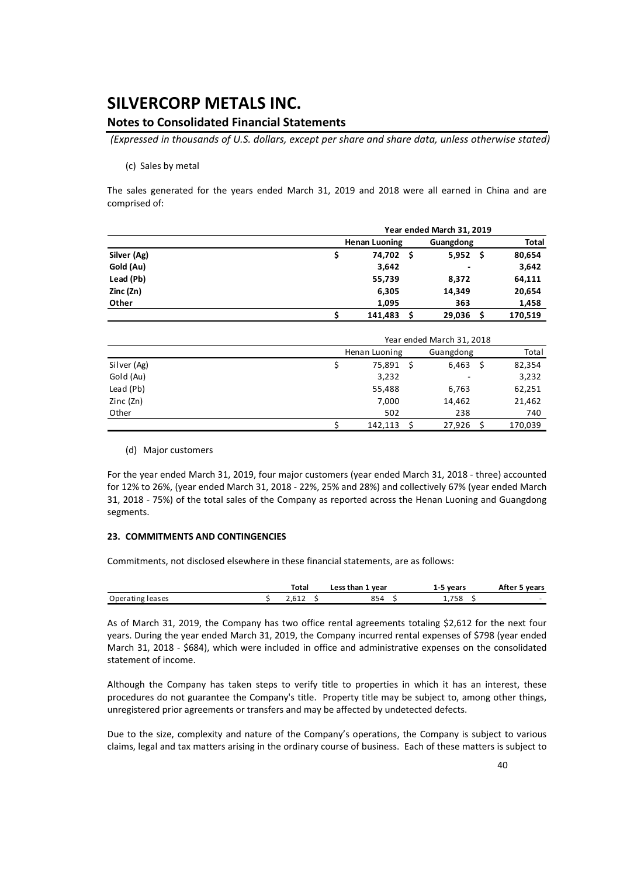# SILVERCORP METALS INC.

## Notes to Consolidated Financial Statements

*(Expressed in thousands of U.S. dollars, except per share and share data, unless otherwise stated)*

(c) Sales by metal

The sales generated for the years ended March 31, 2019 and 2018 were all earned in China and are comprised of:

| | Year ended March 31, 2019 | | |
|---|---|---|---|
| | **Henan Luoning** | **Guangdong** | **Total** |
| **Silver (Ag)** | **$ 74,702** | **$ 5,952** | **$ 80,654** |
| **Gold (Au)** | **3,642** | **-** | **3,642** |
| **Lead (Pb)** | **55,739** | **8,372** | **64,111** |
| **Zinc (Zn)** | **6,305** | **14,349** | **20,654** |
| **Other** | **1,095** | **363** | **1,458** |
| | **$ 141,483** | **$ 29,036** | **$ 170,519** |

| | Year ended March 31, 2018 | | |
|---|---|---|---|
| | Henan Luoning | Guangdong | Total |
| Silver (Ag) | $ 75,891 | $ 6,463 | $ 82,354 |
| Gold (Au) | 3,232 | - | 3,232 |
| Lead (Pb) | 55,488 | 6,763 | 62,251 |
| Zinc (Zn) | 7,000 | 14,462 | 21,462 |
| Other | 502 | 238 | 740 |
| | $ 142,113 | $ 27,926 | $ 170,039 |

(d) Major customers

For the year ended March 31, 2019, four major customers (year ended March 31, 2018 - three) accounted for 12% to 26%, (year ended March 31, 2018 - 22%, 25% and 28%) and collectively 67% (year ended March 31, 2018 - 75%) of the total sales of the Company as reported across the Henan Luoning and Guangdong segments.

### 23. COMMITMENTS AND CONTINGENCIES

Commitments, not disclosed elsewhere in these financial statements, are as follows:

| | Total | Less than 1 year | 1-5 years | After 5 years |
|---|---|---|---|---|
| Operating leases | $ 2,612 | $ 854 | $ 1,758 | $ - |

As of March 31, 2019, the Company has two office rental agreements totaling $2,612 for the next four years. During the year ended March 31, 2019, the Company incurred rental expenses of $798 (year ended March 31, 2018 - $684), which were included in office and administrative expenses on the consolidated statement of income.

Although the Company has taken steps to verify title to properties in which it has an interest, these procedures do not guarantee the Company's title. Property title may be subject to, among other things, unregistered prior agreements or transfers and may be affected by undetected defects.

Due to the size, complexity and nature of the Company's operations, the Company is subject to various claims, legal and tax matters arising in the ordinary course of business. Each of these matters is subject to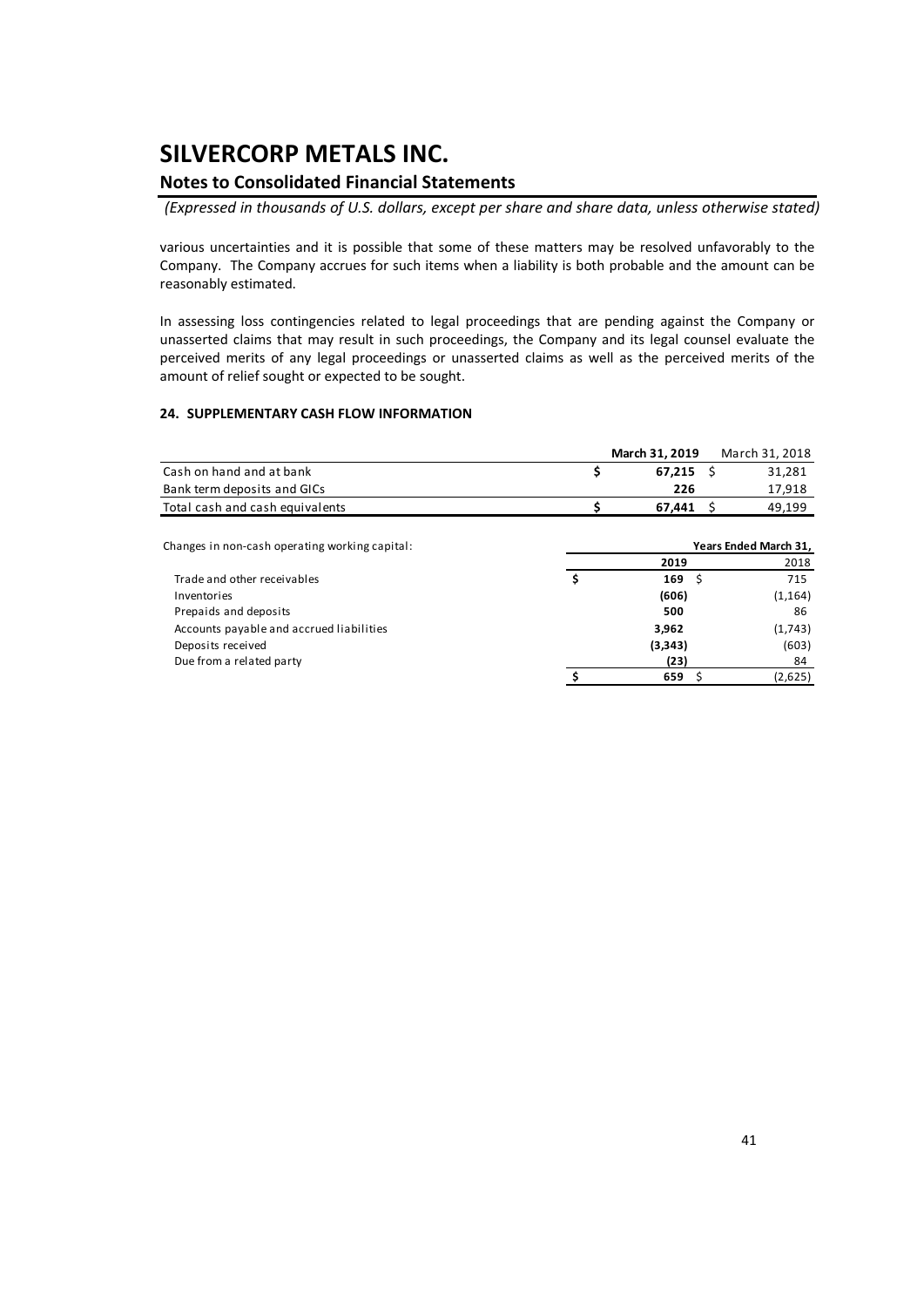various uncertainties and it is possible that some of these matters may be resolved unfavorably to the Company. The Company accrues for such items when a liability is both probable and the amount can be reasonably estimated.

In assessing loss contingencies related to legal proceedings that are pending against the Company or unasserted claims that may result in such proceedings, the Company and its legal counsel evaluate the perceived merits of any legal proceedings or unasserted claims as well as the perceived merits of the amount of relief sought or expected to be sought.

### 24. SUPPLEMENTARY CASH FLOW INFORMATION

| | March 31, 2019 | March 31, 2018 |
|---|---|---|
| Cash on hand and at bank | $ 67,215 | $ 31,281 |
| Bank term deposits and GICs | 226 | 17,918 |
| Total cash and cash equivalents | $ 67,441 | $ 49,199 |

| Changes in non-cash operating working capital: | Years Ended March 31, | |
|---|---|---|
| | 2019 | 2018 |
| Trade and other receivables | $ 169 | $ 715 |
| Inventories | (606) | (1,164) |
| Prepaids and deposits | 500 | 86 |
| Accounts payable and accrued liabilities | 3,962 | (1,743) |
| Deposits received | (3,343) | (603) |
| Due from a related party | (23) | 84 |
| | $ 659 | $ (2,625) |